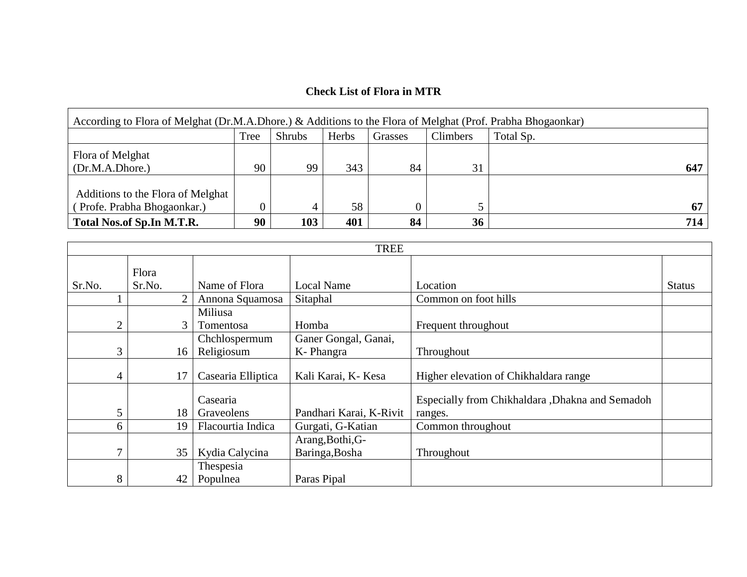**Check List of Flora in MTR**

| According to Flora of Melghat (Dr.M.A.Dhore.) & Additions to the Flora of Melghat (Prof. Prabha Bhogaonkar) | | | | | | |
|---|---|---|---|---|---|---|
| | Tree | Shrubs | Herbs | Grasses | Climbers | Total Sp. |
| Flora of Melghat (Dr.M.A.Dhore.) | 90 | 99 | 343 | 84 | 31 | **647** |
| Additions to the Flora of Melghat ( Profe. Prabha Bhogaonkar.) | 0 | 4 | 58 | 0 | 5 | **67** |
| **Total Nos.of Sp.In M.T.R.** | **90** | **103** | **401** | **84** | **36** | **714** |

| TREE | | | | | |
|---|---|---|---|---|---|
| Sr.No. | Flora Sr.No. | Name of Flora | Local Name | Location | Status |
| 1 | 2 | Annona Squamosa | Sitaphal | Common on foot hills | |
| 2 | 3 | Miliusa Tomentosa | Homba | Frequent throughout | |
| 3 | 16 | Chchlospermum Religiosum | Ganer Gongal, Ganai, K- Phangra | Throughout | |
| 4 | 17 | Casearia Elliptica | Kali Karai, K- Kesa | Higher elevation of Chikhaldara range | |
| 5 | 18 | Casearia Graveolens | Pandhari Karai, K-Rivit | Especially from Chikhaldara ,Dhakna and Semadoh ranges. | |
| 6 | 19 | Flacourtia Indica | Gurgati, G-Katian | Common throughout | |
| 7 | 35 | Kydia Calycina | Arang,Bothi,G-Baringa,Bosha | Throughout | |
| 8 | 42 | Thespesia Populnea | Paras Pipal | | |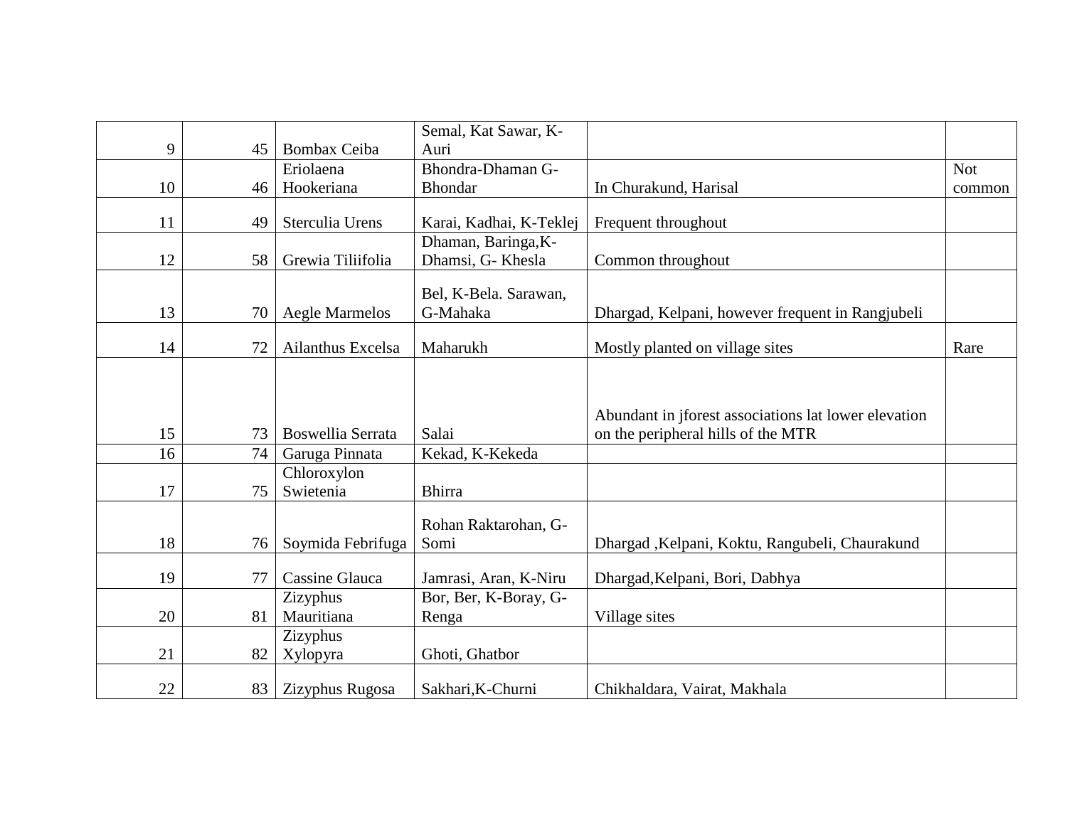| | | | | | |
|---|---|---|---|---|---|
| 9 | 45 | Bombax Ceiba | Semal, Kat Sawar, K-Auri | | |
| 10 | 46 | Eriolaena Hookeriana | Bhondra-Dhaman G-Bhondar | In Churakund, Harisal | Not common |
| 11 | 49 | Sterculia Urens | Karai, Kadhai, K-Teklej | Frequent throughout | |
| 12 | 58 | Grewia Tiliifolia | Dhaman, Baringa,K-Dhamsi, G- Khesla | Common throughout | |
| 13 | 70 | Aegle Marmelos | Bel, K-Bela. Sarawan, G-Mahaka | Dhargad, Kelpani, however frequent in Rangjubeli | |
| 14 | 72 | Ailanthus Excelsa | Maharukh | Mostly planted on village sites | Rare |
| 15 | 73 | Boswellia Serrata | Salai | Abundant in jforest associations lat lower elevation on the peripheral hills of the MTR | |
| 16 | 74 | Garuga Pinnata | Kekad, K-Kekeda | | |
| 17 | 75 | Chloroxylon Swietenia | Bhirra | | |
| 18 | 76 | Soymida Febrifuga | Rohan Raktarohan, G-Somi | Dhargad ,Kelpani, Koktu, Rangubeli, Chaurakund | |
| 19 | 77 | Cassine Glauca | Jamrasi, Aran, K-Niru | Dhargad,Kelpani, Bori, Dabhya | |
| 20 | 81 | Zizyphus Mauritiana | Bor, Ber, K-Boray, G-Renga | Village sites | |
| 21 | 82 | Zizyphus Xylopyra | Ghoti, Ghatbor | | |
| 22 | 83 | Zizyphus Rugosa | Sakhari,K-Churni | Chikhaldara, Vairat, Makhala | |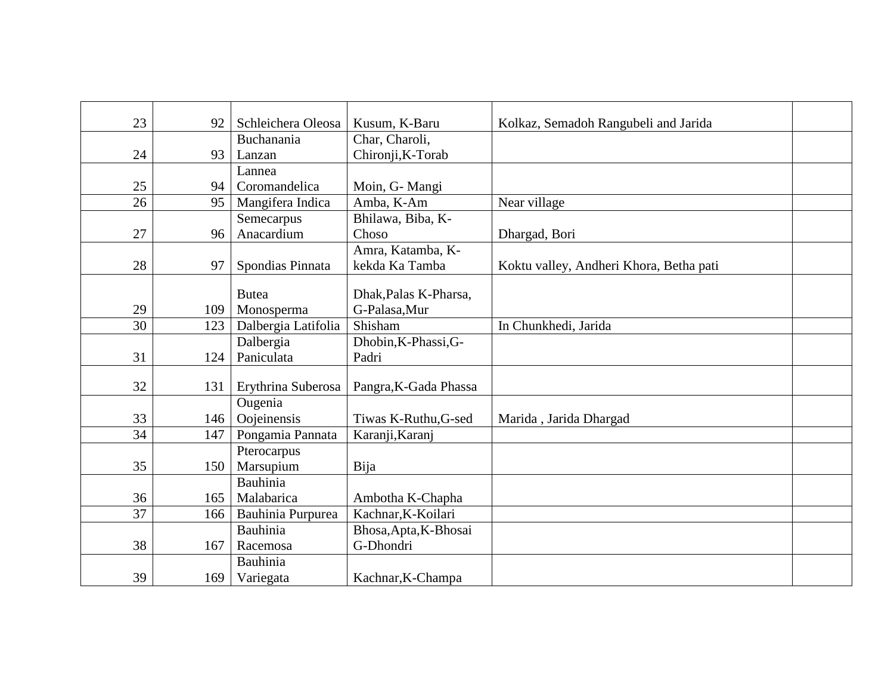| | | | | | |
|---|---|---|---|---|---|
| 23 | 92 | Schleichera Oleosa | Kusum, K-Baru | Kolkaz, Semadoh Rangubeli and Jarida | |
| 24 | 93 | Buchanania Lanzan | Char, Charoli, Chironji,K-Torab | | |
| 25 | 94 | Lannea Coromandelica | Moin, G- Mangi | | |
| 26 | 95 | Mangifera Indica | Amba, K-Am | Near village | |
| 27 | 96 | Semecarpus Anacardium | Bhilawa, Biba, K-Choso | Dhargad, Bori | |
| 28 | 97 | Spondias Pinnata | Amra, Katamba, K-kekda Ka Tamba | Koktu valley, Andheri Khora, Betha pati | |
| 29 | 109 | Butea Monosperma | Dhak,Palas K-Pharsa, G-Palasa,Mur | | |
| 30 | 123 | Dalbergia Latifolia | Shisham | In Chunkhedi, Jarida | |
| 31 | 124 | Dalbergia Paniculata | Dhobin,K-Phassi,G-Padri | | |
| 32 | 131 | Erythrina Suberosa | Pangra,K-Gada Phassa | | |
| 33 | 146 | Ougenia Oojeinensis | Tiwas K-Ruthu,G-sed | Marida , Jarida Dhargad | |
| 34 | 147 | Pongamia Pannata | Karanji,Karanj | | |
| 35 | 150 | Pterocarpus Marsupium | Bija | | |
| 36 | 165 | Bauhinia Malabarica | Ambotha K-Chapha | | |
| 37 | 166 | Bauhinia Purpurea | Kachnar,K-Koilari | | |
| 38 | 167 | Bauhinia Racemosa | Bhosa,Apta,K-Bhosai G-Dhondri | | |
| 39 | 169 | Bauhinia Variegata | Kachnar,K-Champa | | |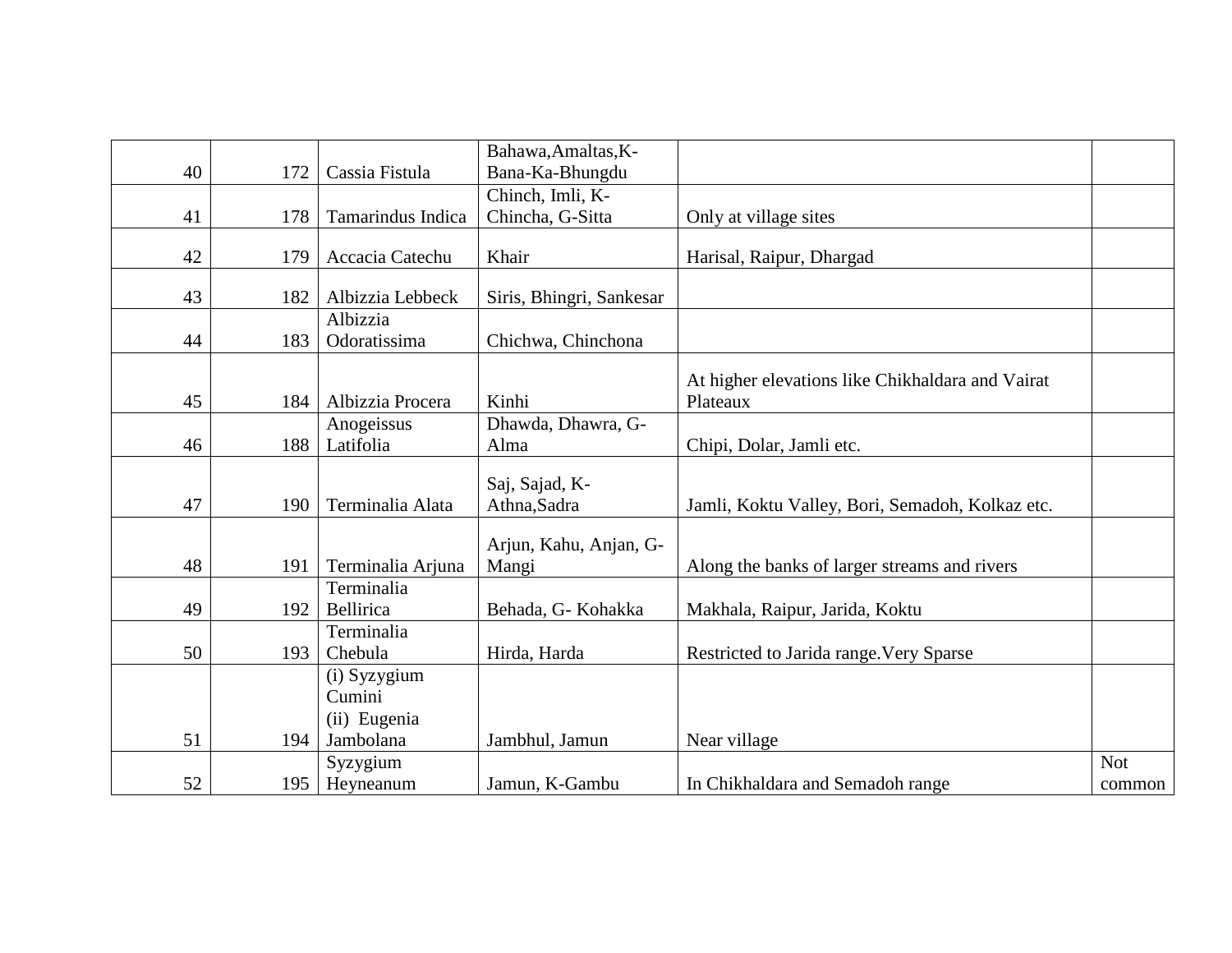| | | | | | |
|---|---|---|---|---|---|
| 40 | 172 | Cassia Fistula | Bahawa,Amaltas,K-Bana-Ka-Bhungdu | | |
| 41 | 178 | Tamarindus Indica | Chinch, Imli, K-Chincha, G-Sitta | Only at village sites | |
| 42 | 179 | Accacia Catechu | Khair | Harisal, Raipur, Dhargad | |
| 43 | 182 | Albizzia Lebbeck | Siris, Bhingri, Sankesar | | |
| 44 | 183 | Albizzia Odoratissima | Chichwa, Chinchona | | |
| 45 | 184 | Albizzia Procera | Kinhi | At higher elevations like Chikhaldara and Vairat Plateaux | |
| 46 | 188 | Anogeissus Latifolia | Dhawda, Dhawra, G-Alma | Chipi, Dolar, Jamli etc. | |
| 47 | 190 | Terminalia Alata | Saj, Sajad, K-Athna,Sadra | Jamli, Koktu Valley, Bori, Semadoh, Kolkaz etc. | |
| 48 | 191 | Terminalia Arjuna | Arjun, Kahu, Anjan, G-Mangi | Along the banks of larger streams and rivers | |
| 49 | 192 | Terminalia Bellirica | Behada, G- Kohakka | Makhala, Raipur, Jarida, Koktu | |
| 50 | 193 | Terminalia Chebula | Hirda, Harda | Restricted to Jarida range.Very Sparse | |
| 51 | 194 | (i) Syzygium Cumini (ii) Eugenia Jambolana | Jambhul, Jamun | Near village | |
| 52 | 195 | Syzygium Heyneanum | Jamun, K-Gambu | In Chikhaldara and Semadoh range | Not common |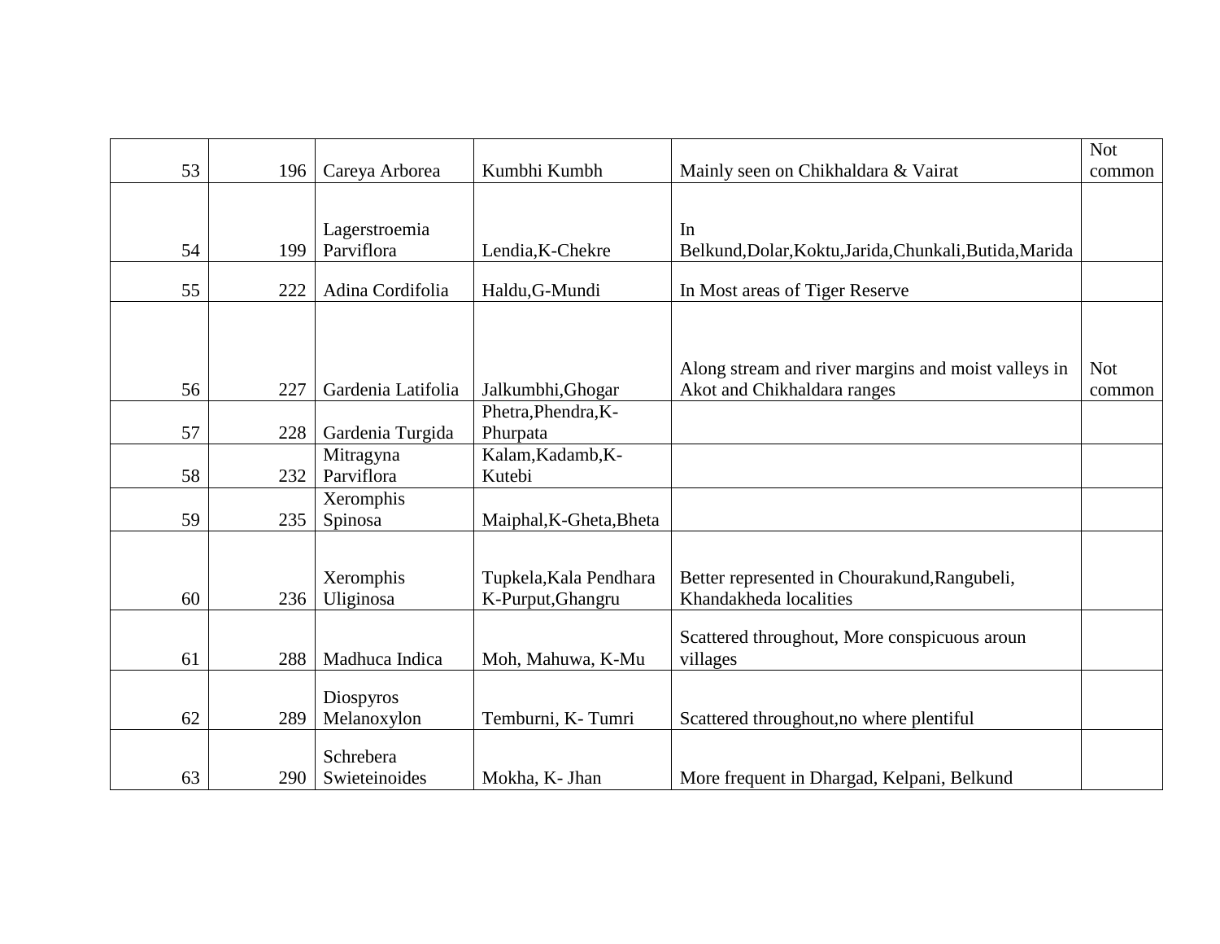| | | | | | |
|---|---|---|---|---|---|
| 53 | 196 | Careya Arborea | Kumbhi Kumbh | Mainly seen on Chikhaldara & Vairat | Not common |
| 54 | 199 | Lagerstroemia Parviflora | Lendia,K-Chekre | In Belkund,Dolar,Koktu,Jarida,Chunkali,Butida,Marida | |
| 55 | 222 | Adina Cordifolia | Haldu,G-Mundi | In Most areas of Tiger Reserve | |
| 56 | 227 | Gardenia Latifolia | Jalkumbhi,Ghogar | Along stream and river margins and moist valleys in Akot and Chikhaldara ranges | Not common |
| 57 | 228 | Gardenia Turgida | Phetra,Phendra,K-Phurpata | | |
| 58 | 232 | Mitragyna Parviflora | Kalam,Kadamb,K-Kutebi | | |
| 59 | 235 | Xeromphis Spinosa | Maiphal,K-Gheta,Bheta | | |
| 60 | 236 | Xeromphis Uliginosa | Tupkela,Kala Pendhara K-Purput,Ghangru | Better represented in Chourakund,Rangubeli, Khandakheda localities | |
| 61 | 288 | Madhuca Indica | Moh, Mahuwa, K-Mu | Scattered throughout, More conspicuous aroun villages | |
| 62 | 289 | Diospyros Melanoxylon | Temburni, K- Tumri | Scattered throughout,no where plentiful | |
| 63 | 290 | Schrebera Swieteinoides | Mokha, K- Jhan | More frequent in Dhargad, Kelpani, Belkund | |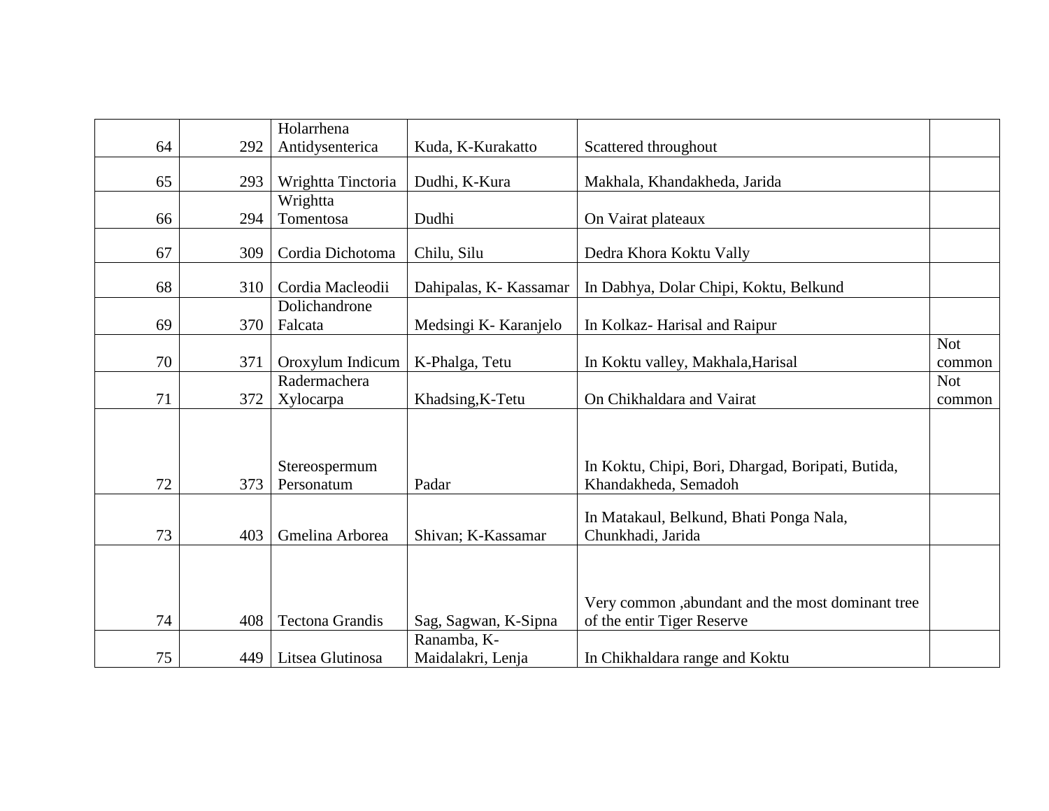| | | | | | |
|---|---|---|---|---|---|
| 64 | 292 | Holarrhena Antidysenterica | Kuda, K-Kurakatto | Scattered throughout | |
| 65 | 293 | Wrightta Tinctoria | Dudhi, K-Kura | Makhala, Khandakheda, Jarida | |
| 66 | 294 | Wrightta Tomentosa | Dudhi | On Vairat plateaux | |
| 67 | 309 | Cordia Dichotoma | Chilu, Silu | Dedra Khora Koktu Vally | |
| 68 | 310 | Cordia Macleodii | Dahipalas, K- Kassamar | In Dabhya, Dolar Chipi, Koktu, Belkund | |
| 69 | 370 | Dolichandrone Falcata | Medsingi K- Karanjelo | In Kolkaz- Harisal and Raipur | |
| 70 | 371 | Oroxylum Indicum | K-Phalga, Tetu | In Koktu valley, Makhala,Harisal | Not common |
| 71 | 372 | Radermachera Xylocarpa | Khadsing,K-Tetu | On Chikhaldara and Vairat | Not common |
| 72 | 373 | Stereospermum Personatum | Padar | In Koktu, Chipi, Bori, Dhargad, Boripati, Butida, Khandakheda, Semadoh | |
| 73 | 403 | Gmelina Arborea | Shivan; K-Kassamar | In Matakaul, Belkund, Bhati Ponga Nala, Chunkhadi, Jarida | |
| 74 | 408 | Tectona Grandis | Sag, Sagwan, K-Sipna | Very common ,abundant and the most dominant tree of the entir Tiger Reserve | |
| 75 | 449 | Litsea Glutinosa | Ranamba, K-Maidalakri, Lenja | In Chikhaldara range and Koktu | |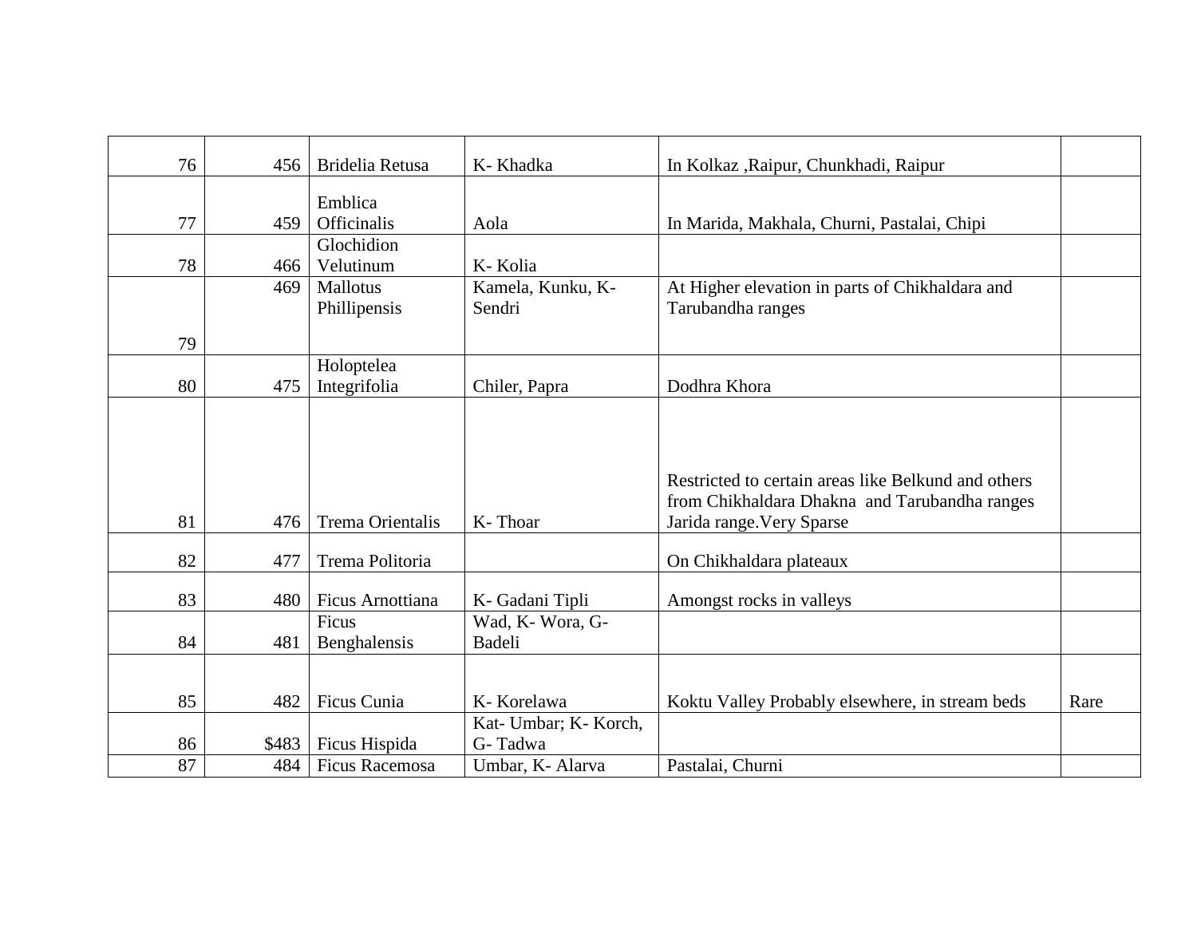| | | | | | |
|---|---|---|---|---|---|
| 76 | 456 | Bridelia Retusa | K- Khadka | In Kolkaz ,Raipur, Chunkhadi, Raipur | |
| 77 | 459 | Emblica Officinalis | Aola | In Marida, Makhala, Churni, Pastalai, Chipi | |
| 78 | 466 | Glochidion Velutinum | K- Kolia | | |
| 79 | 469 | Mallotus Phillipensis | Kamela, Kunku, K-Sendri | At Higher elevation in parts of Chikhaldara and Tarubandha ranges | |
| 80 | 475 | Holoptelea Integrifolia | Chiler, Papra | Dodhra Khora | |
| 81 | 476 | Trema Orientalis | K- Thoar | Restricted to certain areas like Belkund and others from Chikhaldara Dhakna and Tarubandha ranges Jarida range.Very Sparse | |
| 82 | 477 | Trema Politoria | | On Chikhaldara plateaux | |
| 83 | 480 | Ficus Arnottiana | K- Gadani Tipli | Amongst rocks in valleys | |
| 84 | 481 | Ficus Benghalensis | Wad, K- Wora, G-Badeli | | |
| 85 | 482 | Ficus Cunia | K- Korelawa | Koktu Valley Probably elsewhere, in stream beds | Rare |
| 86 | $483 | Ficus Hispida | Kat- Umbar; K- Korch, G- Tadwa | | |
| 87 | 484 | Ficus Racemosa | Umbar, K- Alarva | Pastalai, Churni | |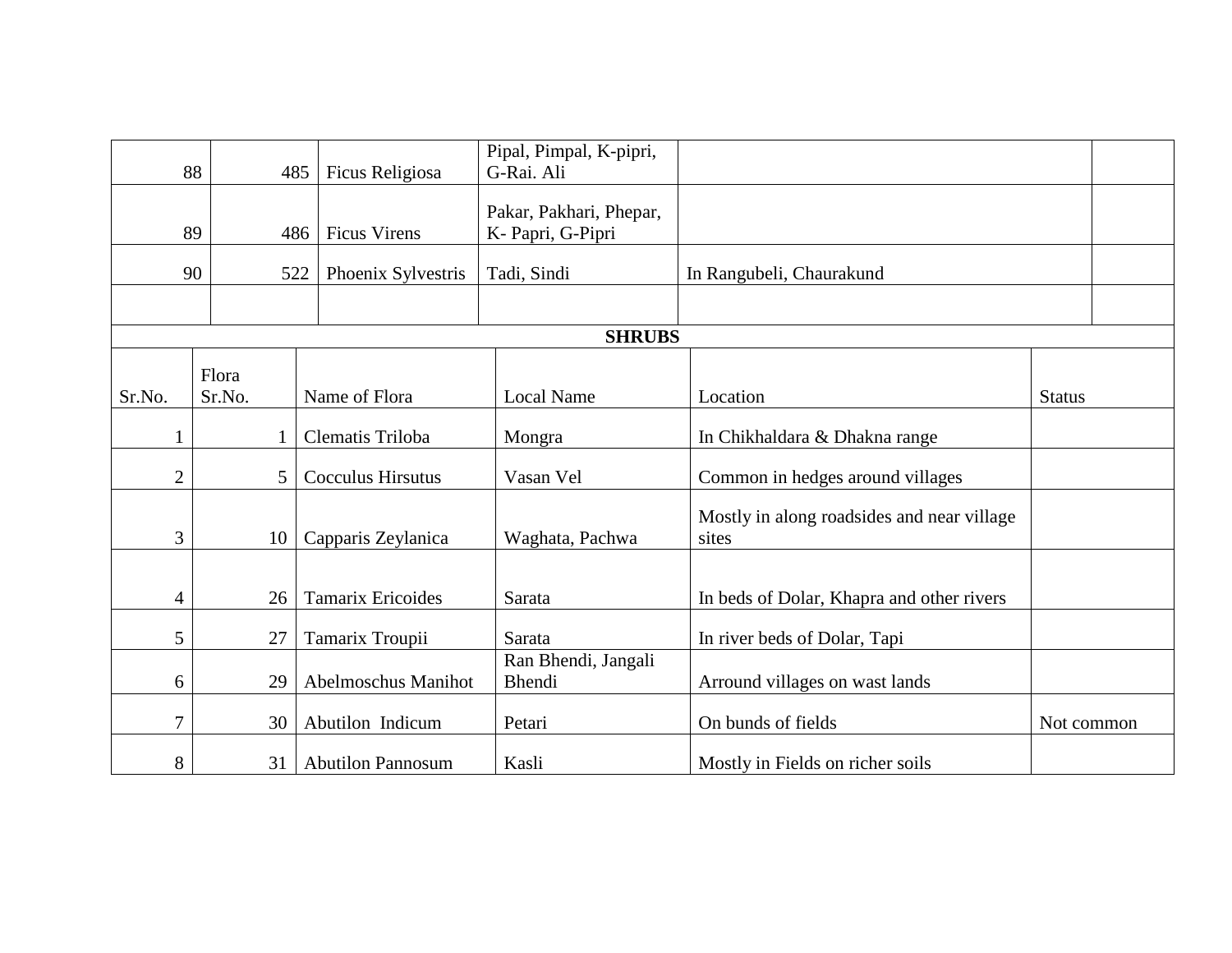| | | | | | |
|---|---|---|---|---|---|
| 88 | 485 | Ficus Religiosa | Pipal, Pimpal, K-pipri, G-Rai. Ali | | |
| 89 | 486 | Ficus Virens | Pakar, Pakhari, Phepar, K- Papri, G-Pipri | | |
| 90 | 522 | Phoenix Sylvestris | Tadi, Sindi | In Rangubeli, Chaurakund | |
| | | | | | |

**SHRUBS**

| Sr.No. | Flora Sr.No. | Name of Flora | Local Name | Location | Status |
|---|---|---|---|---|---|
| 1 | 1 | Clematis Triloba | Mongra | In Chikhaldara & Dhakna range | |
| 2 | 5 | Cocculus Hirsutus | Vasan Vel | Common in hedges around villages | |
| 3 | 10 | Capparis Zeylanica | Waghata, Pachwa | Mostly in along roadsides and near village sites | |
| 4 | 26 | Tamarix Ericoides | Sarata | In beds of Dolar, Khapra and other rivers | |
| 5 | 27 | Tamarix Troupii | Sarata | In river beds of Dolar, Tapi | |
| 6 | 29 | Abelmoschus Manihot | Ran Bhendi, Jangali Bhendi | Arround villages on wast lands | |
| 7 | 30 | Abutilon Indicum | Petari | On bunds of fields | Not common |
| 8 | 31 | Abutilon Pannosum | Kasli | Mostly in Fields on richer soils | |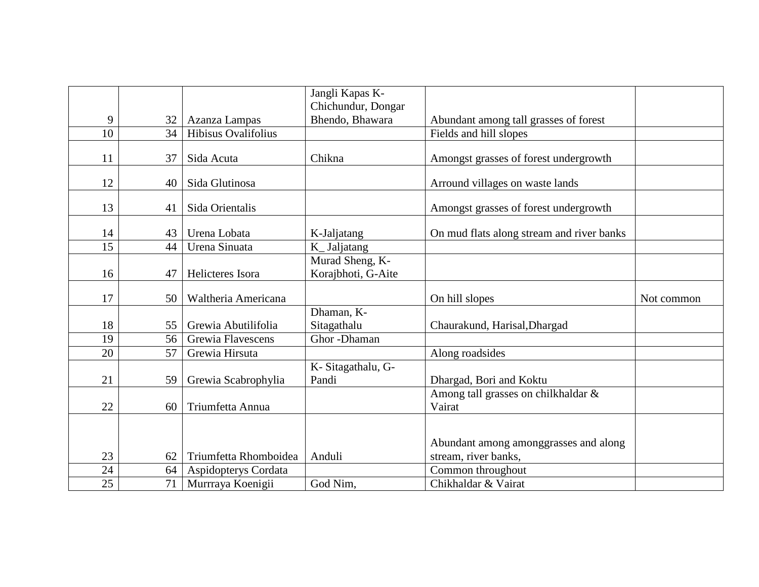| | | | | | |
|---|---|---|---|---|---|
| 9 | 32 | Azanza Lampas | Jangli Kapas K-Chichundur, Dongar Bhendo, Bhawara | Abundant among tall grasses of forest | |
| 10 | 34 | Hibisus Ovalifolius | | Fields and hill slopes | |
| 11 | 37 | Sida Acuta | Chikna | Amongst grasses of forest undergrowth | |
| 12 | 40 | Sida Glutinosa | | Arround villages on waste lands | |
| 13 | 41 | Sida Orientalis | | Amongst grasses of forest undergrowth | |
| 14 | 43 | Urena Lobata | K-Jaljatang | On mud flats along stream and river banks | |
| 15 | 44 | Urena Sinuata | K_ Jaljatang | | |
| 16 | 47 | Helicteres Isora | Murad Sheng, K-Korajbhoti, G-Aite | | |
| 17 | 50 | Waltheria Americana | | On hill slopes | Not common |
| 18 | 55 | Grewia Abutilifolia | Dhaman, K-Sitagathalu | Chaurakund, Harisal,Dhargad | |
| 19 | 56 | Grewia Flavescens | Ghor -Dhaman | | |
| 20 | 57 | Grewia Hirsuta | | Along roadsides | |
| 21 | 59 | Grewia Scabrophylia | K- Sitagathalu, G-Pandi | Dhargad, Bori and Koktu | |
| 22 | 60 | Triumfetta Annua | | Among tall grasses on chilkhaldar & Vairat | |
| 23 | 62 | Triumfetta Rhomboidea | Anduli | Abundant among amonggrasses and along stream, river banks, | |
| 24 | 64 | Aspidopterys Cordata | | Common throughout | |
| 25 | 71 | Murrraya Koenigii | God Nim, | Chikhaldar & Vairat | |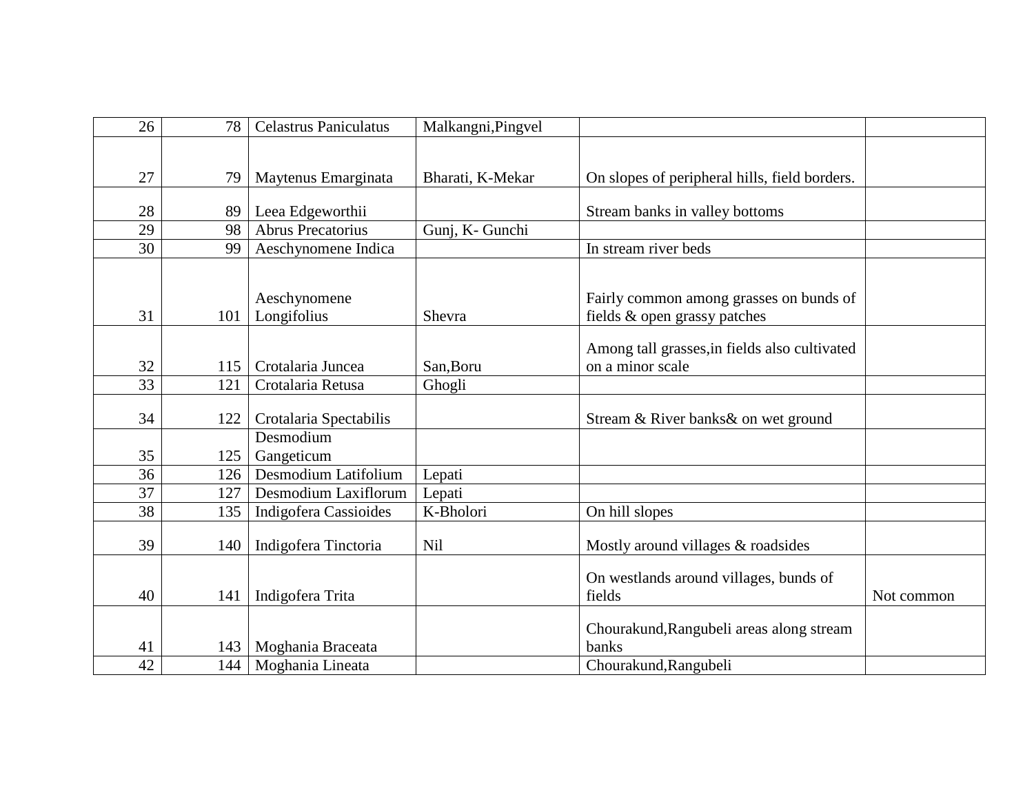| | | | | | |
|---|---|---|---|---|---|
| 26 | 78 | Celastrus Paniculatus | Malkangni,Pingvel | | |
| 27 | 79 | Maytenus Emarginata | Bharati, K-Mekar | On slopes of peripheral hills, field borders. | |
| 28 | 89 | Leea Edgeworthii | | Stream banks in valley bottoms | |
| 29 | 98 | Abrus Precatorius | Gunj, K- Gunchi | | |
| 30 | 99 | Aeschynomene Indica | | In stream river beds | |
| 31 | 101 | Aeschynomene Longifolius | Shevra | Fairly common among grasses on bunds of fields & open grassy patches | |
| 32 | 115 | Crotalaria Juncea | San,Boru | Among tall grasses,in fields also cultivated on a minor scale | |
| 33 | 121 | Crotalaria Retusa | Ghogli | | |
| 34 | 122 | Crotalaria Spectabilis | | Stream & River banks& on wet ground | |
| 35 | 125 | Desmodium Gangeticum | | | |
| 36 | 126 | Desmodium Latifolium | Lepati | | |
| 37 | 127 | Desmodium Laxiflorum | Lepati | | |
| 38 | 135 | Indigofera Cassioides | K-Bholori | On hill slopes | |
| 39 | 140 | Indigofera Tinctoria | Nil | Mostly around villages & roadsides | |
| 40 | 141 | Indigofera Trita | | On westlands around villages, bunds of fields | Not common |
| 41 | 143 | Moghania Braceata | | Chourakund,Rangubeli areas along stream banks | |
| 42 | 144 | Moghania Lineata | | Chourakund,Rangubeli | |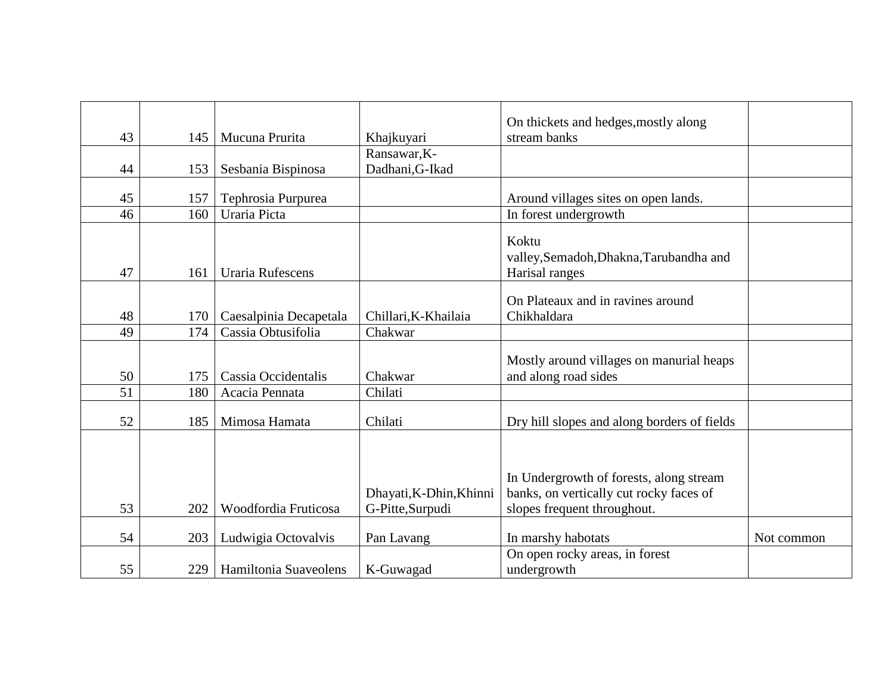| | | | | | |
|---|---|---|---|---|---|
| 43 | 145 | Mucuna Prurita | Khajkuyari | On thickets and hedges,mostly along stream banks | |
| 44 | 153 | Sesbania Bispinosa | Ransawar,K-Dadhani,G-Ikad | | |
| 45 | 157 | Tephrosia Purpurea | | Around villages sites on open lands. | |
| 46 | 160 | Uraria Picta | | In forest undergrowth | |
| 47 | 161 | Uraria Rufescens | | Koktu valley,Semadoh,Dhakna,Tarubandha and Harisal ranges | |
| 48 | 170 | Caesalpinia Decapetala | Chillari,K-Khailaia | On Plateaux and in ravines around Chikhaldara | |
| 49 | 174 | Cassia Obtusifolia | Chakwar | | |
| 50 | 175 | Cassia Occidentalis | Chakwar | Mostly around villages on manurial heaps and along road sides | |
| 51 | 180 | Acacia Pennata | Chilati | | |
| 52 | 185 | Mimosa Hamata | Chilati | Dry hill slopes and along borders of fields | |
| 53 | 202 | Woodfordia Fruticosa | Dhayati,K-Dhin,Khinni G-Pitte,Surpudi | In Undergrowth of forests, along stream banks, on vertically cut rocky faces of slopes frequent throughout. | |
| 54 | 203 | Ludwigia Octovalvis | Pan Lavang | In marshy habotats | Not common |
| 55 | 229 | Hamiltonia Suaveolens | K-Guwagad | On open rocky areas, in forest undergrowth | |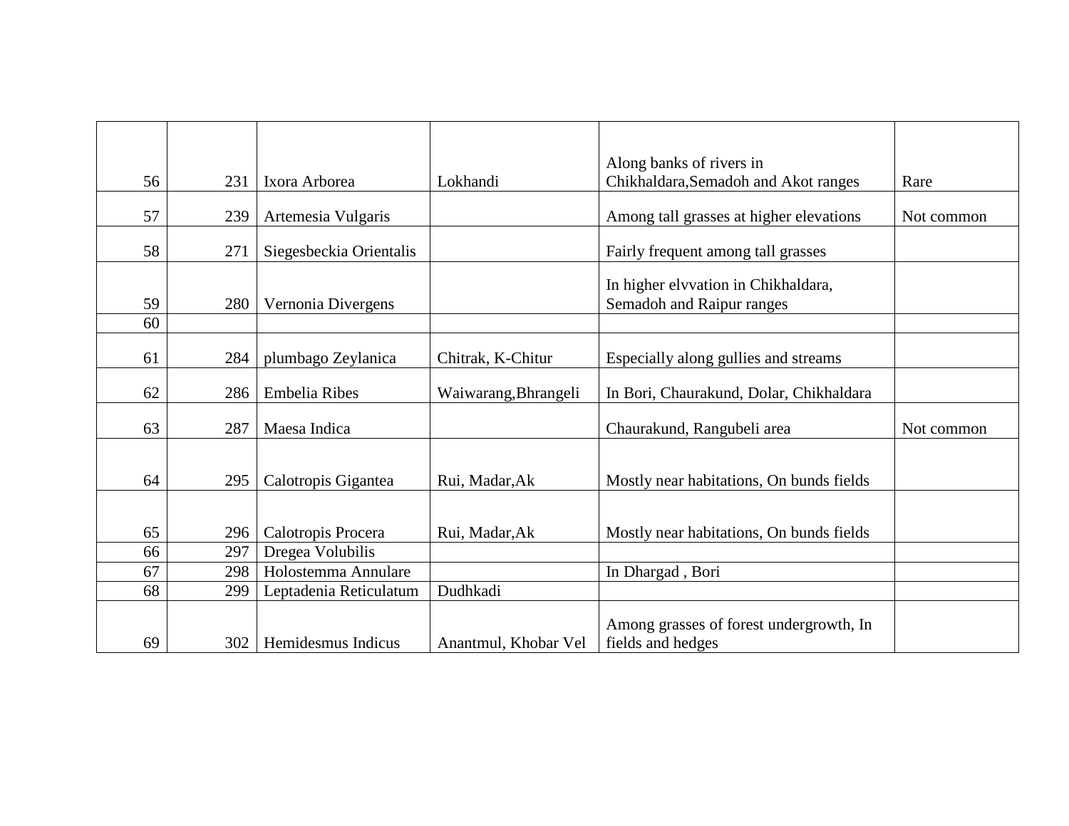| | | | | | |
|---|---|---|---|---|---|
| 56 | 231 | Ixora Arborea | Lokhandi | Along banks of rivers in Chikhaldara,Semadoh and Akot ranges | Rare |
| 57 | 239 | Artemesia Vulgaris | | Among tall grasses at higher elevations | Not common |
| 58 | 271 | Siegesbeckia Orientalis | | Fairly frequent among tall grasses | |
| 59 | 280 | Vernonia Divergens | | In higher elvvation in Chikhaldara, Semadoh and Raipur ranges | |
| 60 | | | | | |
| 61 | 284 | plumbago Zeylanica | Chitrak, K-Chitur | Especially along gullies and streams | |
| 62 | 286 | Embelia Ribes | Waiwarang,Bhrangeli | In Bori, Chaurakund, Dolar, Chikhaldara | |
| 63 | 287 | Maesa Indica | | Chaurakund, Rangubeli area | Not common |
| 64 | 295 | Calotropis Gigantea | Rui, Madar,Ak | Mostly near habitations, On bunds fields | |
| 65 | 296 | Calotropis Procera | Rui, Madar,Ak | Mostly near habitations, On bunds fields | |
| 66 | 297 | Dregea Volubilis | | | |
| 67 | 298 | Holostemma Annulare | | In Dhargad , Bori | |
| 68 | 299 | Leptadenia Reticulatum | Dudhkadi | | |
| 69 | 302 | Hemidesmus Indicus | Anantmul, Khobar Vel | Among grasses of forest undergrowth, In fields and hedges | |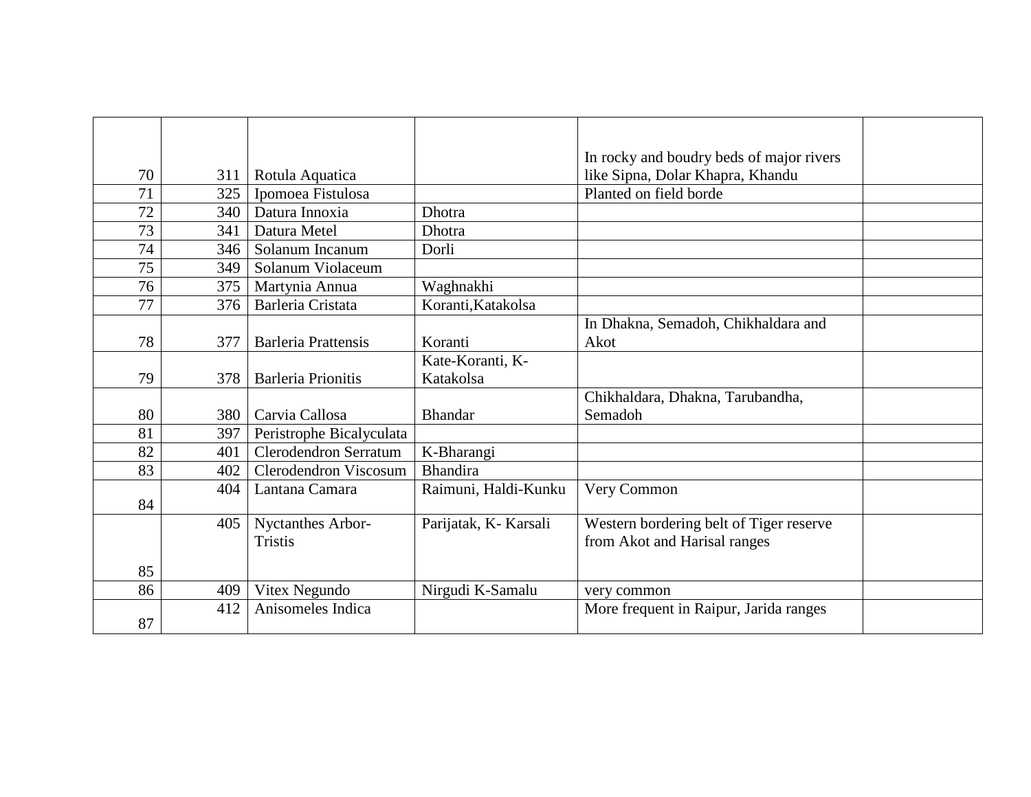| | | | | | |
|---|---|---|---|---|---|
| 70 | 311 | Rotula Aquatica | | In rocky and boudry beds of major rivers like Sipna, Dolar Khapra, Khandu | |
| 71 | 325 | Ipomoea Fistulosa | | Planted on field borde | |
| 72 | 340 | Datura Innoxia | Dhotra | | |
| 73 | 341 | Datura Metel | Dhotra | | |
| 74 | 346 | Solanum Incanum | Dorli | | |
| 75 | 349 | Solanum Violaceum | | | |
| 76 | 375 | Martynia Annua | Waghnakhi | | |
| 77 | 376 | Barleria Cristata | Koranti,Katakolsa | | |
| 78 | 377 | Barleria Prattensis | Koranti | In Dhakna, Semadoh, Chikhaldara and Akot | |
| 79 | 378 | Barleria Prionitis | Kate-Koranti, K-Katakolsa | | |
| 80 | 380 | Carvia Callosa | Bhandar | Chikhaldara, Dhakna, Tarubandha, Semadoh | |
| 81 | 397 | Peristrophe Bicalyculata | | | |
| 82 | 401 | Clerodendron Serratum | K-Bharangi | | |
| 83 | 402 | Clerodendron Viscosum | Bhandira | | |
| 84 | 404 | Lantana Camara | Raimuni, Haldi-Kunku | Very Common | |
| 85 | 405 | Nyctanthes Arbor-Tristis | Parijatak, K- Karsali | Western bordering belt of Tiger reserve from Akot and Harisal ranges | |
| 86 | 409 | Vitex Negundo | Nirgudi K-Samalu | very common | |
| 87 | 412 | Anisomeles Indica | | More frequent in Raipur, Jarida ranges | |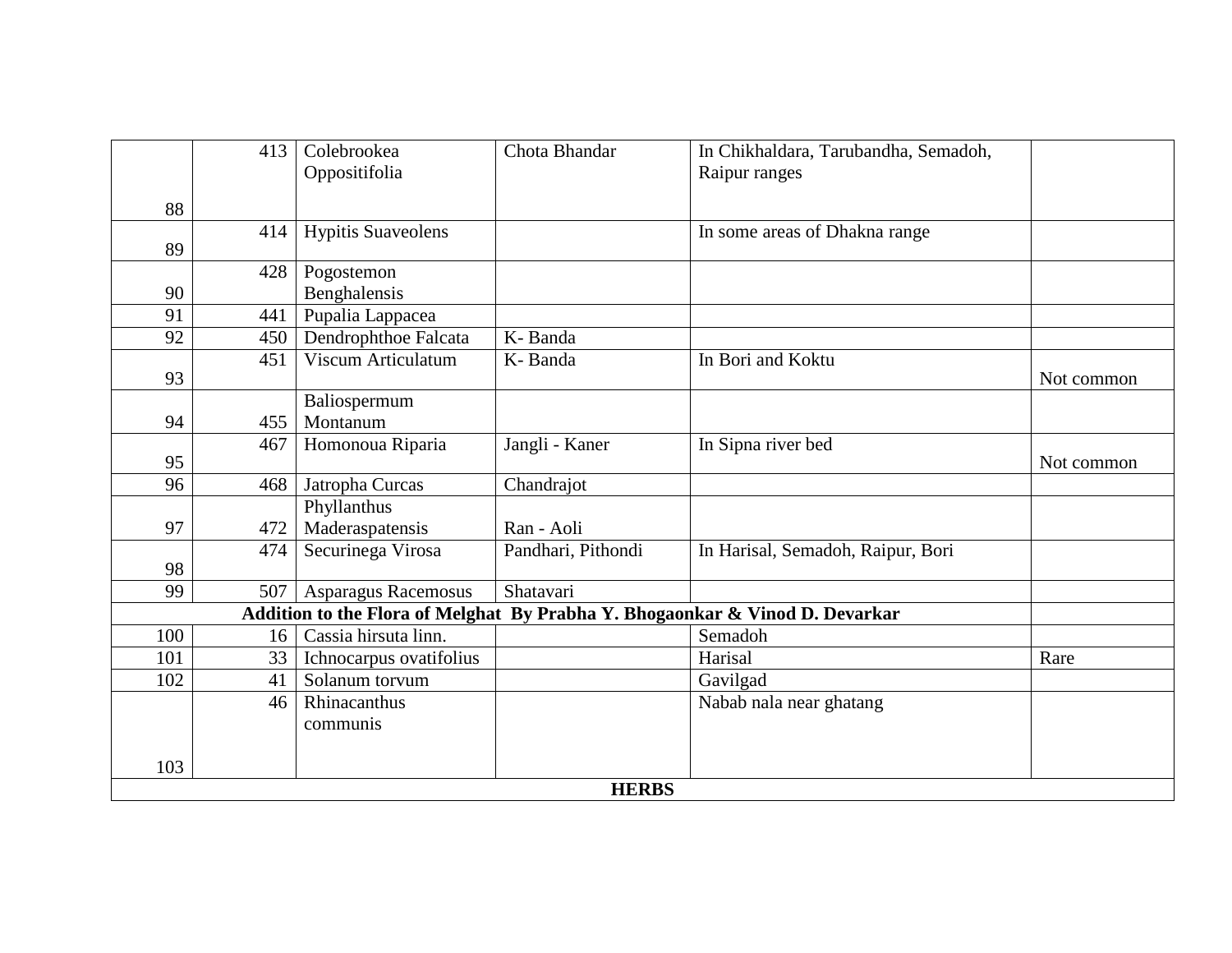| | | | | | |
|---|---|---|---|---|---|
| 88 | 413 | Colebrookea Oppositifolia | Chota Bhandar | In Chikhaldara, Tarubandha, Semadoh, Raipur ranges | |
| 89 | 414 | Hypitis Suaveolens | | In some areas of Dhakna range | |
| 90 | 428 | Pogostemon Benghalensis | | | |
| 91 | 441 | Pupalia Lappacea | | | |
| 92 | 450 | Dendrophthoe Falcata | K- Banda | | |
| 93 | 451 | Viscum Articulatum | K- Banda | In Bori and Koktu | Not common |
| 94 | 455 | Baliospermum Montanum | | | |
| 95 | 467 | Homonoua Riparia | Jangli - Kaner | In Sipna river bed | Not common |
| 96 | 468 | Jatropha Curcas | Chandrajot | | |
| 97 | 472 | Phyllanthus Maderaspatensis | Ran - Aoli | | |
| 98 | 474 | Securinega Virosa | Pandhari, Pithondi | In Harisal, Semadoh, Raipur, Bori | |
| 99 | 507 | Asparagus Racemosus | Shatavari | | |
| **Addition to the Flora of Melghat By Prabha Y. Bhogaonkar & Vinod D. Devarkar** | | | | | |
| 100 | 16 | Cassia hirsuta linn. | | Semadoh | |
| 101 | 33 | Ichnocarpus ovatifolius | | Harisal | Rare |
| 102 | 41 | Solanum torvum | | Gavilgad | |
| 103 | 46 | Rhinacanthus communis | | Nabab nala near ghatang | |
| **HERBS** | | | | | |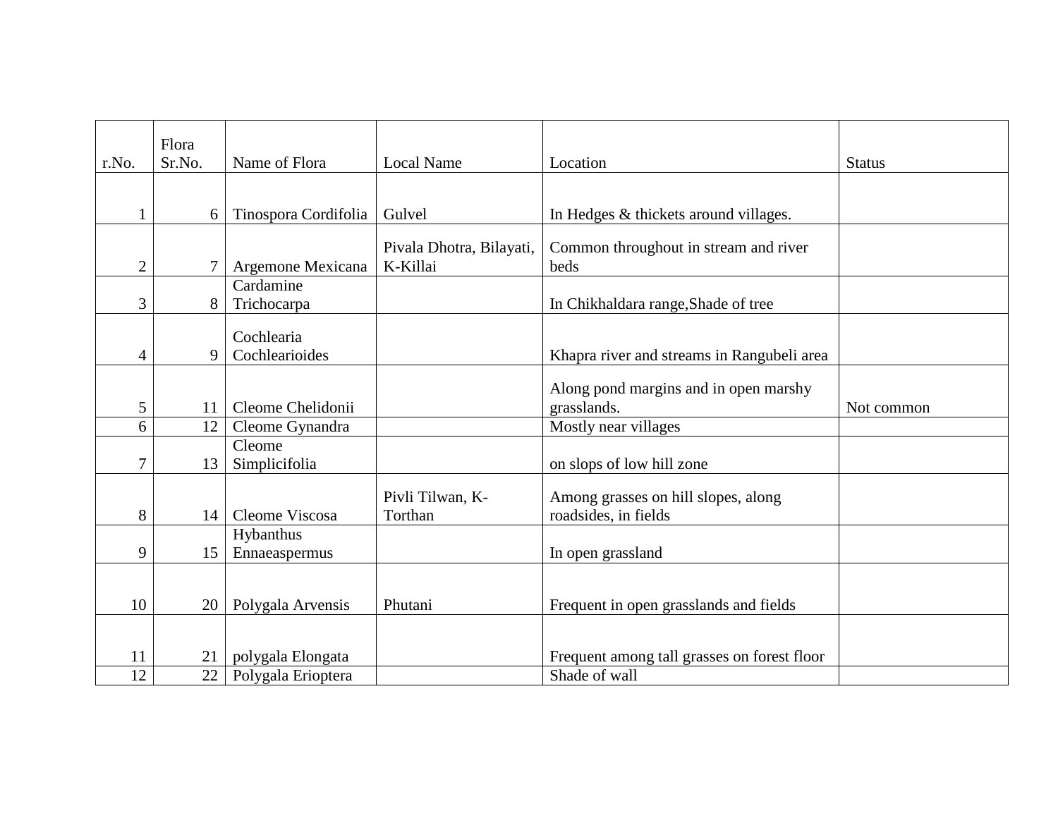| r.No. | Flora Sr.No. | Name of Flora | Local Name | Location | Status |
|---|---|---|---|---|---|
| 1 | 6 | Tinospora Cordifolia | Gulvel | In Hedges & thickets around villages. | |
| 2 | 7 | Argemone Mexicana | Pivala Dhotra, Bilayati, K-Killai | Common throughout in stream and river beds | |
| 3 | 8 | Cardamine Trichocarpa | | In Chikhaldara range,Shade of tree | |
| 4 | 9 | Cochlearia Cochlearioides | | Khapra river and streams in Rangubeli area | |
| 5 | 11 | Cleome Chelidonii | | Along pond margins and in open marshy grasslands. | Not common |
| 6 | 12 | Cleome Gynandra | | Mostly near villages | |
| 7 | 13 | Cleome Simplicifolia | | on slops of low hill zone | |
| 8 | 14 | Cleome Viscosa | Pivli Tilwan, K-Torthan | Among grasses on hill slopes, along roadsides, in fields | |
| 9 | 15 | Hybanthus Ennaeaspermus | | In open grassland | |
| 10 | 20 | Polygala Arvensis | Phutani | Frequent in open grasslands and fields | |
| 11 | 21 | polygala Elongata | | Frequent among tall grasses on forest floor | |
| 12 | 22 | Polygala Erioptera | | Shade of wall | |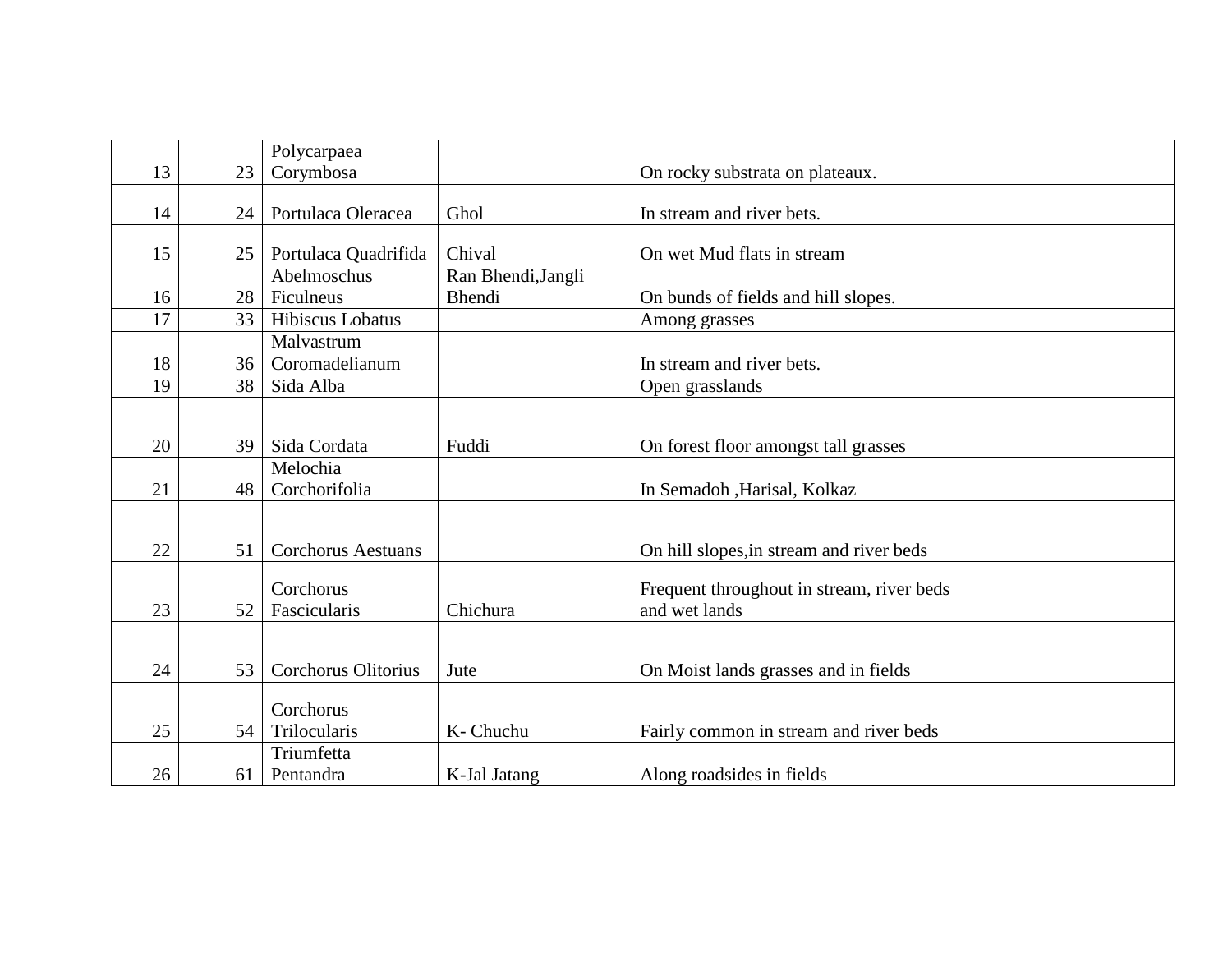| | | | | | |
|---|---|---|---|---|---|
| 13 | 23 | Polycarpaea Corymbosa | | On rocky substrata on plateaux. | |
| 14 | 24 | Portulaca Oleracea | Ghol | In stream and river bets. | |
| 15 | 25 | Portulaca Quadrifida | Chival | On wet Mud flats in stream | |
| 16 | 28 | Abelmoschus Ficulneus | Ran Bhendi,Jangli Bhendi | On bunds of fields and hill slopes. | |
| 17 | 33 | Hibiscus Lobatus | | Among grasses | |
| 18 | 36 | Malvastrum Coromadelianum | | In stream and river bets. | |
| 19 | 38 | Sida Alba | | Open grasslands | |
| 20 | 39 | Sida Cordata | Fuddi | On forest floor amongst tall grasses | |
| 21 | 48 | Melochia Corchorifolia | | In Semadoh ,Harisal, Kolkaz | |
| 22 | 51 | Corchorus Aestuans | | On hill slopes,in stream and river beds | |
| 23 | 52 | Corchorus Fascicularis | Chichura | Frequent throughout in stream, river beds and wet lands | |
| 24 | 53 | Corchorus Olitorius | Jute | On Moist lands grasses and in fields | |
| 25 | 54 | Corchorus Trilocularis | K- Chuchu | Fairly common in stream and river beds | |
| 26 | 61 | Triumfetta Pentandra | K-Jal Jatang | Along roadsides in fields | |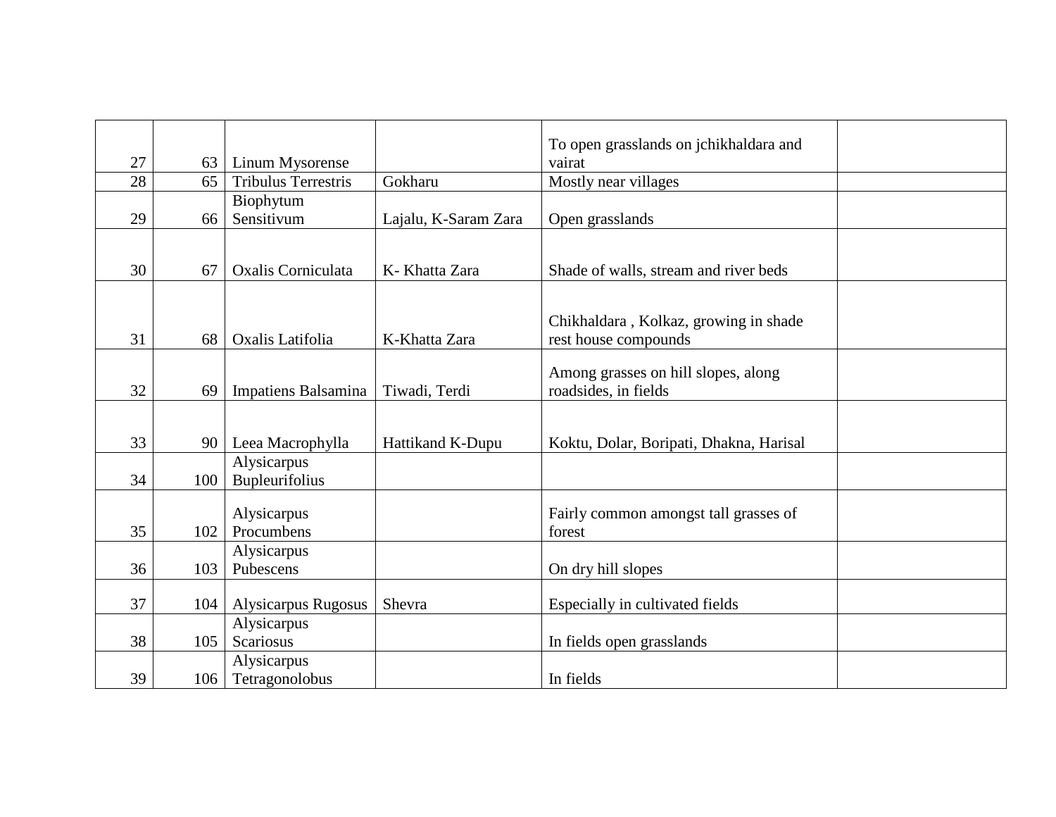| | | | | | |
|---|---|---|---|---|---|
| 27 | 63 | Linum Mysorense | | To open grasslands on jchikhaldara and vairat | |
| 28 | 65 | Tribulus Terrestris | Gokharu | Mostly near villages | |
| 29 | 66 | Biophytum Sensitivum | Lajalu, K-Saram Zara | Open grasslands | |
| 30 | 67 | Oxalis Corniculata | K- Khatta Zara | Shade of walls, stream and river beds | |
| 31 | 68 | Oxalis Latifolia | K-Khatta Zara | Chikhaldara , Kolkaz, growing in shade rest house compounds | |
| 32 | 69 | Impatiens Balsamina | Tiwadi, Terdi | Among grasses on hill slopes, along roadsides, in fields | |
| 33 | 90 | Leea Macrophylla | Hattikand K-Dupu | Koktu, Dolar, Boripati, Dhakna, Harisal | |
| 34 | 100 | Alysicarpus Bupleurifolius | | | |
| 35 | 102 | Alysicarpus Procumbens | | Fairly common amongst tall grasses of forest | |
| 36 | 103 | Alysicarpus Pubescens | | On dry hill slopes | |
| 37 | 104 | Alysicarpus Rugosus | Shevra | Especially in cultivated fields | |
| 38 | 105 | Alysicarpus Scariosus | | In fields open grasslands | |
| 39 | 106 | Alysicarpus Tetragonolobus | | In fields | |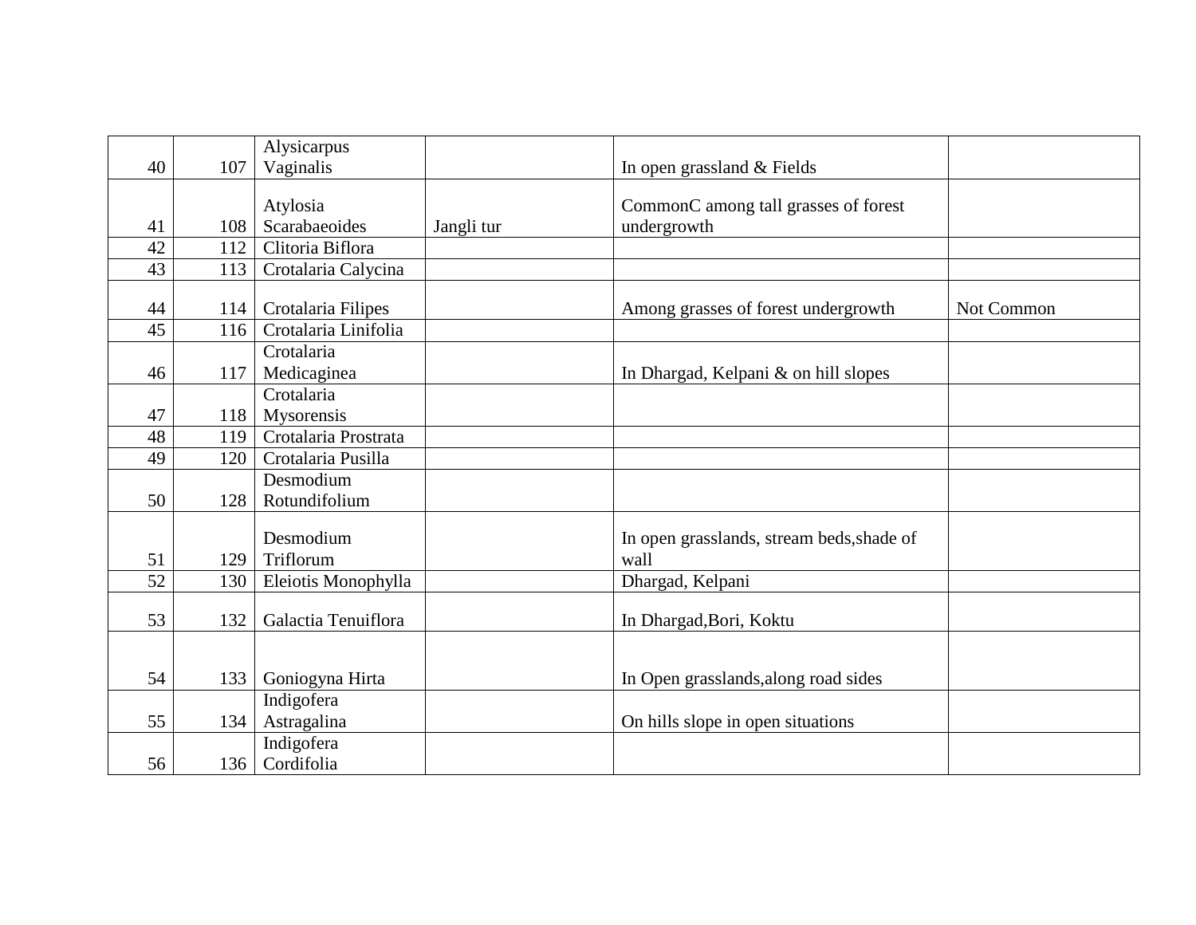| 40 | 107 | Alysicarpus Vaginalis | | In open grassland & Fields | |
|---|---|---|---|---|---|
| 41 | 108 | Atylosia Scarabaeoides | Jangli tur | CommonC among tall grasses of forest undergrowth | |
| 42 | 112 | Clitoria Biflora | | | |
| 43 | 113 | Crotalaria Calycina | | | |
| 44 | 114 | Crotalaria Filipes | | Among grasses of forest undergrowth | Not Common |
| 45 | 116 | Crotalaria Linifolia | | | |
| 46 | 117 | Crotalaria Medicaginea | | In Dhargad, Kelpani & on hill slopes | |
| 47 | 118 | Crotalaria Mysorensis | | | |
| 48 | 119 | Crotalaria Prostrata | | | |
| 49 | 120 | Crotalaria Pusilla | | | |
| 50 | 128 | Desmodium Rotundifolium | | | |
| 51 | 129 | Desmodium Triflorum | | In open grasslands, stream beds,shade of wall | |
| 52 | 130 | Eleiotis Monophylla | | Dhargad, Kelpani | |
| 53 | 132 | Galactia Tenuiflora | | In Dhargad,Bori, Koktu | |
| 54 | 133 | Goniogyna Hirta | | In Open grasslands,along road sides | |
| 55 | 134 | Indigofera Astragalina | | On hills slope in open situations | |
| 56 | 136 | Indigofera Cordifolia | | | |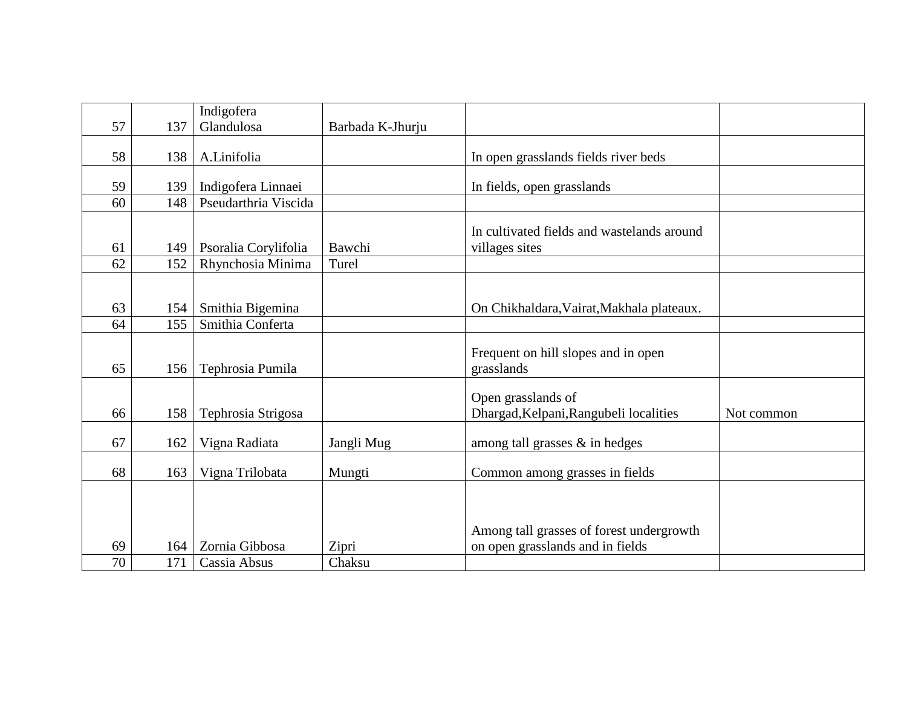| | | | | | |
|---|---|---|---|---|---|
| 57 | 137 | Indigofera Glandulosa | Barbada K-Jhurju | | |
| 58 | 138 | A.Linifolia | | In open grasslands fields river beds | |
| 59 | 139 | Indigofera Linnaei | | In fields, open grasslands | |
| 60 | 148 | Pseudarthria Viscida | | | |
| 61 | 149 | Psoralia Corylifolia | Bawchi | In cultivated fields and wastelands around villages sites | |
| 62 | 152 | Rhynchosia Minima | Turel | | |
| 63 | 154 | Smithia Bigemina | | On Chikhaldara,Vairat,Makhala plateaux. | |
| 64 | 155 | Smithia Conferta | | | |
| 65 | 156 | Tephrosia Pumila | | Frequent on hill slopes and in open grasslands | |
| 66 | 158 | Tephrosia Strigosa | | Open grasslands of Dhargad,Kelpani,Rangubeli localities | Not common |
| 67 | 162 | Vigna Radiata | Jangli Mug | among tall grasses & in hedges | |
| 68 | 163 | Vigna Trilobata | Mungti | Common among grasses in fields | |
| 69 | 164 | Zornia Gibbosa | Zipri | Among tall grasses of forest undergrowth on open grasslands and in fields | |
| 70 | 171 | Cassia Absus | Chaksu | | |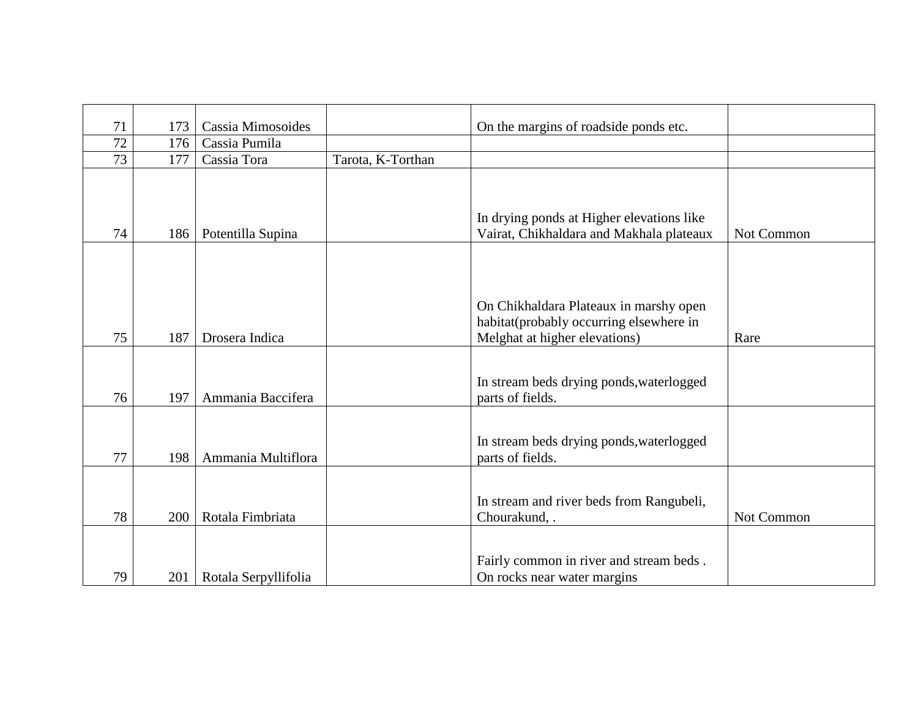| | | | | | |
|---|---|---|---|---|---|
| 71 | 173 | Cassia Mimosoides | | On the margins of roadside ponds etc. | |
| 72 | 176 | Cassia Pumila | | | |
| 73 | 177 | Cassia Tora | Tarota, K-Torthan | | |
| 74 | 186 | Potentilla Supina | | In drying ponds at Higher elevations like Vairat, Chikhaldara and Makhala plateaux | Not Common |
| 75 | 187 | Drosera Indica | | On Chikhaldara Plateaux in marshy open habitat(probably occurring elsewhere in Melghat at higher elevations) | Rare |
| 76 | 197 | Ammania Baccifera | | In stream beds drying ponds,waterlogged parts of fields. | |
| 77 | 198 | Ammania Multiflora | | In stream beds drying ponds,waterlogged parts of fields. | |
| 78 | 200 | Rotala Fimbriata | | In stream and river beds from Rangubeli, Chourakund, . | Not Common |
| 79 | 201 | Rotala Serpyllifolia | | Fairly common in river and stream beds . On rocks near water margins | |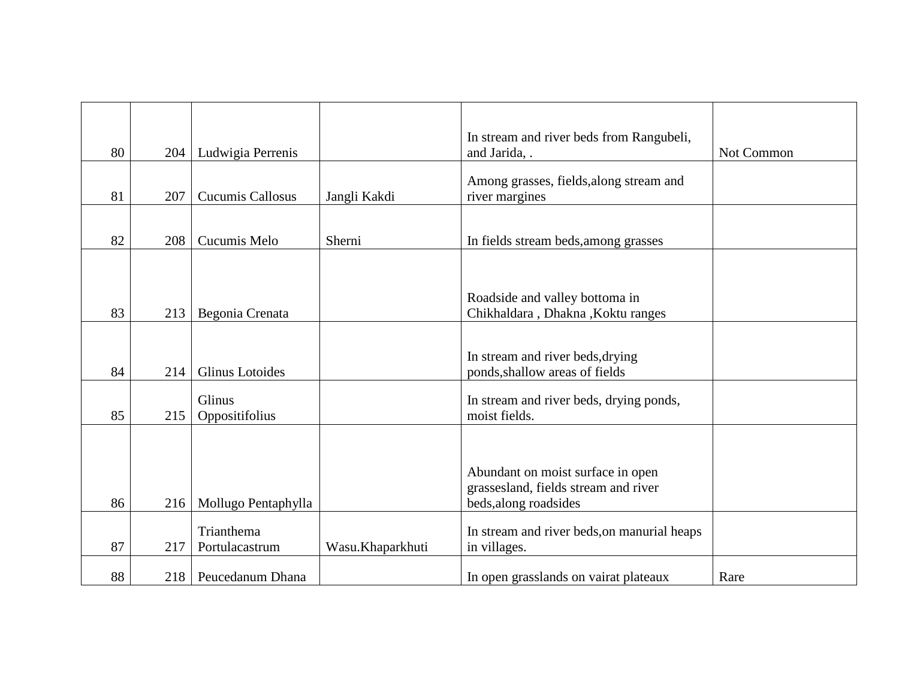| | | | | | |
|---|---|---|---|---|---|
| 80 | 204 | Ludwigia Perrenis | | In stream and river beds from Rangubeli, and Jarida, . | Not Common |
| 81 | 207 | Cucumis Callosus | Jangli Kakdi | Among grasses, fields,along stream and river margines | |
| 82 | 208 | Cucumis Melo | Sherni | In fields stream beds,among grasses | |
| 83 | 213 | Begonia Crenata | | Roadside and valley bottoma in Chikhaldara , Dhakna ,Koktu ranges | |
| 84 | 214 | Glinus Lotoides | | In stream and river beds,drying ponds,shallow areas of fields | |
| 85 | 215 | Glinus Oppositifolius | | In stream and river beds, drying ponds, moist fields. | |
| 86 | 216 | Mollugo Pentaphylla | | Abundant on moist surface in open grassesland, fields stream and river beds,along roadsides | |
| 87 | 217 | Trianthema Portulacastrum | Wasu.Khaparkhuti | In stream and river beds,on manurial heaps in villages. | |
| 88 | 218 | Peucedanum Dhana | | In open grasslands on vairat plateaux | Rare |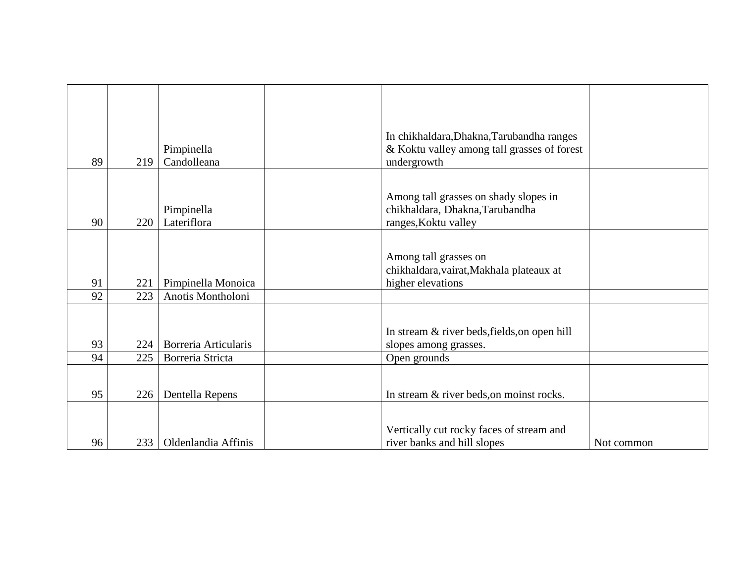| | | | | | |
|---|---|---|---|---|---|
| 89 | 219 | Pimpinella Candolleana | | In chikhaldara,Dhakna,Tarubandha ranges & Koktu valley among tall grasses of forest undergrowth | |
| 90 | 220 | Pimpinella Lateriflora | | Among tall grasses on shady slopes in chikhaldara, Dhakna,Tarubandha ranges,Koktu valley | |
| 91 | 221 | Pimpinella Monoica | | Among tall grasses on chikhaldara,vairat,Makhala plateaux at higher elevations | |
| 92 | 223 | Anotis Montholoni | | | |
| 93 | 224 | Borreria Articularis | | In stream & river beds,fields,on open hill slopes among grasses. | |
| 94 | 225 | Borreria Stricta | | Open grounds | |
| 95 | 226 | Dentella Repens | | In stream & river beds,on moinst rocks. | |
| 96 | 233 | Oldenlandia Affinis | | Vertically cut rocky faces of stream and river banks and hill slopes | Not common |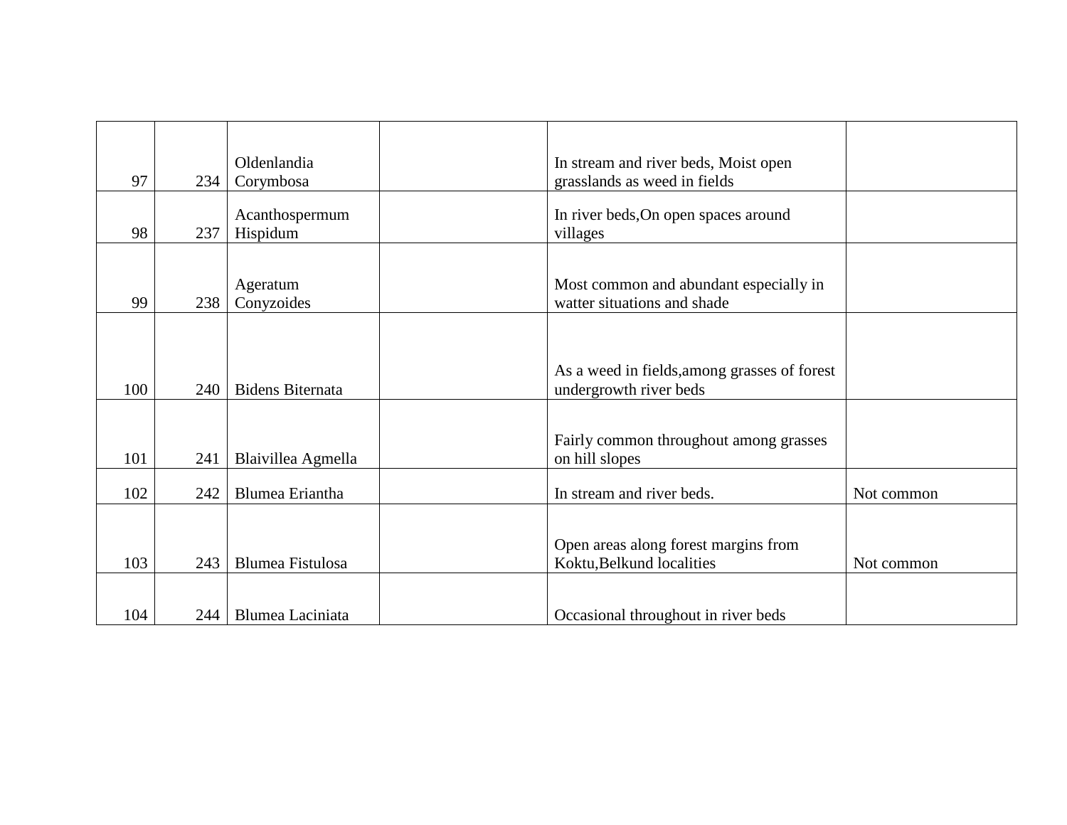| | | | | | |
|---|---|---|---|---|---|
| 97 | 234 | Oldenlandia Corymbosa | | In stream and river beds, Moist open grasslands as weed in fields | |
| 98 | 237 | Acanthospermum Hispidum | | In river beds,On open spaces around villages | |
| 99 | 238 | Ageratum Conyzoides | | Most common and abundant especially in watter situations and shade | |
| 100 | 240 | Bidens Biternata | | As a weed in fields,among grasses of forest undergrowth river beds | |
| 101 | 241 | Blaivillea Agmella | | Fairly common throughout among grasses on hill slopes | |
| 102 | 242 | Blumea Eriantha | | In stream and river beds. | Not common |
| 103 | 243 | Blumea Fistulosa | | Open areas along forest margins from Koktu,Belkund localities | Not common |
| 104 | 244 | Blumea Laciniata | | Occasional throughout in river beds | |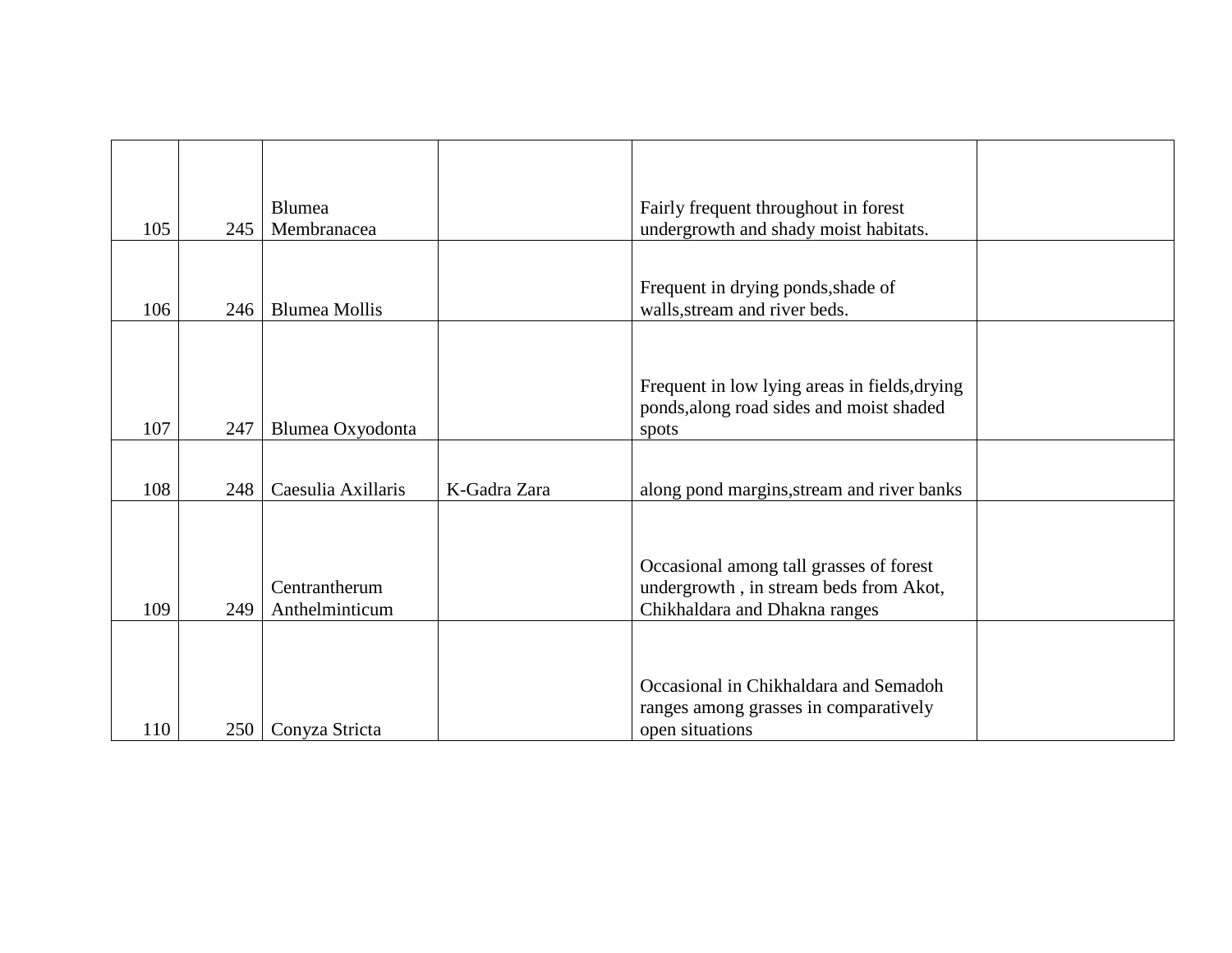| | | | | | |
|---|---|---|---|---|---|
| 105 | 245 | Blumea Membranacea | | Fairly frequent throughout in forest undergrowth and shady moist habitats. | |
| 106 | 246 | Blumea Mollis | | Frequent in drying ponds,shade of walls,stream and river beds. | |
| 107 | 247 | Blumea Oxyodonta | | Frequent in low lying areas in fields,drying ponds,along road sides and moist shaded spots | |
| 108 | 248 | Caesulia Axillaris | K-Gadra Zara | along pond margins,stream and river banks | |
| 109 | 249 | Centrantherum Anthelminticum | | Occasional among tall grasses of forest undergrowth , in stream beds from Akot, Chikhaldara and Dhakna ranges | |
| 110 | 250 | Conyza Stricta | | Occasional in Chikhaldara and Semadoh ranges among grasses in comparatively open situations | |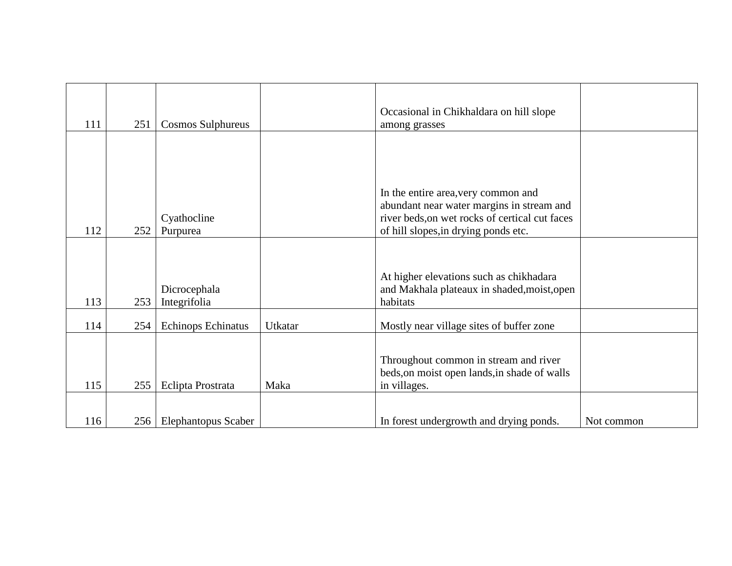| | | | | | |
|---|---|---|---|---|---|
| 111 | 251 | Cosmos Sulphureus | | Occasional in Chikhaldara on hill slope among grasses | |
| 112 | 252 | Cyathocline Purpurea | | In the entire area,very common and abundant near water margins in stream and river beds,on wet rocks of certical cut faces of hill slopes,in drying ponds etc. | |
| 113 | 253 | Dicrocephala Integrifolia | | At higher elevations such as chikhadara and Makhala plateaux in shaded,moist,open habitats | |
| 114 | 254 | Echinops Echinatus | Utkatar | Mostly near village sites of buffer zone | |
| 115 | 255 | Eclipta Prostrata | Maka | Throughout common in stream and river beds,on moist open lands,in shade of walls in villages. | |
| 116 | 256 | Elephantopus Scaber | | In forest undergrowth and drying ponds. | Not common |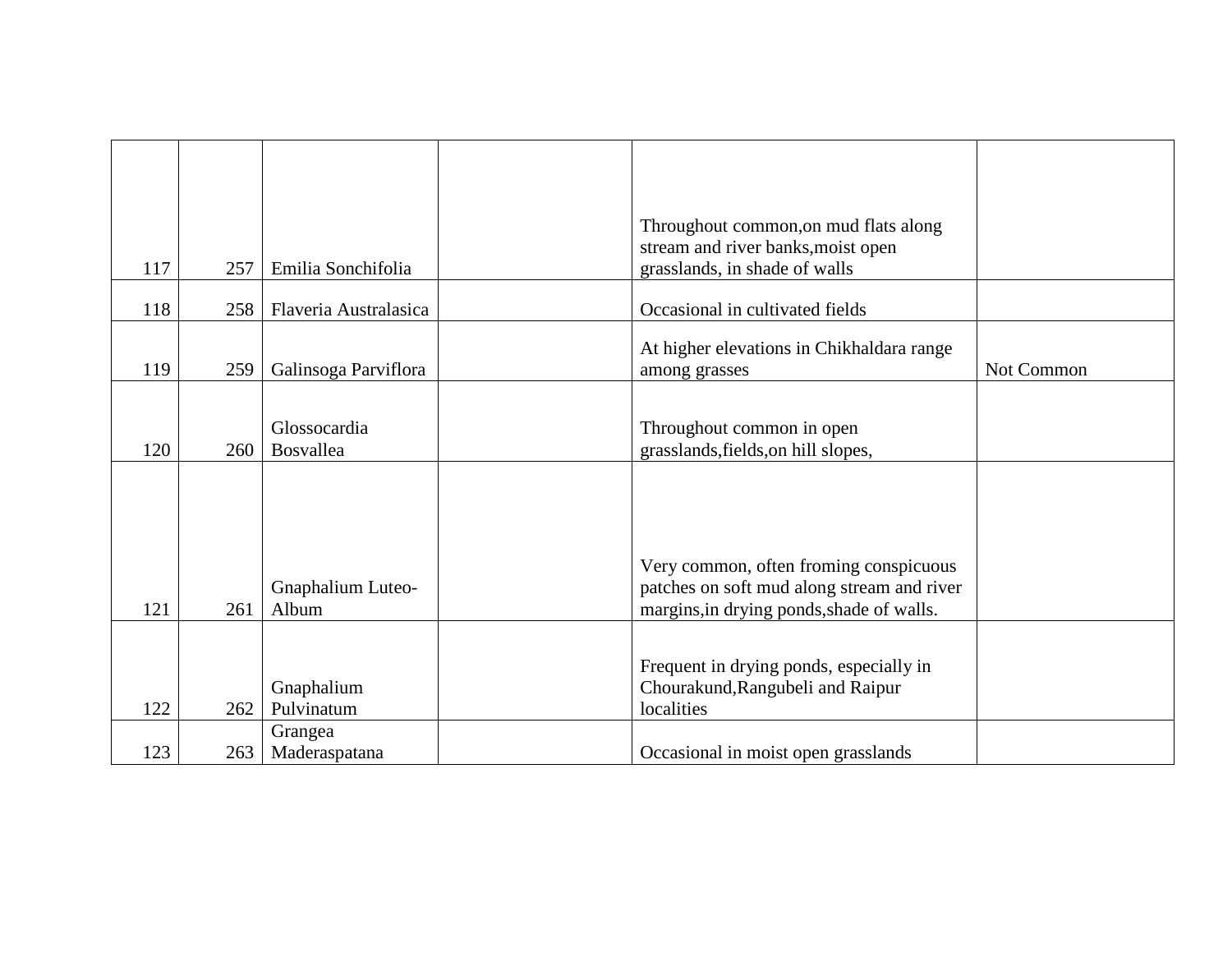| | | | | | |
|---|---|---|---|---|---|
| 117 | 257 | Emilia Sonchifolia | | Throughout common,on mud flats along stream and river banks,moist open grasslands, in shade of walls | |
| 118 | 258 | Flaveria Australasica | | Occasional in cultivated fields | |
| 119 | 259 | Galinsoga Parviflora | | At higher elevations in Chikhaldara range among grasses | Not Common |
| 120 | 260 | Glossocardia Bosvallea | | Throughout common in open grasslands,fields,on hill slopes, | |
| 121 | 261 | Gnaphalium Luteo-Album | | Very common, often froming conspicuous patches on soft mud along stream and river margins,in drying ponds,shade of walls. | |
| 122 | 262 | Gnaphalium Pulvinatum | | Frequent in drying ponds, especially in Chourakund,Rangubeli and Raipur localities | |
| 123 | 263 | Grangea Maderaspatana | | Occasional in moist open grasslands | |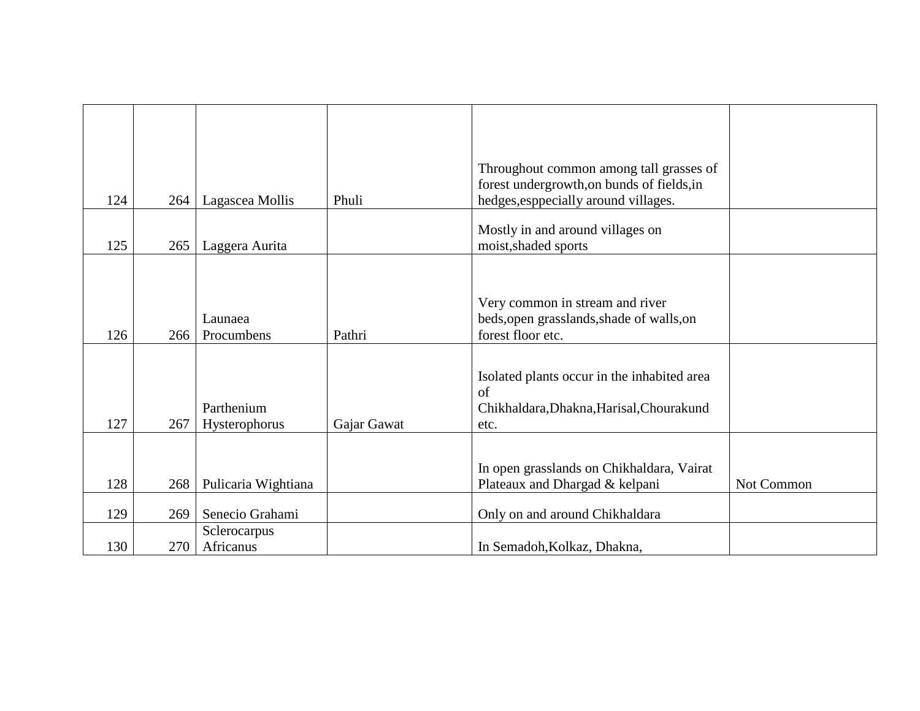| | | | | | |
|---|---|---|---|---|---|
| 124 | 264 | Lagascea Mollis | Phuli | Throughout common among tall grasses of forest undergrowth,on bunds of fields,in hedges,esppecially around villages. | |
| 125 | 265 | Laggera Aurita | | Mostly in and around villages on moist,shaded sports | |
| 126 | 266 | Launaea Procumbens | Pathri | Very common in stream and river beds,open grasslands,shade of walls,on forest floor etc. | |
| 127 | 267 | Parthenium Hysterophorus | Gajar Gawat | Isolated plants occur in the inhabited area of Chikhaldara,Dhakna,Harisal,Chourakund etc. | |
| 128 | 268 | Pulicaria Wightiana | | In open grasslands on Chikhaldara, Vairat Plateaux and Dhargad & kelpani | Not Common |
| 129 | 269 | Senecio Grahami | | Only on and around Chikhaldara | |
| 130 | 270 | Sclerocarpus Africanus | | In Semadoh,Kolkaz, Dhakna, | |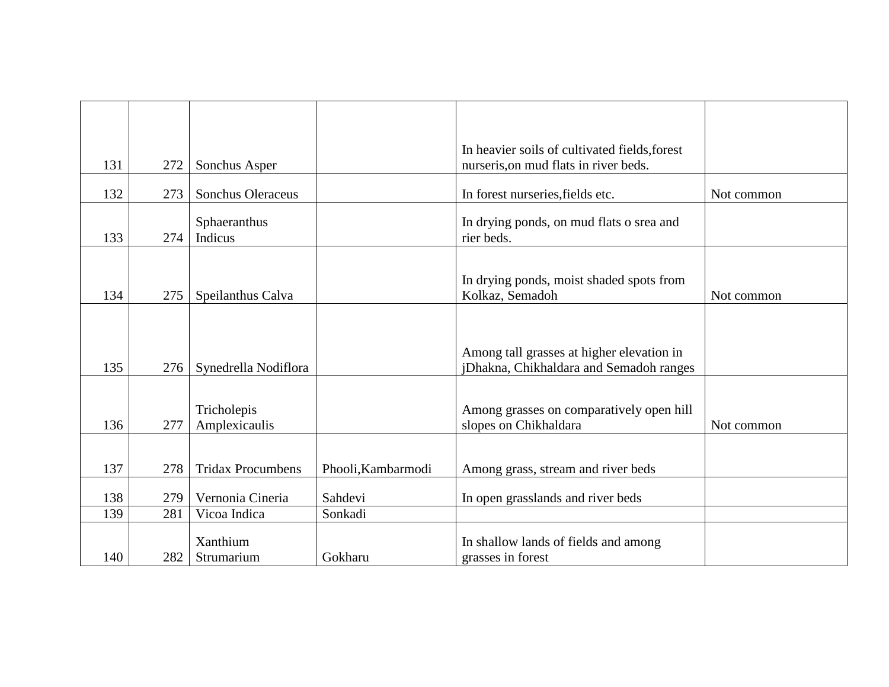| | | | | | |
|---|---|---|---|---|---|
| 131 | 272 | Sonchus Asper | | In heavier soils of cultivated fields,forest nurseris,on mud flats in river beds. | |
| 132 | 273 | Sonchus Oleraceus | | In forest nurseries,fields etc. | Not common |
| 133 | 274 | Sphaeranthus Indicus | | In drying ponds, on mud flats o srea and rier beds. | |
| 134 | 275 | Speilanthus Calva | | In drying ponds, moist shaded spots from Kolkaz, Semadoh | Not common |
| 135 | 276 | Synedrella Nodiflora | | Among tall grasses at higher elevation in jDhakna, Chikhaldara and Semadoh ranges | |
| 136 | 277 | Tricholepis Amplexicaulis | | Among grasses on comparatively open hill slopes on Chikhaldara | Not common |
| 137 | 278 | Tridax Procumbens | Phooli,Kambarmodi | Among grass, stream and river beds | |
| 138 | 279 | Vernonia Cineria | Sahdevi | In open grasslands and river beds | |
| 139 | 281 | Vicoa Indica | Sonkadi | | |
| 140 | 282 | Xanthium Strumarium | Gokharu | In shallow lands of fields and among grasses in forest | |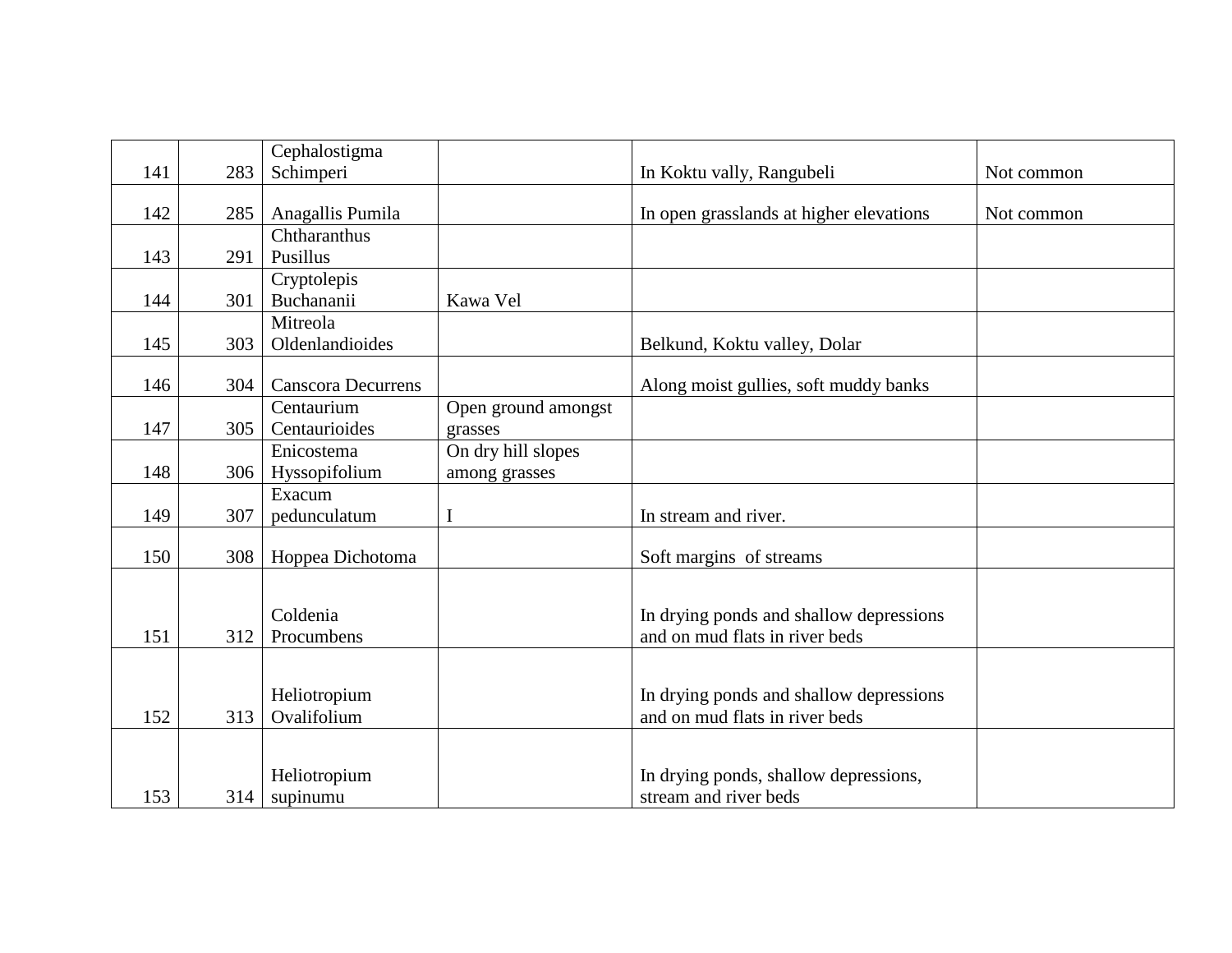| | | | | | |
|---|---|---|---|---|---|
| 141 | 283 | Cephalostigma Schimperi | | In Koktu vally, Rangubeli | Not common |
| 142 | 285 | Anagallis Pumila | | In open grasslands at higher elevations | Not common |
| 143 | 291 | Chtharanthus Pusillus | | | |
| 144 | 301 | Cryptolepis Buchananii | Kawa Vel | | |
| 145 | 303 | Mitreola Oldenlandioides | | Belkund, Koktu valley, Dolar | |
| 146 | 304 | Canscora Decurrens | | Along moist gullies, soft muddy banks | |
| 147 | 305 | Centaurium Centaurioides | Open ground amongst grasses | | |
| 148 | 306 | Enicostema Hyssopifolium | On dry hill slopes among grasses | | |
| 149 | 307 | Exacum pedunculatum | I | In stream and river. | |
| 150 | 308 | Hoppea Dichotoma | | Soft margins of streams | |
| 151 | 312 | Coldenia Procumbens | | In drying ponds and shallow depressions and on mud flats in river beds | |
| 152 | 313 | Heliotropium Ovalifolium | | In drying ponds and shallow depressions and on mud flats in river beds | |
| 153 | 314 | Heliotropium supinumu | | In drying ponds, shallow depressions, stream and river beds | |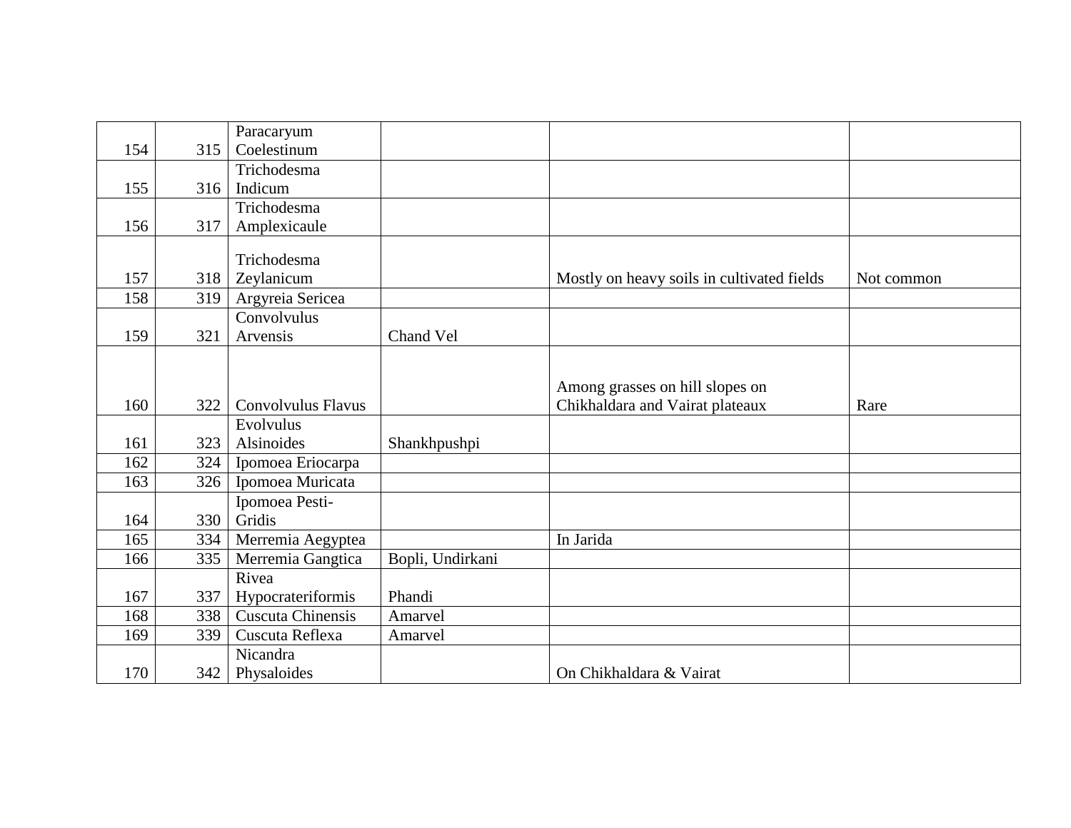| | | | | | |
|---|---|---|---|---|---|
| 154 | 315 | Paracaryum Coelestinum | | | |
| 155 | 316 | Trichodesma Indicum | | | |
| 156 | 317 | Trichodesma Amplexicaule | | | |
| 157 | 318 | Trichodesma Zeylanicum | | Mostly on heavy soils in cultivated fields | Not common |
| 158 | 319 | Argyreia Sericea | | | |
| 159 | 321 | Convolvulus Arvensis | Chand Vel | | |
| 160 | 322 | Convolvulus Flavus | | Among grasses on hill slopes on Chikhaldara and Vairat plateaux | Rare |
| 161 | 323 | Evolvulus Alsinoides | Shankhpushpi | | |
| 162 | 324 | Ipomoea Eriocarpa | | | |
| 163 | 326 | Ipomoea Muricata | | | |
| 164 | 330 | Ipomoea Pesti-Gridis | | | |
| 165 | 334 | Merremia Aegyptea | | In Jarida | |
| 166 | 335 | Merremia Gangtica | Bopli, Undirkani | | |
| 167 | 337 | Rivea Hypocrateriformis | Phandi | | |
| 168 | 338 | Cuscuta Chinensis | Amarvel | | |
| 169 | 339 | Cuscuta Reflexa | Amarvel | | |
| 170 | 342 | Nicandra Physaloides | | On Chikhaldara & Vairat | |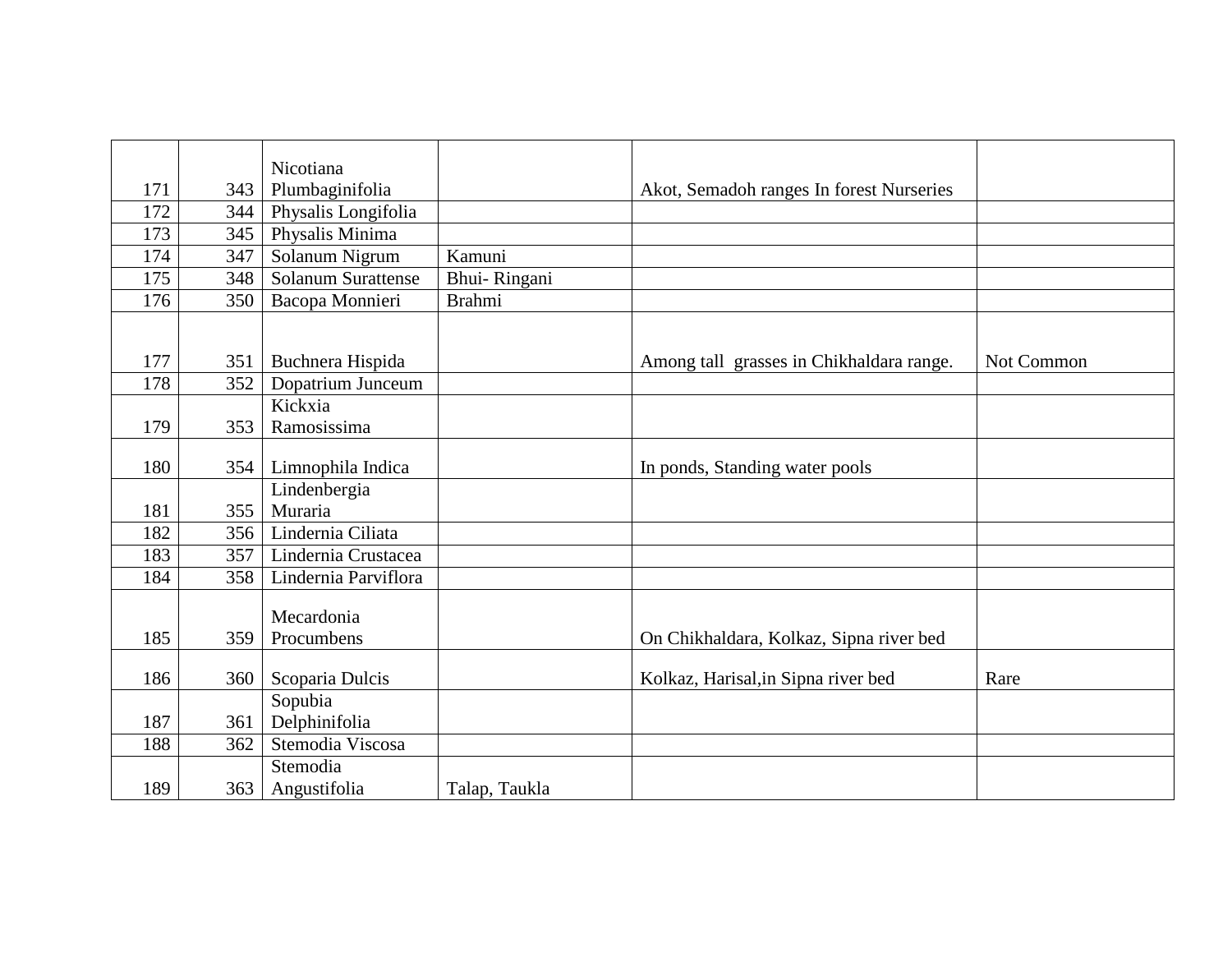| | | | | | |
|---|---|---|---|---|---|
| 171 | 343 | Nicotiana Plumbaginifolia | | Akot, Semadoh ranges In forest Nurseries | |
| 172 | 344 | Physalis Longifolia | | | |
| 173 | 345 | Physalis Minima | | | |
| 174 | 347 | Solanum Nigrum | Kamuni | | |
| 175 | 348 | Solanum Surattense | Bhui- Ringani | | |
| 176 | 350 | Bacopa Monnieri | Brahmi | | |
| 177 | 351 | Buchnera Hispida | | Among tall grasses in Chikhaldara range. | Not Common |
| 178 | 352 | Dopatrium Junceum | | | |
| 179 | 353 | Kickxia Ramosissima | | | |
| 180 | 354 | Limnophila Indica | | In ponds, Standing water pools | |
| 181 | 355 | Lindenbergia Muraria | | | |
| 182 | 356 | Lindernia Ciliata | | | |
| 183 | 357 | Lindernia Crustacea | | | |
| 184 | 358 | Lindernia Parviflora | | | |
| 185 | 359 | Mecardonia Procumbens | | On Chikhaldara, Kolkaz, Sipna river bed | |
| 186 | 360 | Scoparia Dulcis | | Kolkaz, Harisal,in Sipna river bed | Rare |
| 187 | 361 | Sopubia Delphinifolia | | | |
| 188 | 362 | Stemodia Viscosa | | | |
| 189 | 363 | Stemodia Angustifolia | Talap, Taukla | | |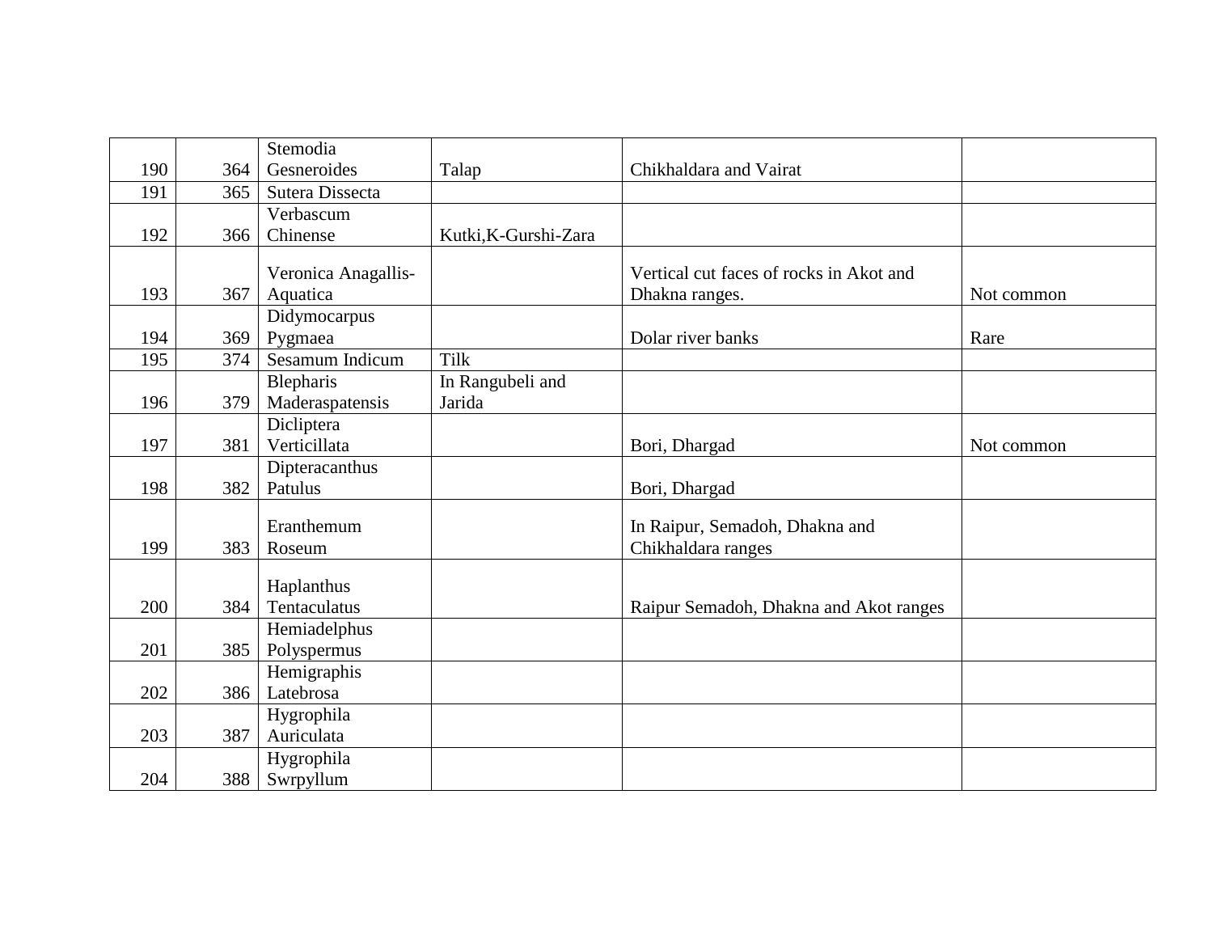| | | | | | |
|---|---|---|---|---|---|
| 190 | 364 | Stemodia Gesneroides | Talap | Chikhaldara and Vairat | |
| 191 | 365 | Sutera Dissecta | | | |
| 192 | 366 | Verbascum Chinense | Kutki,K-Gurshi-Zara | | |
| 193 | 367 | Veronica Anagallis-Aquatica | | Vertical cut faces of rocks in Akot and Dhakna ranges. | Not common |
| 194 | 369 | Didymocarpus Pygmaea | | Dolar river banks | Rare |
| 195 | 374 | Sesamum Indicum | Tilk | | |
| 196 | 379 | Blepharis Maderaspatensis | In Rangubeli and Jarida | | |
| 197 | 381 | Dicliptera Verticillata | | Bori, Dhargad | Not common |
| 198 | 382 | Dipteracanthus Patulus | | Bori, Dhargad | |
| 199 | 383 | Eranthemum Roseum | | In Raipur, Semadoh, Dhakna and Chikhaldara ranges | |
| 200 | 384 | Haplanthus Tentaculatus | | Raipur Semadoh, Dhakna and Akot ranges | |
| 201 | 385 | Hemiadelphus Polyspermus | | | |
| 202 | 386 | Hemigraphis Latebrosa | | | |
| 203 | 387 | Hygrophila Auriculata | | | |
| 204 | 388 | Hygrophila Swrpyllum | | | |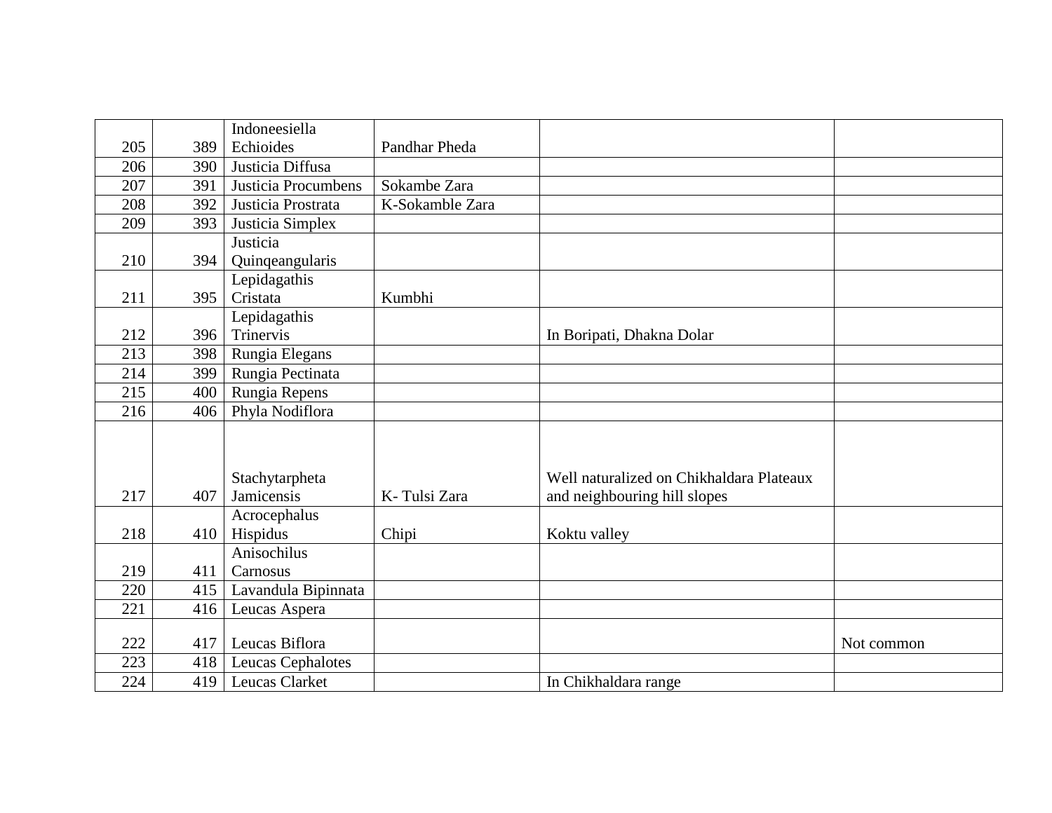| | | | | | |
|---|---|---|---|---|---|
| 205 | 389 | Indoneesiella Echioides | Pandhar Pheda | | |
| 206 | 390 | Justicia Diffusa | | | |
| 207 | 391 | Justicia Procumbens | Sokambe Zara | | |
| 208 | 392 | Justicia Prostrata | K-Sokamble Zara | | |
| 209 | 393 | Justicia Simplex | | | |
| 210 | 394 | Justicia Quinqeangularis | | | |
| 211 | 395 | Lepidagathis Cristata | Kumbhi | | |
| 212 | 396 | Lepidagathis Trinervis | | In Boripati, Dhakna Dolar | |
| 213 | 398 | Rungia Elegans | | | |
| 214 | 399 | Rungia Pectinata | | | |
| 215 | 400 | Rungia Repens | | | |
| 216 | 406 | Phyla Nodiflora | | | |
| 217 | 407 | Stachytarpheta Jamicensis | K- Tulsi Zara | Well naturalized on Chikhaldara Plateaux and neighbouring hill slopes | |
| 218 | 410 | Acrocephalus Hispidus | Chipi | Koktu valley | |
| 219 | 411 | Anisochilus Carnosus | | | |
| 220 | 415 | Lavandula Bipinnata | | | |
| 221 | 416 | Leucas Aspera | | | |
| 222 | 417 | Leucas Biflora | | | Not common |
| 223 | 418 | Leucas Cephalotes | | | |
| 224 | 419 | Leucas Clarket | | In Chikhaldara range | |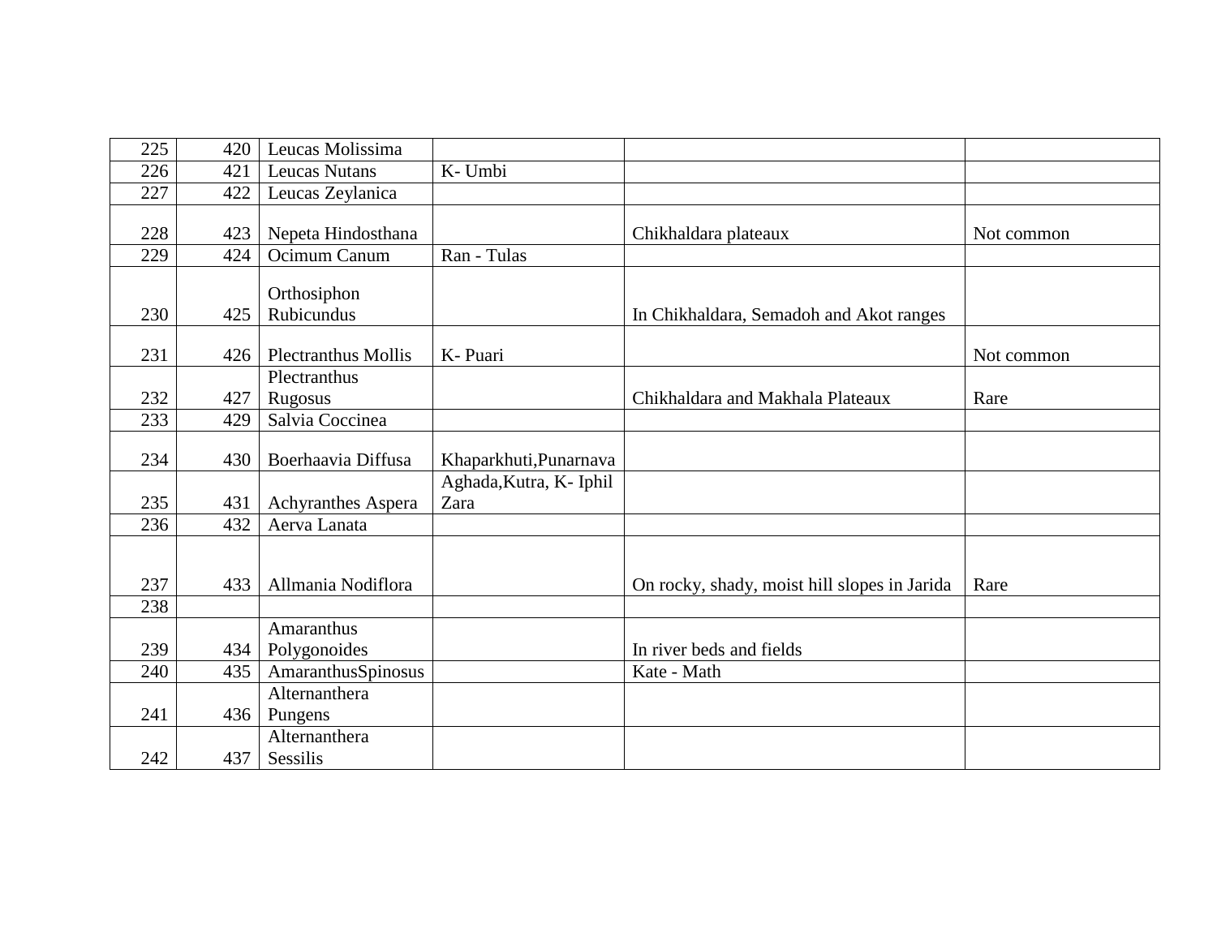| | | | | | |
|---|---|---|---|---|---|
| 225 | 420 | Leucas Molissima | | | |
| 226 | 421 | Leucas Nutans | K- Umbi | | |
| 227 | 422 | Leucas Zeylanica | | | |
| 228 | 423 | Nepeta Hindosthana | | Chikhaldara plateaux | Not common |
| 229 | 424 | Ocimum Canum | Ran - Tulas | | |
| 230 | 425 | Orthosiphon Rubicundus | | In Chikhaldara, Semadoh and Akot ranges | |
| 231 | 426 | Plectranthus Mollis | K- Puari | | Not common |
| 232 | 427 | Plectranthus Rugosus | | Chikhaldara and Makhala Plateaux | Rare |
| 233 | 429 | Salvia Coccinea | | | |
| 234 | 430 | Boerhaavia Diffusa | Khaparkhuti,Punarnava | | |
| 235 | 431 | Achyranthes Aspera | Aghada,Kutra, K- Iphil Zara | | |
| 236 | 432 | Aerva Lanata | | | |
| 237 | 433 | Allmania Nodiflora | | On rocky, shady, moist hill slopes in Jarida | Rare |
| 238 | | | | | |
| 239 | 434 | Amaranthus Polygonoides | | In river beds and fields | |
| 240 | 435 | AmaranthusSpinosus | | Kate - Math | |
| 241 | 436 | Alternanthera Pungens | | | |
| 242 | 437 | Alternanthera Sessilis | | | |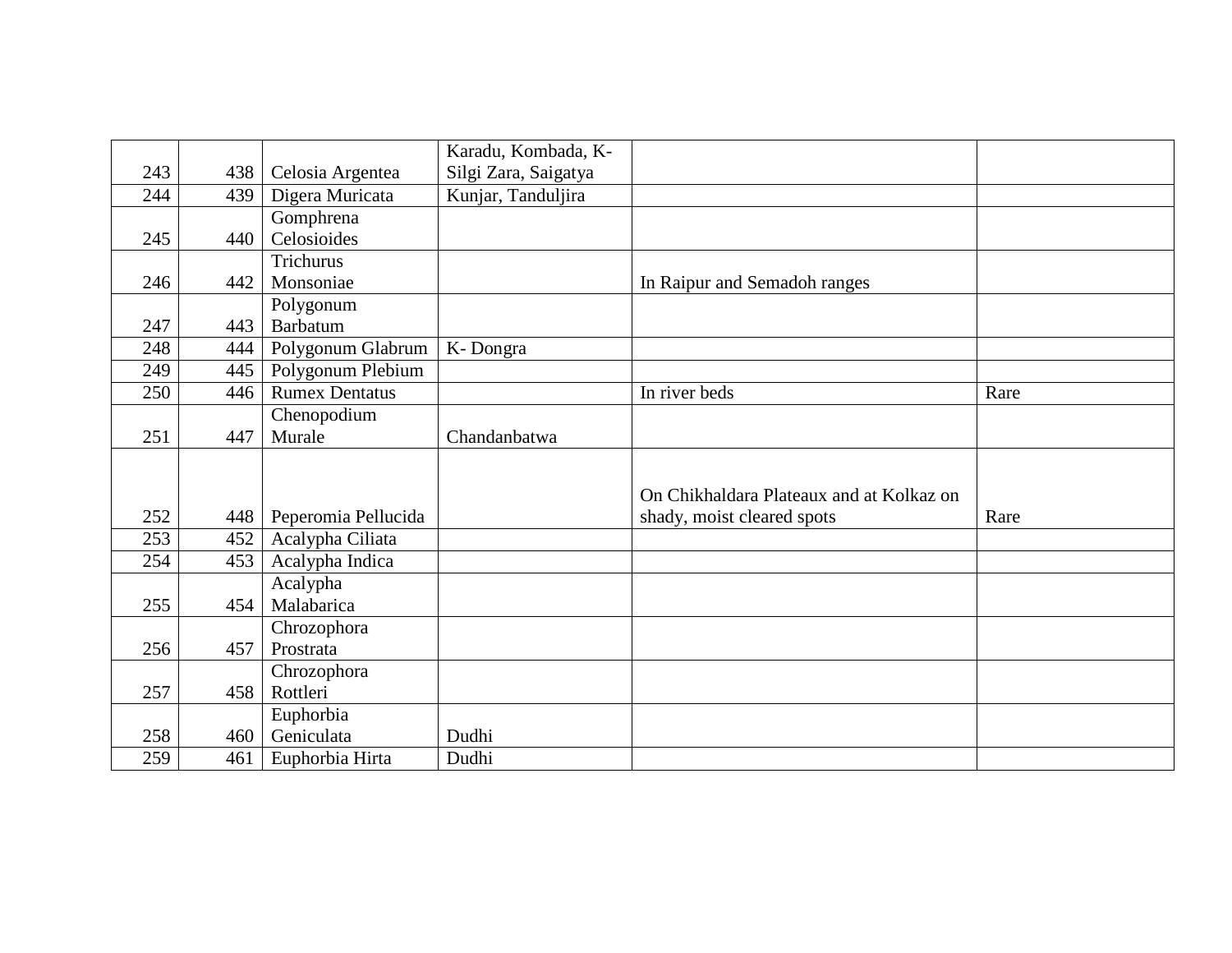| | | | | | |
|---|---|---|---|---|---|
| 243 | 438 | Celosia Argentea | Karadu, Kombada, K-Silgi Zara, Saigatya | | |
| 244 | 439 | Digera Muricata | Kunjar, Tanduljira | | |
| 245 | 440 | Gomphrena Celosioides | | | |
| 246 | 442 | Trichurus Monsoniae | | In Raipur and Semadoh ranges | |
| 247 | 443 | Polygonum Barbatum | | | |
| 248 | 444 | Polygonum Glabrum | K- Dongra | | |
| 249 | 445 | Polygonum Plebium | | | |
| 250 | 446 | Rumex Dentatus | | In river beds | Rare |
| 251 | 447 | Chenopodium Murale | Chandanbatwa | | |
| 252 | 448 | Peperomia Pellucida | | On Chikhaldara Plateaux and at Kolkaz on shady, moist cleared spots | Rare |
| 253 | 452 | Acalypha Ciliata | | | |
| 254 | 453 | Acalypha Indica | | | |
| 255 | 454 | Acalypha Malabarica | | | |
| 256 | 457 | Chrozophora Prostrata | | | |
| 257 | 458 | Chrozophora Rottleri | | | |
| 258 | 460 | Euphorbia Geniculata | Dudhi | | |
| 259 | 461 | Euphorbia Hirta | Dudhi | | |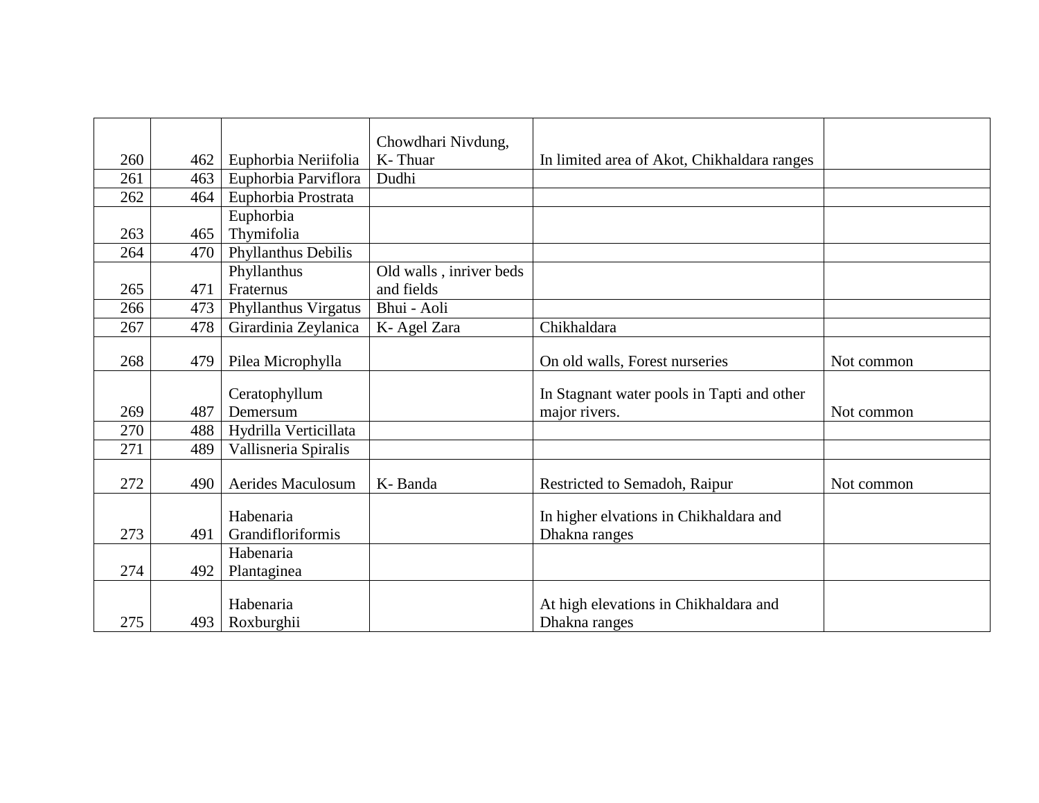| | | | | | |
|---|---|---|---|---|---|
| 260 | 462 | Euphorbia Neriifolia | Chowdhari Nivdung, K- Thuar | In limited area of Akot, Chikhaldara ranges | |
| 261 | 463 | Euphorbia Parviflora | Dudhi | | |
| 262 | 464 | Euphorbia Prostrata | | | |
| 263 | 465 | Euphorbia Thymifolia | | | |
| 264 | 470 | Phyllanthus Debilis | | | |
| 265 | 471 | Phyllanthus Fraternus | Old walls , inriver beds and fields | | |
| 266 | 473 | Phyllanthus Virgatus | Bhui - Aoli | | |
| 267 | 478 | Girardinia Zeylanica | K- Agel Zara | Chikhaldara | |
| 268 | 479 | Pilea Microphylla | | On old walls, Forest nurseries | Not common |
| 269 | 487 | Ceratophyllum Demersum | | In Stagnant water pools in Tapti and other major rivers. | Not common |
| 270 | 488 | Hydrilla Verticillata | | | |
| 271 | 489 | Vallisneria Spiralis | | | |
| 272 | 490 | Aerides Maculosum | K- Banda | Restricted to Semadoh, Raipur | Not common |
| 273 | 491 | Habenaria Grandifloriformis | | In higher elvations in Chikhaldara and Dhakna ranges | |
| 274 | 492 | Habenaria Plantaginea | | | |
| 275 | 493 | Habenaria Roxburghii | | At high elevations in Chikhaldara and Dhakna ranges | |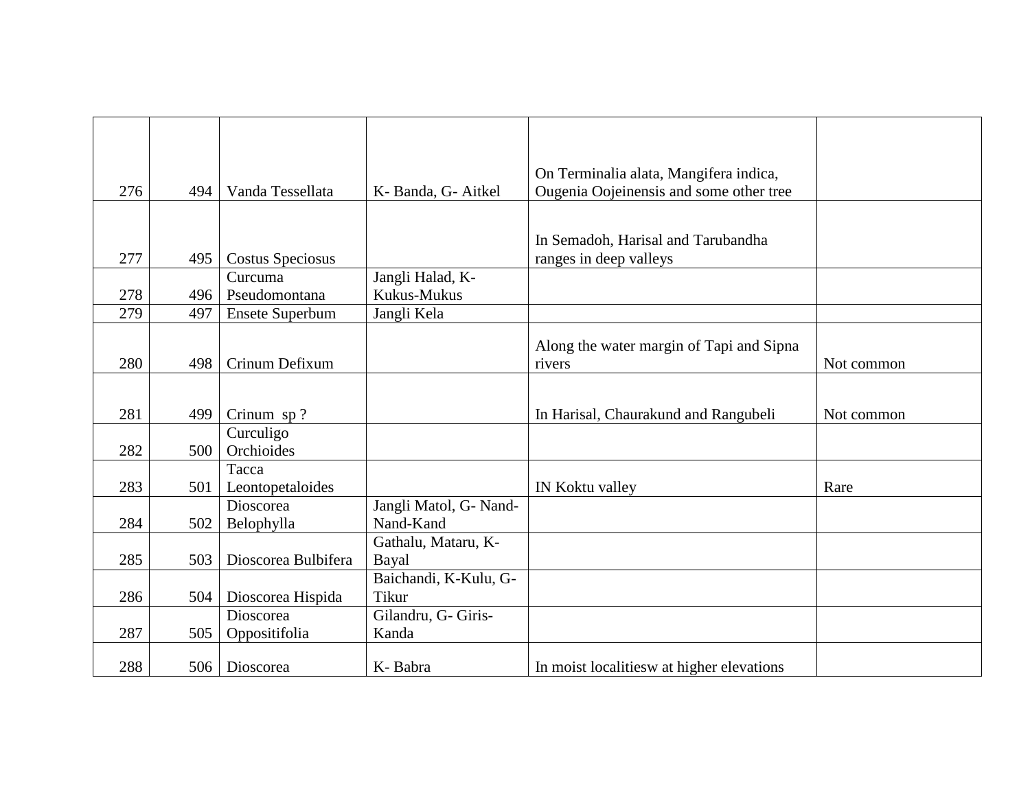| | | | | | |
|---|---|---|---|---|---|
| 276 | 494 | Vanda Tessellata | K- Banda, G- Aitkel | On Terminalia alata, Mangifera indica, Ougenia Oojeinensis and some other tree | |
| 277 | 495 | Costus Speciosus | | In Semadoh, Harisal and Tarubandha ranges in deep valleys | |
| 278 | 496 | Curcuma Pseudomontana | Jangli Halad, K-Kukus-Mukus | | |
| 279 | 497 | Ensete Superbum | Jangli Kela | | |
| 280 | 498 | Crinum Defixum | | Along the water margin of Tapi and Sipna rivers | Not common |
| 281 | 499 | Crinum sp ? | | In Harisal, Chaurakund and Rangubeli | Not common |
| 282 | 500 | Curculigo Orchioides | | | |
| 283 | 501 | Tacca Leontopetaloides | | IN Koktu valley | Rare |
| 284 | 502 | Dioscorea Belophylla | Jangli Matol, G- Nand-Nand-Kand | | |
| 285 | 503 | Dioscorea Bulbifera | Gathalu, Mataru, K-Bayal | | |
| 286 | 504 | Dioscorea Hispida | Baichandi, K-Kulu, G-Tikur | | |
| 287 | 505 | Dioscorea Oppositifolia | Gilandru, G- Giris-Kanda | | |
| 288 | 506 | Dioscorea | K- Babra | In moist localitiesw at higher elevations | |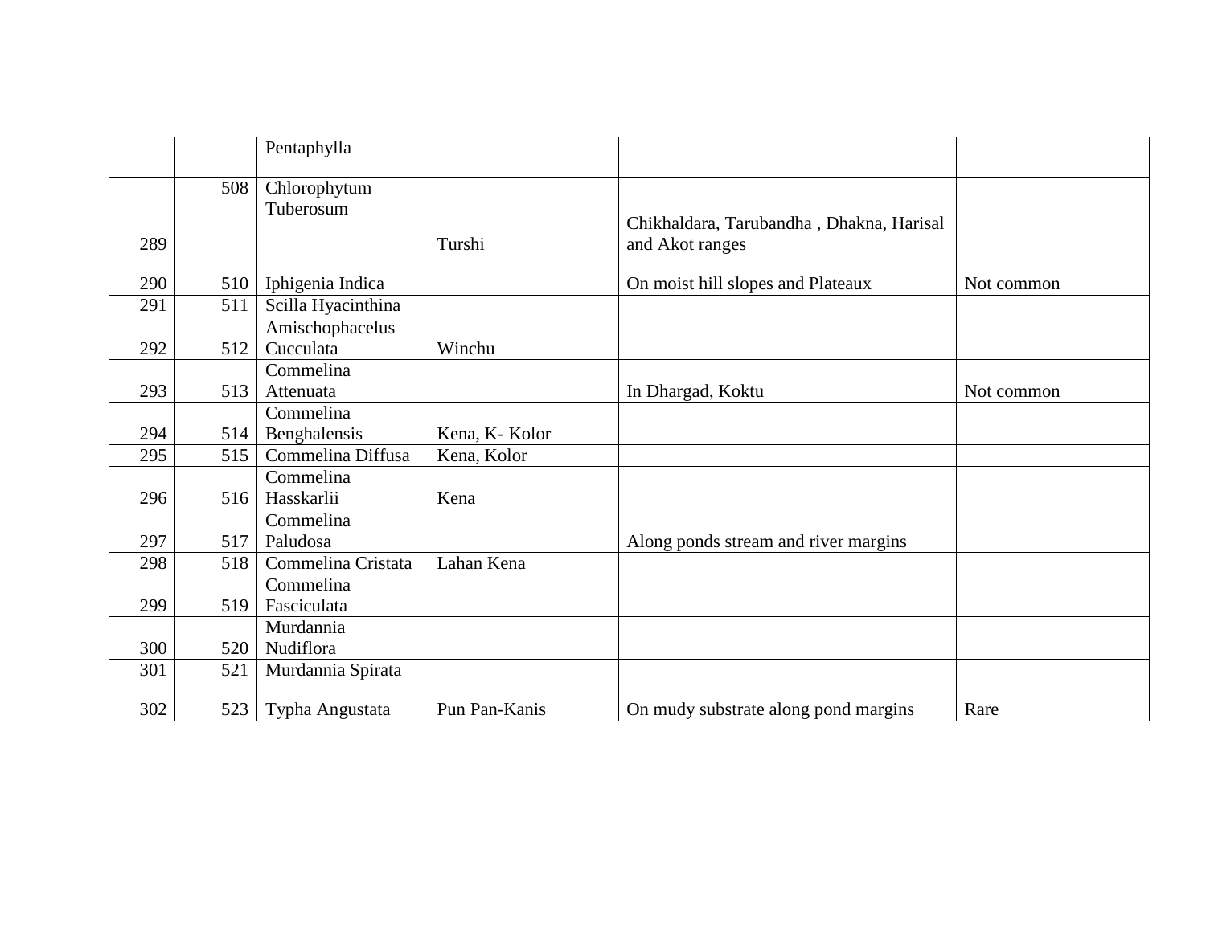| | | | | | |
|---|---|---|---|---|---|
| | | Pentaphylla | | | |
| 289 | 508 | Chlorophytum Tuberosum | Turshi | Chikhaldara, Tarubandha , Dhakna, Harisal and Akot ranges | |
| 290 | 510 | Iphigenia Indica | | On moist hill slopes and Plateaux | Not common |
| 291 | 511 | Scilla Hyacinthina | | | |
| 292 | 512 | Amischophacelus Cucculata | Winchu | | |
| 293 | 513 | Commelina Attenuata | | In Dhargad, Koktu | Not common |
| 294 | 514 | Commelina Benghalensis | Kena, K- Kolor | | |
| 295 | 515 | Commelina Diffusa | Kena, Kolor | | |
| 296 | 516 | Commelina Hasskarlii | Kena | | |
| 297 | 517 | Commelina Paludosa | | Along ponds stream and river margins | |
| 298 | 518 | Commelina Cristata | Lahan Kena | | |
| 299 | 519 | Commelina Fasciculata | | | |
| 300 | 520 | Murdannia Nudiflora | | | |
| 301 | 521 | Murdannia Spirata | | | |
| 302 | 523 | Typha Angustata | Pun Pan-Kanis | On mudy substrate along pond margins | Rare |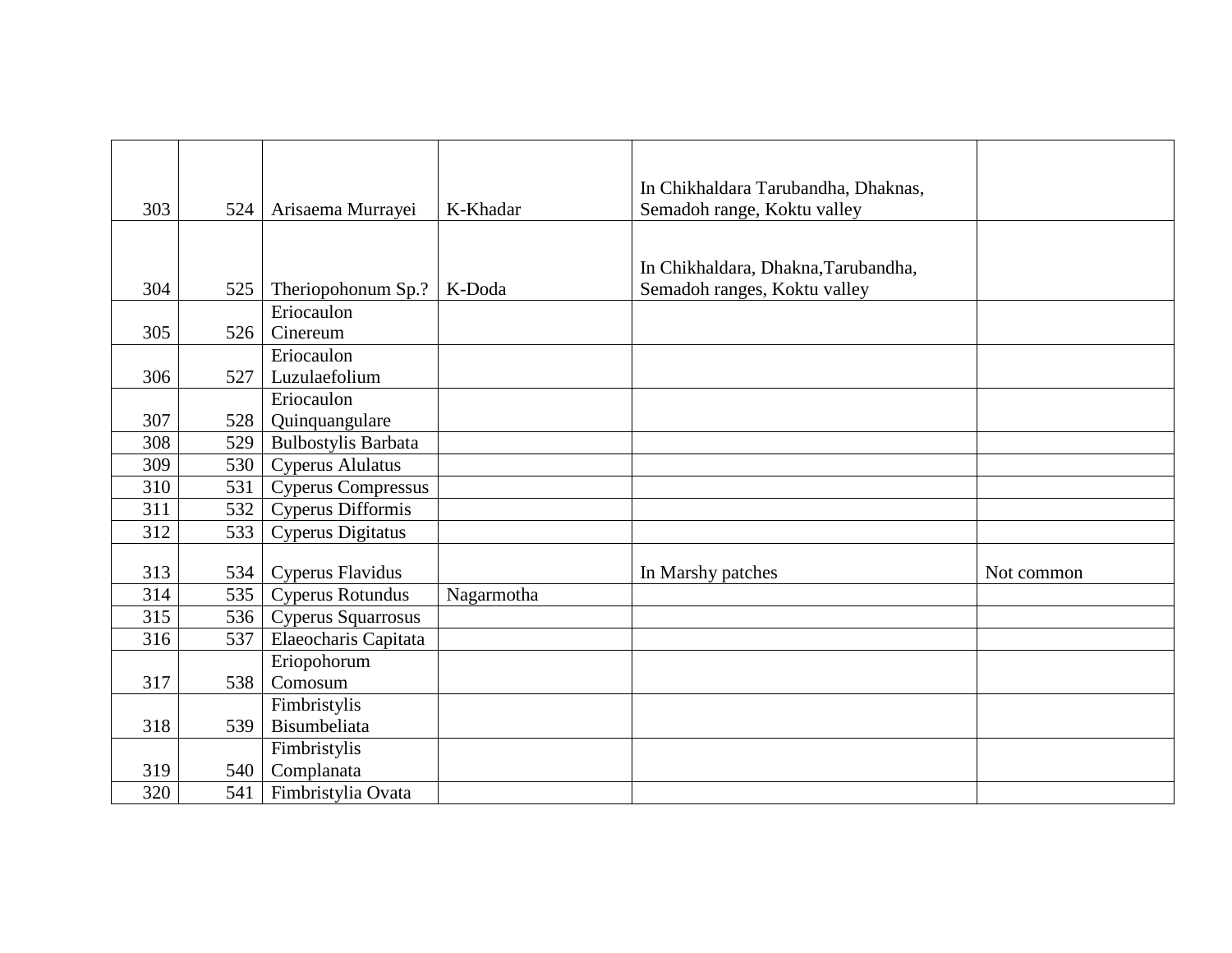| | | | | | |
|---|---|---|---|---|---|
| 303 | 524 | Arisaema Murrayei | K-Khadar | In Chikhaldara Tarubandha, Dhaknas, Semadoh range, Koktu valley | |
| 304 | 525 | Theriopohonum Sp.? | K-Doda | In Chikhaldara, Dhakna,Tarubandha, Semadoh ranges, Koktu valley | |
| 305 | 526 | Eriocaulon Cinereum | | | |
| 306 | 527 | Eriocaulon Luzulaefolium | | | |
| 307 | 528 | Eriocaulon Quinquangulare | | | |
| 308 | 529 | Bulbostylis Barbata | | | |
| 309 | 530 | Cyperus Alulatus | | | |
| 310 | 531 | Cyperus Compressus | | | |
| 311 | 532 | Cyperus Difformis | | | |
| 312 | 533 | Cyperus Digitatus | | | |
| 313 | 534 | Cyperus Flavidus | | In Marshy patches | Not common |
| 314 | 535 | Cyperus Rotundus | Nagarmotha | | |
| 315 | 536 | Cyperus Squarrosus | | | |
| 316 | 537 | Elaeocharis Capitata | | | |
| 317 | 538 | Eriopohorum Comosum | | | |
| 318 | 539 | Fimbristylis Bisumbeliata | | | |
| 319 | 540 | Fimbristylis Complanata | | | |
| 320 | 541 | Fimbristylia Ovata | | | |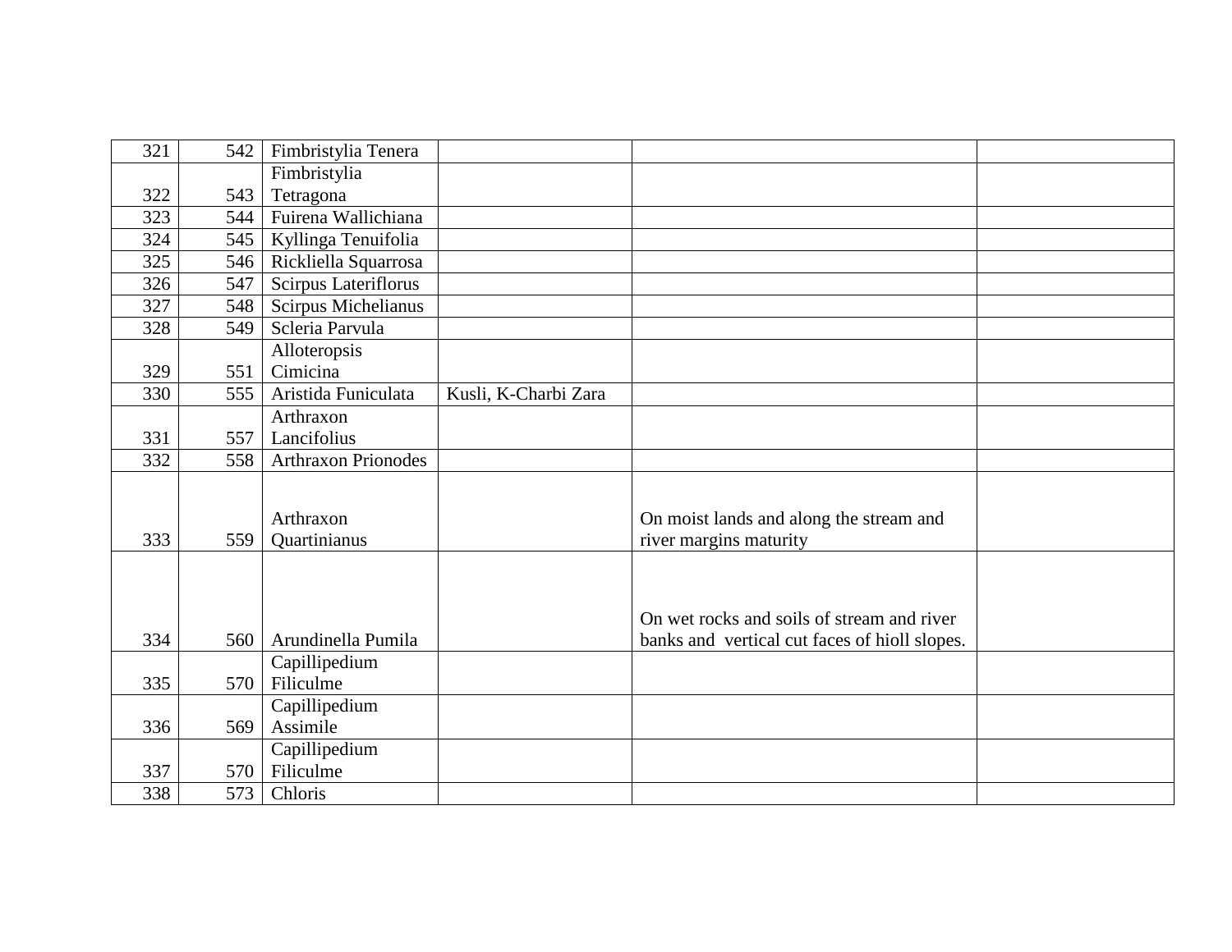| | | | | | |
|---|---|---|---|---|---|
| 321 | 542 | Fimbristylia Tenera | | | |
| 322 | 543 | Fimbristylia Tetragona | | | |
| 323 | 544 | Fuirena Wallichiana | | | |
| 324 | 545 | Kyllinga Tenuifolia | | | |
| 325 | 546 | Rickliella Squarrosa | | | |
| 326 | 547 | Scirpus Lateriflorus | | | |
| 327 | 548 | Scirpus Michelianus | | | |
| 328 | 549 | Scleria Parvula | | | |
| 329 | 551 | Alloteropsis Cimicina | | | |
| 330 | 555 | Aristida Funiculata | Kusli, K-Charbi Zara | | |
| 331 | 557 | Arthraxon Lancifolius | | | |
| 332 | 558 | Arthraxon Prionodes | | | |
| 333 | 559 | Arthraxon Quartinianus | | On moist lands and along the stream and river margins maturity | |
| 334 | 560 | Arundinella Pumila | | On wet rocks and soils of stream and river banks and vertical cut faces of hioll slopes. | |
| 335 | 570 | Capillipedium Filiculme | | | |
| 336 | 569 | Capillipedium Assimile | | | |
| 337 | 570 | Capillipedium Filiculme | | | |
| 338 | 573 | Chloris | | | |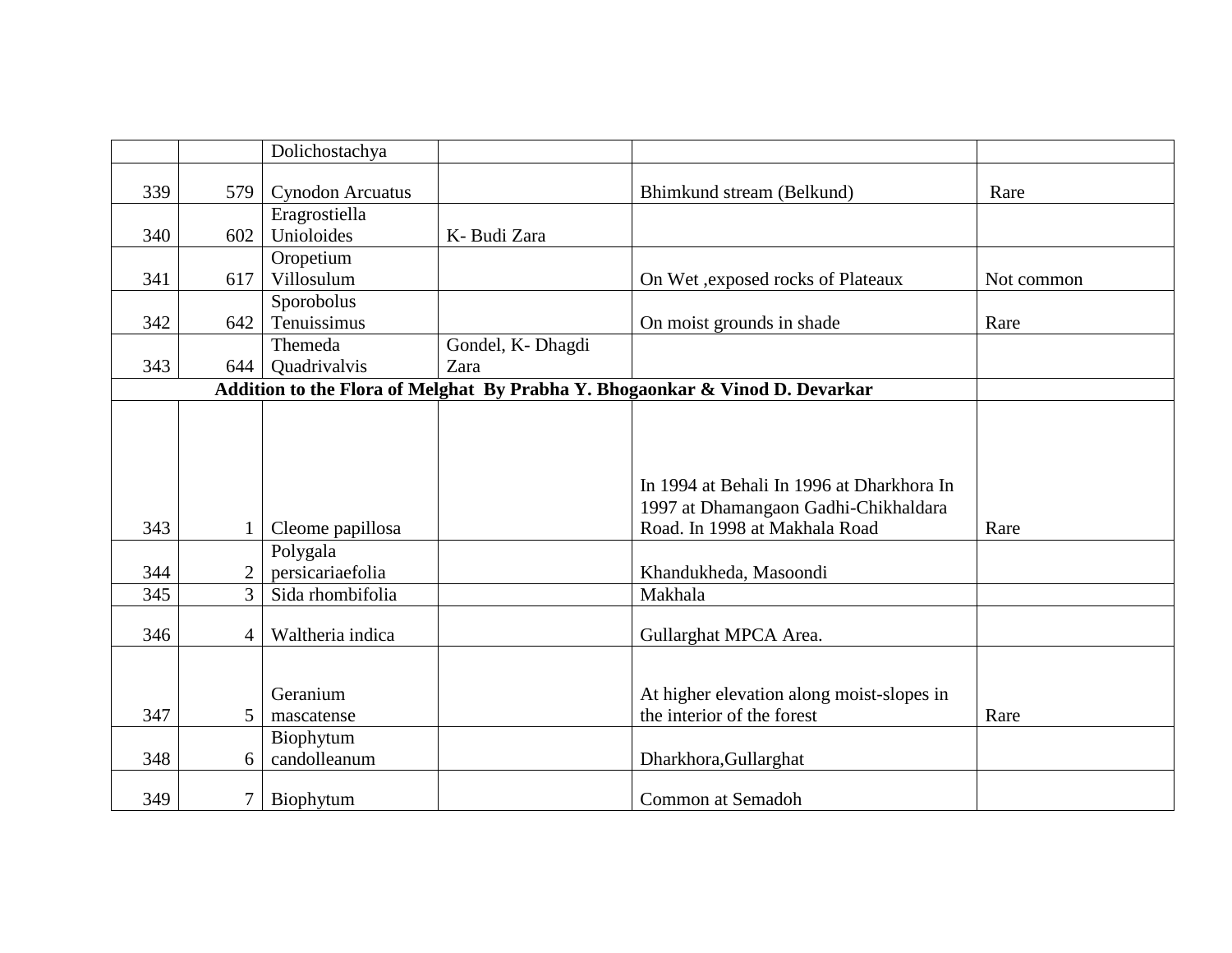| | | | | | |
|---|---|---|---|---|---|
| | | Dolichostachya | | | |
| 339 | 579 | Cynodon Arcuatus | | Bhimkund stream (Belkund) | Rare |
| 340 | 602 | Eragrostiella Unioloides | K- Budi Zara | | |
| 341 | 617 | Oropetium Villosulum | | On Wet ,exposed rocks of Plateaux | Not common |
| 342 | 642 | Sporobolus Tenuissimus | | On moist grounds in shade | Rare |
| 343 | 644 | Themeda Quadrivalvis | Gondel, K- Dhagdi Zara | | |
| **Addition to the Flora of Melghat By Prabha Y. Bhogaonkar & Vinod D. Devarkar** | | | | | |
| 343 | 1 | Cleome papillosa | | In 1994 at Behali In 1996 at Dharkhora In 1997 at Dhamangaon Gadhi-Chikhaldara Road. In 1998 at Makhala Road | Rare |
| 344 | 2 | Polygala persicariaefolia | | Khandukheda, Masoondi | |
| 345 | 3 | Sida rhombifolia | | Makhala | |
| 346 | 4 | Waltheria indica | | Gullarghat MPCA Area. | |
| 347 | 5 | Geranium mascatense | | At higher elevation along moist-slopes in the interior of the forest | Rare |
| 348 | 6 | Biophytum candolleanum | | Dharkhora,Gullarghat | |
| 349 | 7 | Biophytum | | Common at Semadoh | |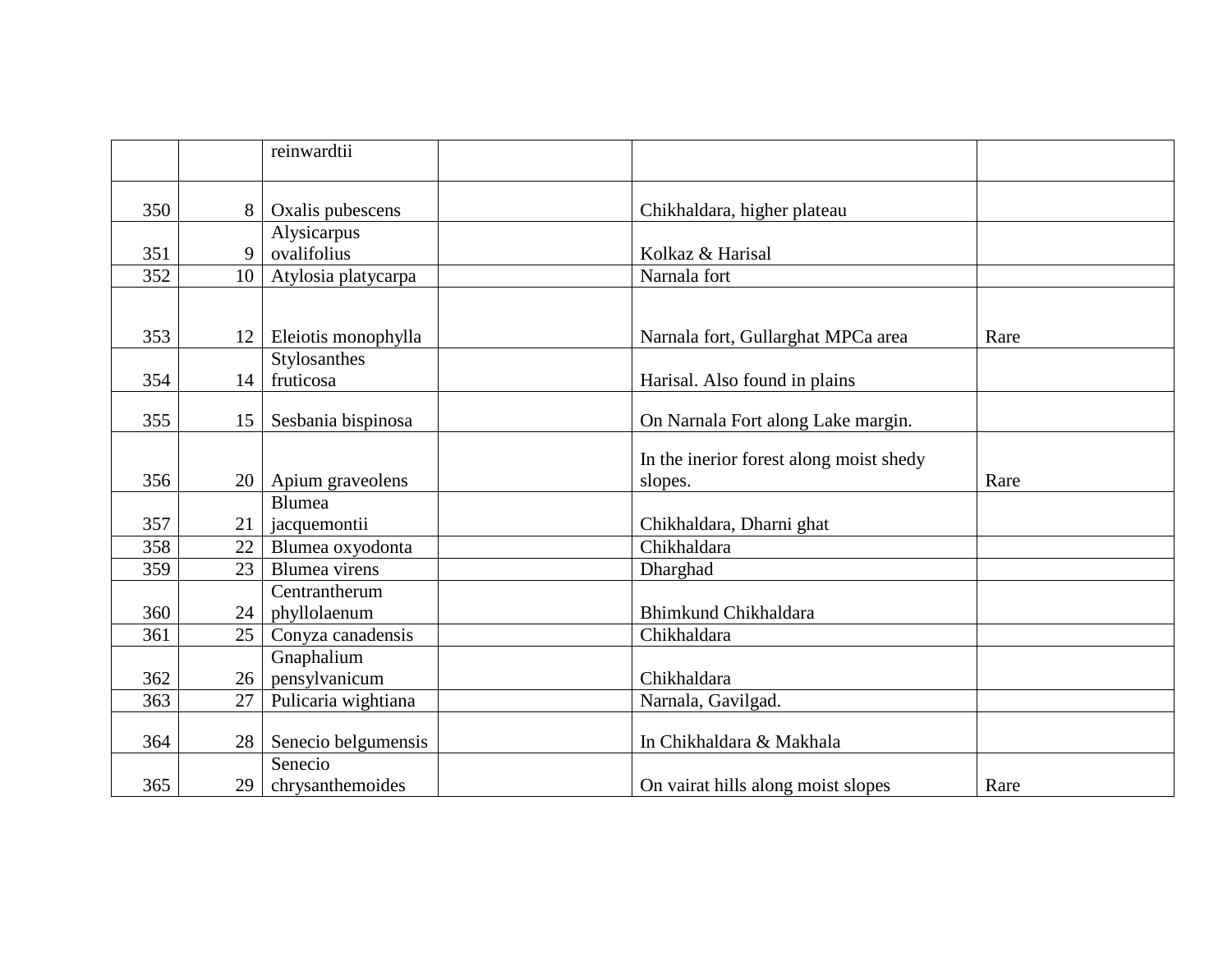| | | | | | |
|---|---|---|---|---|---|
| | | reinwardtii | | | |
| 350 | 8 | Oxalis pubescens | | Chikhaldara, higher plateau | |
| 351 | 9 | Alysicarpus ovalifolius | | Kolkaz & Harisal | |
| 352 | 10 | Atylosia platycarpa | | Narnala fort | |
| 353 | 12 | Eleiotis monophylla | | Narnala fort, Gullarghat MPCa area | Rare |
| 354 | 14 | Stylosanthes fruticosa | | Harisal. Also found in plains | |
| 355 | 15 | Sesbania bispinosa | | On Narnala Fort along Lake margin. | |
| 356 | 20 | Apium graveolens | | In the inerior forest along moist shedy slopes. | Rare |
| 357 | 21 | Blumea jacquemontii | | Chikhaldara, Dharni ghat | |
| 358 | 22 | Blumea oxyodonta | | Chikhaldara | |
| 359 | 23 | Blumea virens | | Dharghad | |
| 360 | 24 | Centrantherum phyllolaenum | | Bhimkund Chikhaldara | |
| 361 | 25 | Conyza canadensis | | Chikhaldara | |
| 362 | 26 | Gnaphalium pensylvanicum | | Chikhaldara | |
| 363 | 27 | Pulicaria wightiana | | Narnala, Gavilgad. | |
| 364 | 28 | Senecio belgumensis | | In Chikhaldara & Makhala | |
| 365 | 29 | Senecio chrysanthemoides | | On vairat hills along moist slopes | Rare |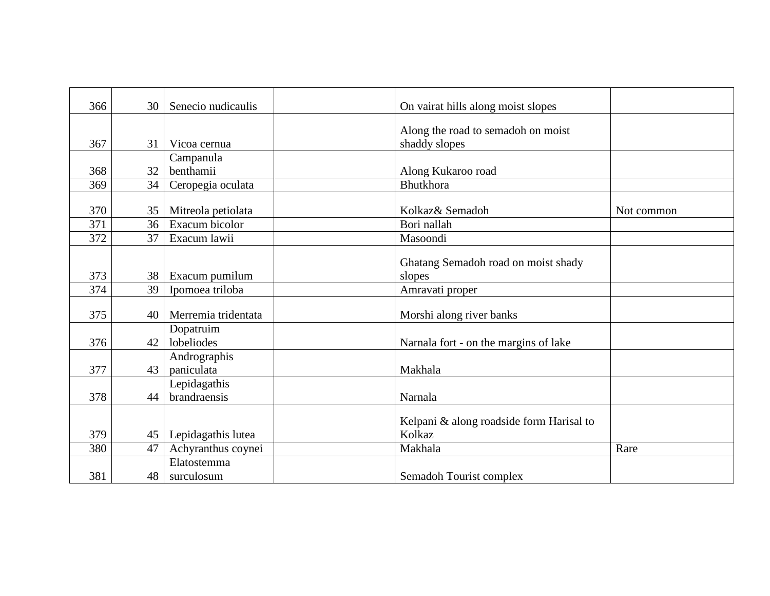| | | | | | |
|---|---|---|---|---|---|
| 366 | 30 | Senecio nudicaulis | | On vairat hills along moist slopes | |
| 367 | 31 | Vicoa cernua | | Along the road to semadoh on moist shaddy slopes | |
| 368 | 32 | Campanula benthamii | | Along Kukaroo road | |
| 369 | 34 | Ceropegia oculata | | Bhutkhora | |
| 370 | 35 | Mitreola petiolata | | Kolkaz& Semadoh | Not common |
| 371 | 36 | Exacum bicolor | | Bori nallah | |
| 372 | 37 | Exacum lawii | | Masoondi | |
| 373 | 38 | Exacum pumilum | | Ghatang Semadoh road on moist shady slopes | |
| 374 | 39 | Ipomoea triloba | | Amravati proper | |
| 375 | 40 | Merremia tridentata | | Morshi along river banks | |
| 376 | 42 | Dopatruim lobeliodes | | Narnala fort - on the margins of lake | |
| 377 | 43 | Andrographis paniculata | | Makhala | |
| 378 | 44 | Lepidagathis brandraensis | | Narnala | |
| 379 | 45 | Lepidagathis lutea | | Kelpani & along roadside form Harisal to Kolkaz | |
| 380 | 47 | Achyranthus coynei | | Makhala | Rare |
| 381 | 48 | Elatostemma surculosum | | Semadoh Tourist complex | |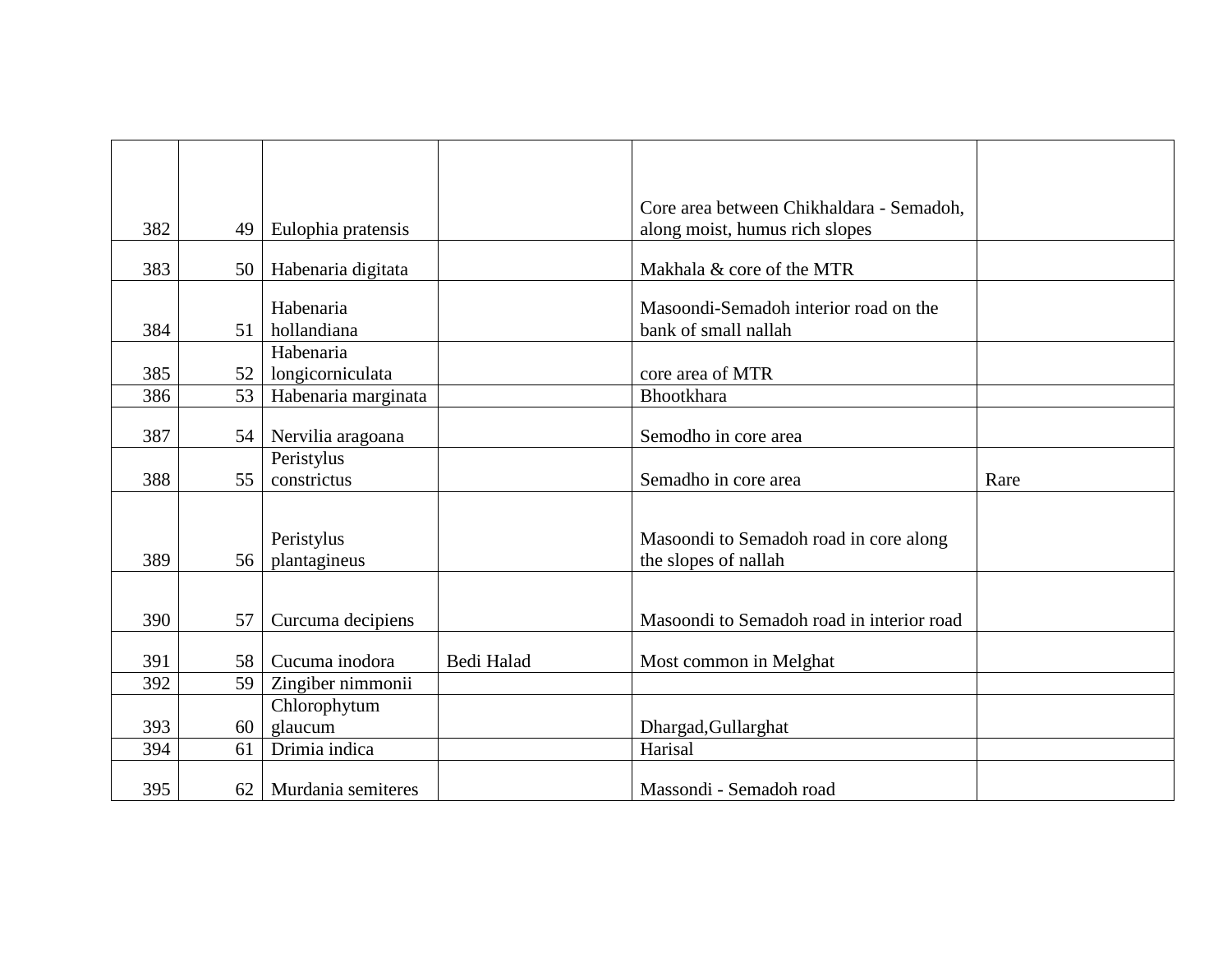| | | | | | |
|---|---|---|---|---|---|
| 382 | 49 | Eulophia pratensis | | Core area between Chikhaldara - Semadoh, along moist, humus rich slopes | |
| 383 | 50 | Habenaria digitata | | Makhala & core of the MTR | |
| 384 | 51 | Habenaria hollandiana | | Masoondi-Semadoh interior road on the bank of small nallah | |
| 385 | 52 | Habenaria longicorniculata | | core area of MTR | |
| 386 | 53 | Habenaria marginata | | Bhootkhara | |
| 387 | 54 | Nervilia aragoana | | Semodho in core area | |
| 388 | 55 | Peristylus constrictus | | Semadho in core area | Rare |
| 389 | 56 | Peristylus plantagineus | | Masoondi to Semadoh road in core along the slopes of nallah | |
| 390 | 57 | Curcuma decipiens | | Masoondi to Semadoh road in interior road | |
| 391 | 58 | Cucuma inodora | Bedi Halad | Most common in Melghat | |
| 392 | 59 | Zingiber nimmonii | | | |
| 393 | 60 | Chlorophytum glaucum | | Dhargad,Gullarghat | |
| 394 | 61 | Drimia indica | | Harisal | |
| 395 | 62 | Murdania semiteres | | Massondi - Semadoh road | |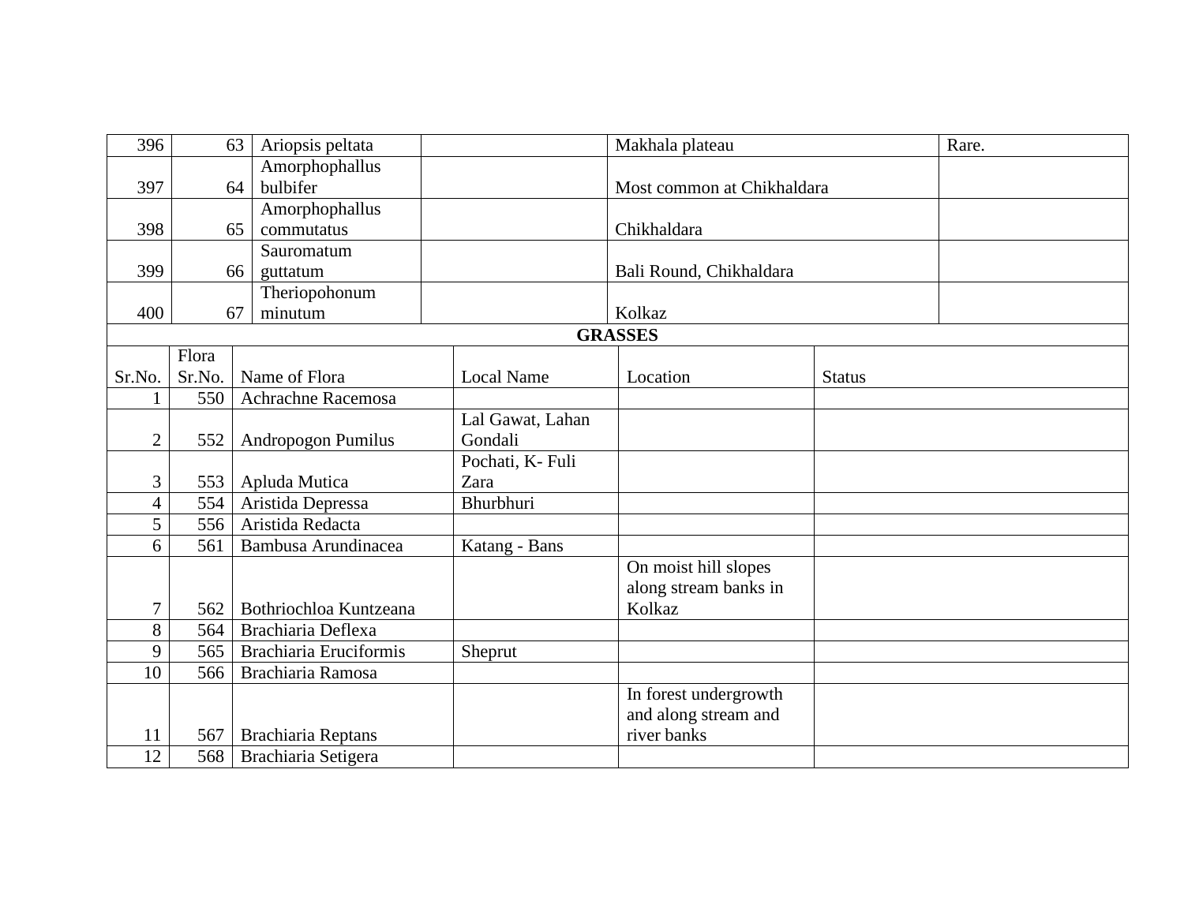| | | | | | |
|---|---|---|---|---|---|
| 396 | 63 | Ariopsis peltata | | Makhala plateau | Rare. |
| 397 | 64 | Amorphophallus bulbifer | | Most common at Chikhaldara | |
| 398 | 65 | Amorphophallus commutatus | | Chikhaldara | |
| 399 | 66 | Sauromatum guttatum | | Bali Round, Chikhaldara | |
| 400 | 67 | Theriopohonum minutum | | Kolkaz | |
| **GRASSES** | | | | | |
| Sr.No. | Flora Sr.No. | Name of Flora | Local Name | Location | Status |
| 1 | 550 | Achrachne Racemosa | | | |
| 2 | 552 | Andropogon Pumilus | Lal Gawat, Lahan Gondali | | |
| 3 | 553 | Apluda Mutica | Pochati, K- Fuli Zara | | |
| 4 | 554 | Aristida Depressa | Bhurbhuri | | |
| 5 | 556 | Aristida Redacta | | | |
| 6 | 561 | Bambusa Arundinacea | Katang - Bans | | |
| 7 | 562 | Bothriochloa Kuntzeana | | On moist hill slopes along stream banks in Kolkaz | |
| 8 | 564 | Brachiaria Deflexa | | | |
| 9 | 565 | Brachiaria Eruciformis | Sheprut | | |
| 10 | 566 | Brachiaria Ramosa | | | |
| 11 | 567 | Brachiaria Reptans | | In forest undergrowth and along stream and river banks | |
| 12 | 568 | Brachiaria Setigera | | | |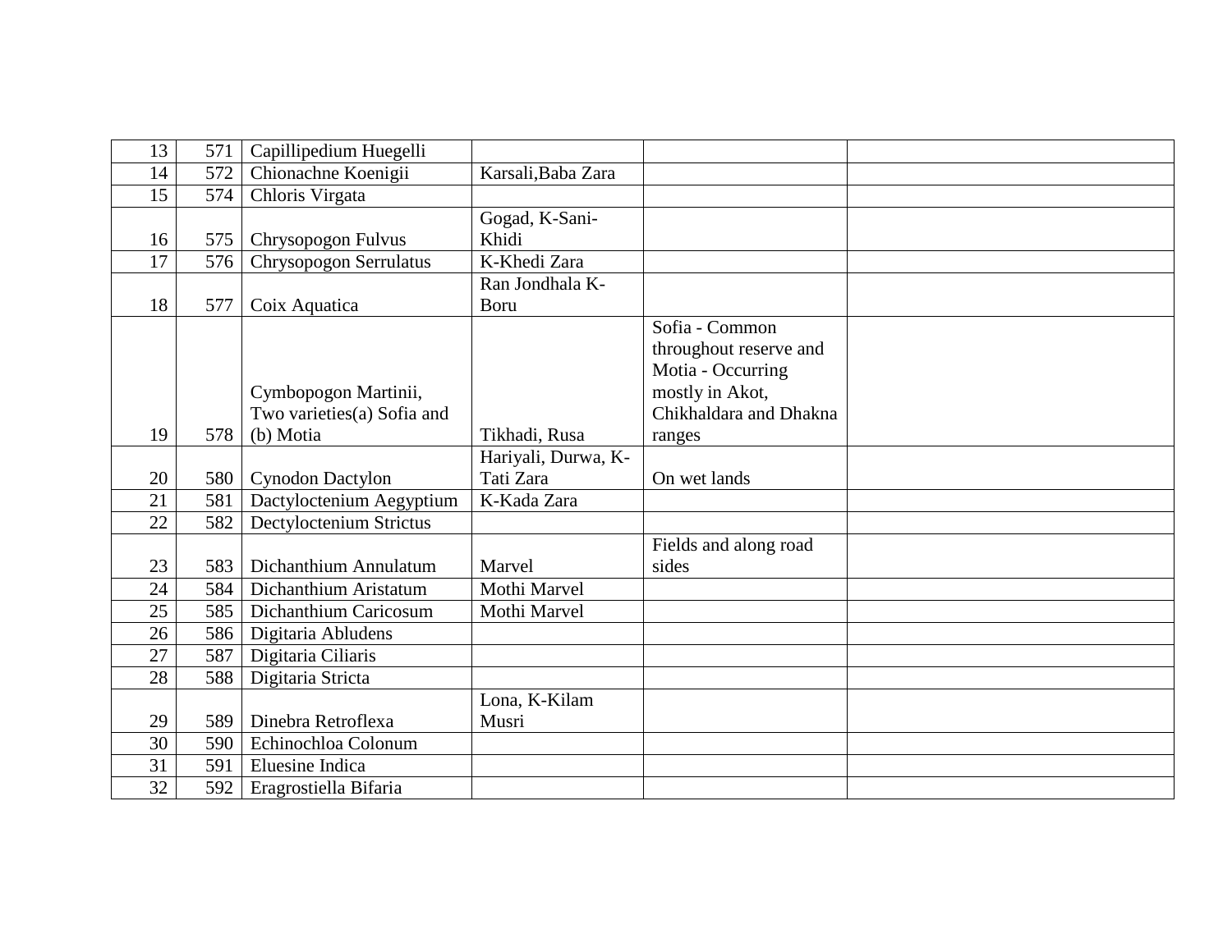| | | | | | |
|---|---|---|---|---|---|
| 13 | 571 | Capillipedium Huegelli | | | |
| 14 | 572 | Chionachne Koenigii | Karsali,Baba Zara | | |
| 15 | 574 | Chloris Virgata | | | |
| 16 | 575 | Chrysopogon Fulvus | Gogad, K-Sani-Khidi | | |
| 17 | 576 | Chrysopogon Serrulatus | K-Khedi Zara | | |
| 18 | 577 | Coix Aquatica | Ran Jondhala K-Boru | | |
| 19 | 578 | Cymbopogon Martinii, Two varieties(a) Sofia and (b) Motia | Tikhadi, Rusa | Sofia - Common throughout reserve and Motia - Occurring mostly in Akot, Chikhaldara and Dhakna ranges | |
| 20 | 580 | Cynodon Dactylon | Hariyali, Durwa, K-Tati Zara | On wet lands | |
| 21 | 581 | Dactyloctenium Aegyptium | K-Kada Zara | | |
| 22 | 582 | Dectyloctenium Strictus | | | |
| 23 | 583 | Dichanthium Annulatum | Marvel | Fields and along road sides | |
| 24 | 584 | Dichanthium Aristatum | Mothi Marvel | | |
| 25 | 585 | Dichanthium Caricosum | Mothi Marvel | | |
| 26 | 586 | Digitaria Abludens | | | |
| 27 | 587 | Digitaria Ciliaris | | | |
| 28 | 588 | Digitaria Stricta | | | |
| 29 | 589 | Dinebra Retroflexa | Lona, K-Kilam Musri | | |
| 30 | 590 | Echinochloa Colonum | | | |
| 31 | 591 | Eluesine Indica | | | |
| 32 | 592 | Eragrostiella Bifaria | | | |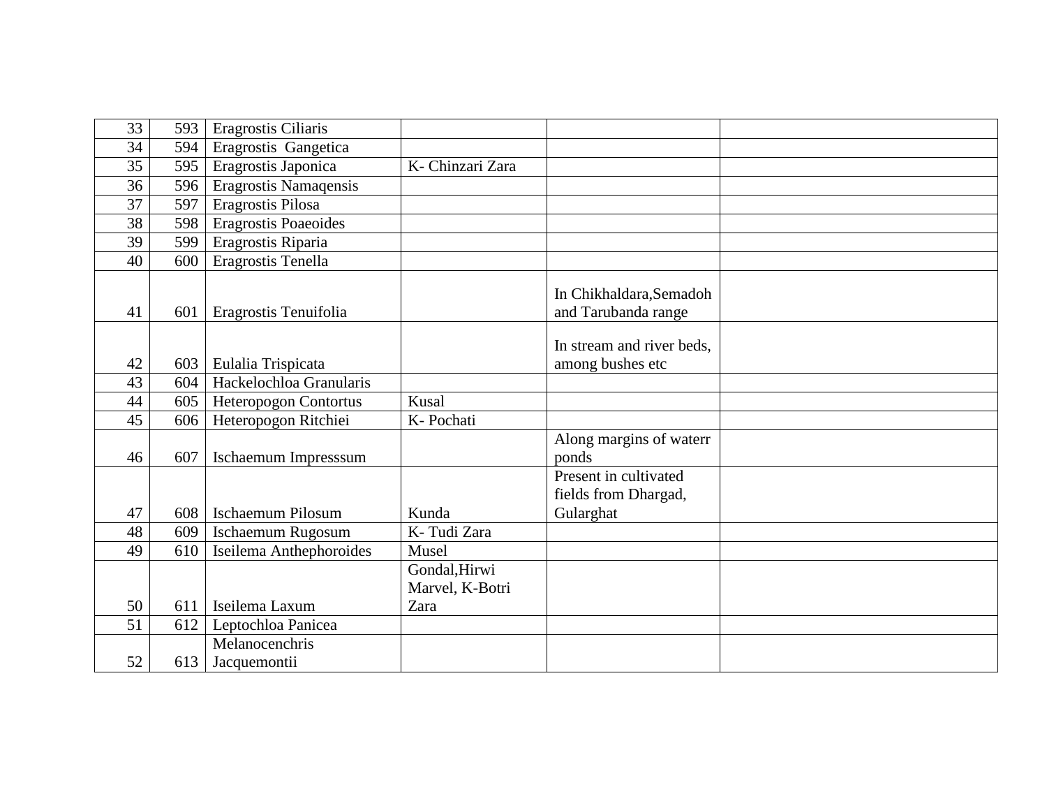| | | | | | |
|---|---|---|---|---|---|
| 33 | 593 | Eragrostis Ciliaris | | | |
| 34 | 594 | Eragrostis  Gangetica | | | |
| 35 | 595 | Eragrostis Japonica | K- Chinzari Zara | | |
| 36 | 596 | Eragrostis Namaqensis | | | |
| 37 | 597 | Eragrostis Pilosa | | | |
| 38 | 598 | Eragrostis Poaeoides | | | |
| 39 | 599 | Eragrostis Riparia | | | |
| 40 | 600 | Eragrostis Tenella | | | |
| 41 | 601 | Eragrostis Tenuifolia | | In Chikhaldara,Semadoh and Tarubanda range | |
| 42 | 603 | Eulalia Trispicata | | In stream and river beds, among bushes etc | |
| 43 | 604 | Hackelochloa Granularis | | | |
| 44 | 605 | Heteropogon Contortus | Kusal | | |
| 45 | 606 | Heteropogon Ritchiei | K- Pochati | | |
| 46 | 607 | Ischaemum Impresssum | | Along margins of waterr ponds | |
| 47 | 608 | Ischaemum Pilosum | Kunda | Present in cultivated fields from Dhargad, Gularghat | |
| 48 | 609 | Ischaemum Rugosum | K- Tudi Zara | | |
| 49 | 610 | Iseilema Anthephoroides | Musel | | |
| 50 | 611 | Iseilema Laxum | Gondal,Hirwi Marvel, K-Botri Zara | | |
| 51 | 612 | Leptochloa Panicea | | | |
| 52 | 613 | Melanocenchris Jacquemontii | | | |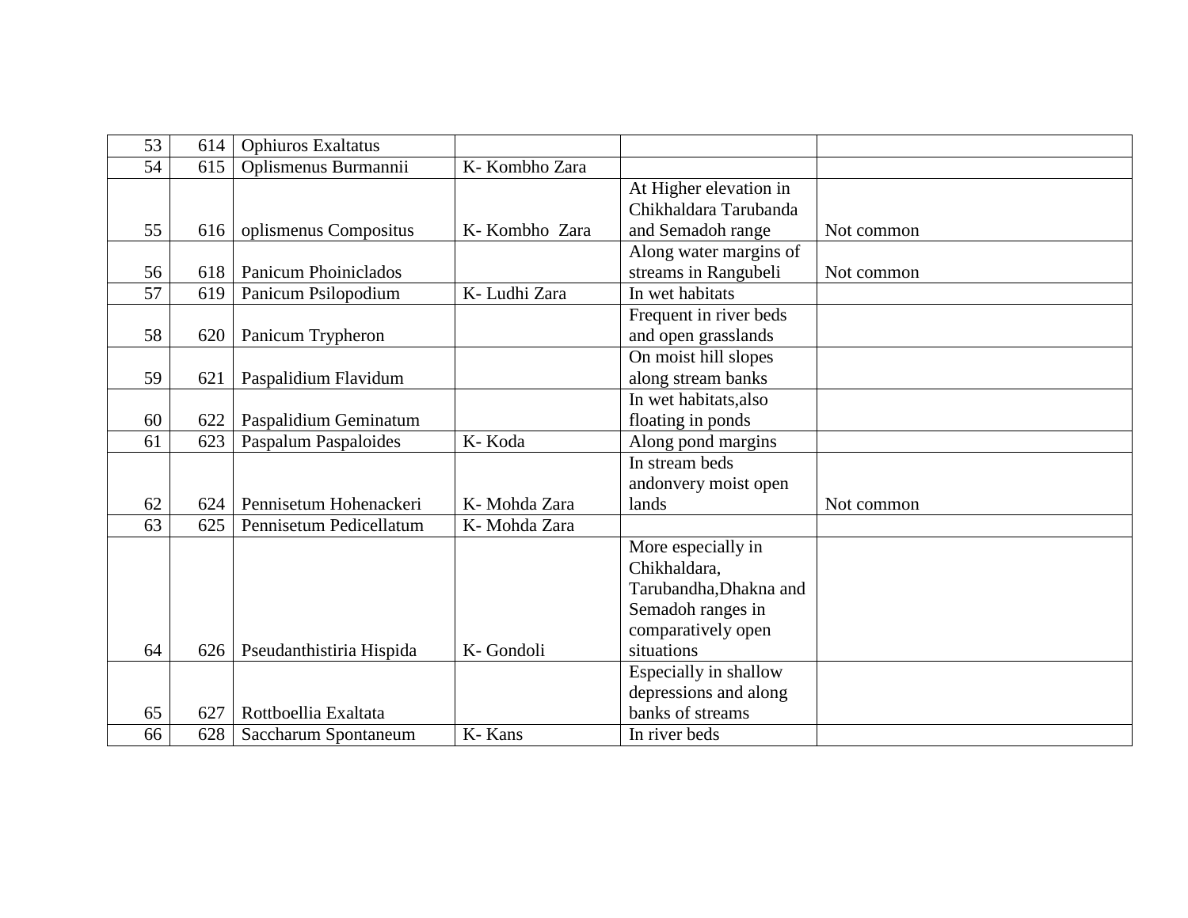| | | | | | |
|---|---|---|---|---|---|
| 53 | 614 | Ophiuros Exaltatus | | | |
| 54 | 615 | Oplismenus Burmannii | K- Kombho Zara | | |
| 55 | 616 | oplismenus Compositus | K- Kombho Zara | At Higher elevation in Chikhaldara Tarubanda and Semadoh range | Not common |
| 56 | 618 | Panicum Phoiniclados | | Along water margins of streams in Rangubeli | Not common |
| 57 | 619 | Panicum Psilopodium | K- Ludhi Zara | In wet habitats | |
| 58 | 620 | Panicum Trypheron | | Frequent in river beds and open grasslands | |
| 59 | 621 | Paspalidium Flavidum | | On moist hill slopes along stream banks | |
| 60 | 622 | Paspalidium Geminatum | | In wet habitats,also floating in ponds | |
| 61 | 623 | Paspalum Paspaloides | K- Koda | Along pond margins | |
| 62 | 624 | Pennisetum Hohenackeri | K- Mohda Zara | In stream beds andonvery moist open lands | Not common |
| 63 | 625 | Pennisetum Pedicellatum | K- Mohda Zara | | |
| 64 | 626 | Pseudanthistiria Hispida | K- Gondoli | More especially in Chikhaldara, Tarubandha,Dhakna and Semadoh ranges in comparatively open situations | |
| 65 | 627 | Rottboellia Exaltata | | Especially in shallow depressions and along banks of streams | |
| 66 | 628 | Saccharum Spontaneum | K- Kans | In river beds | |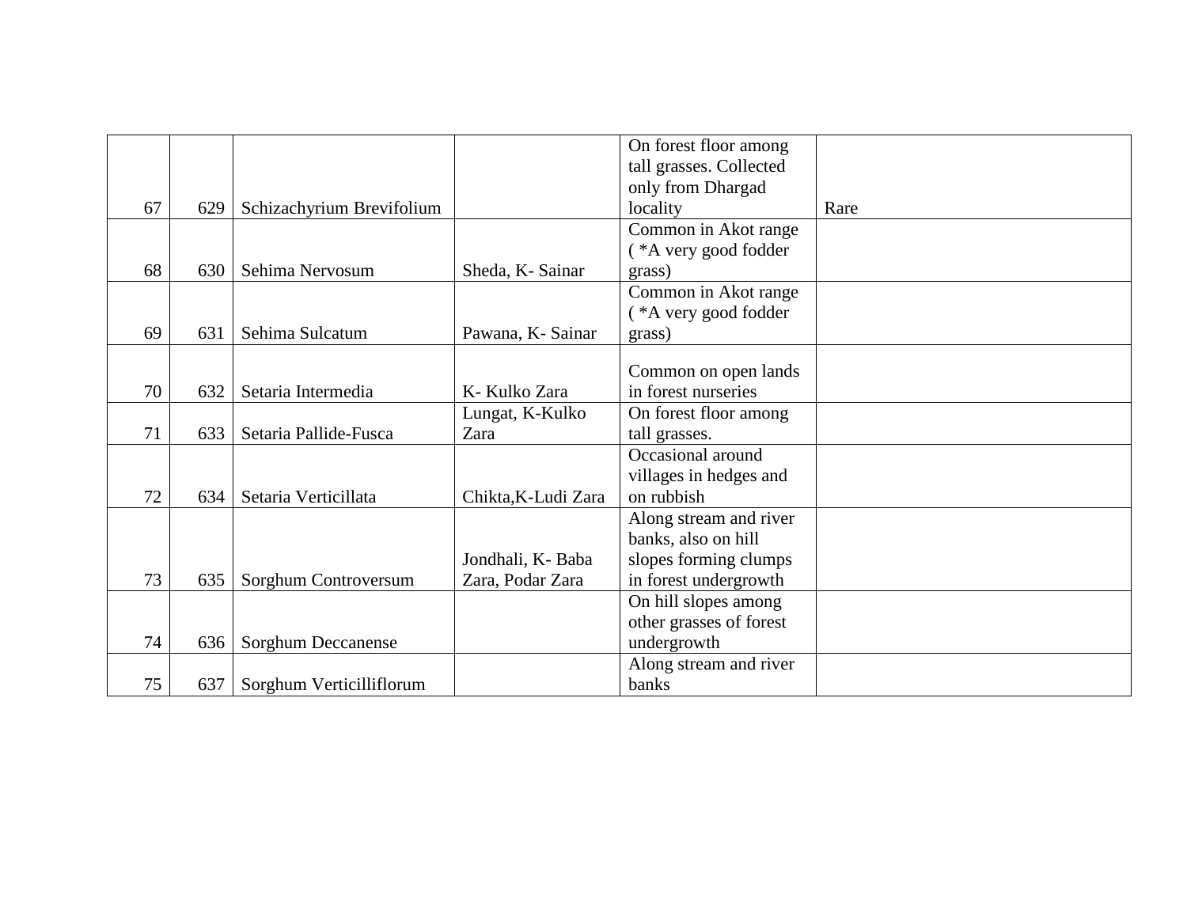| | | | | | |
|---|---|---|---|---|---|
| 67 | 629 | Schizachyrium Brevifolium | | On forest floor among tall grasses. Collected only from Dhargad locality | Rare |
| 68 | 630 | Sehima Nervosum | Sheda, K- Sainar | Common in Akot range ( *A very good fodder grass) | |
| 69 | 631 | Sehima Sulcatum | Pawana, K- Sainar | Common in Akot range ( *A very good fodder grass) | |
| 70 | 632 | Setaria Intermedia | K- Kulko Zara | Common on open lands in forest nurseries | |
| 71 | 633 | Setaria Pallide-Fusca | Lungat, K-Kulko Zara | On forest floor among tall grasses. | |
| 72 | 634 | Setaria Verticillata | Chikta,K-Ludi Zara | Occasional around villages in hedges and on rubbish | |
| 73 | 635 | Sorghum Controversum | Jondhali, K- Baba Zara, Podar Zara | Along stream and river banks, also on hill slopes forming clumps in forest undergrowth | |
| 74 | 636 | Sorghum Deccanense | | On hill slopes among other grasses of forest undergrowth | |
| 75 | 637 | Sorghum Verticilliflorum | | Along stream and river banks | |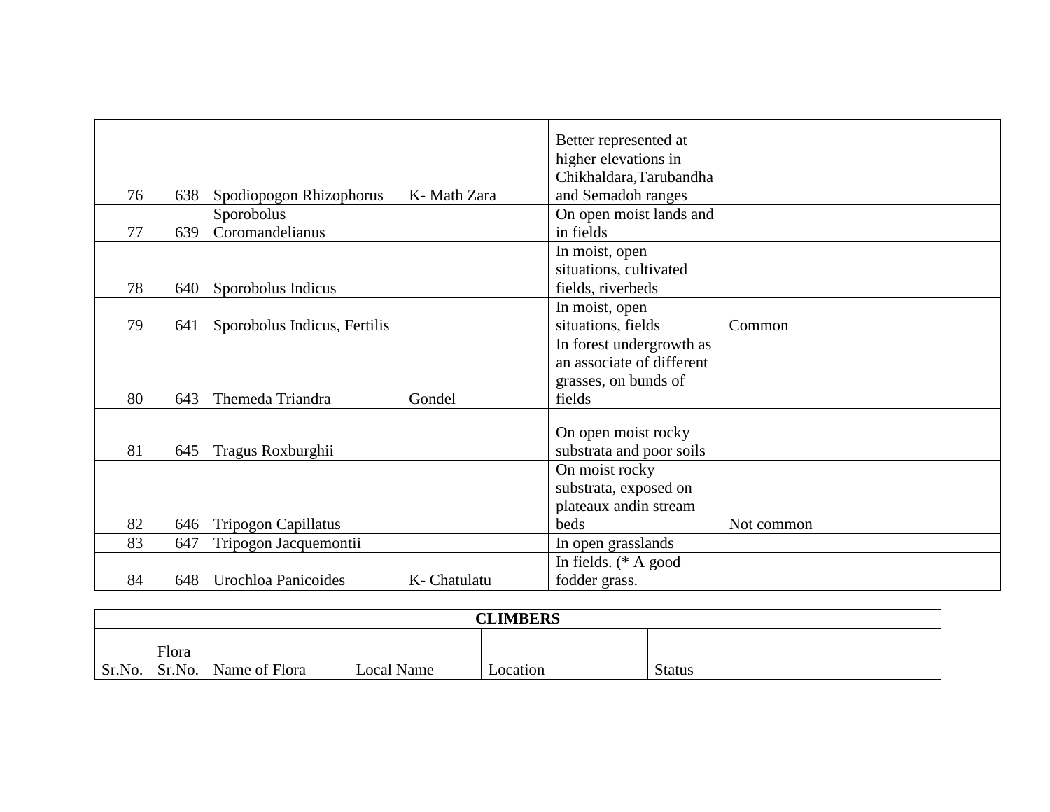| | | | | | |
|---|---|---|---|---|---|
| 76 | 638 | Spodiopogon Rhizophorus | K- Math Zara | Better represented at higher elevations in Chikhaldara,Tarubandha and Semadoh ranges | |
| 77 | 639 | Sporobolus Coromandelianus | | On open moist lands and in fields | |
| 78 | 640 | Sporobolus Indicus | | In moist, open situations, cultivated fields, riverbeds | |
| 79 | 641 | Sporobolus Indicus, Fertilis | | In moist, open situations, fields | Common |
| 80 | 643 | Themeda Triandra | Gondel | In forest undergrowth as an associate of different grasses, on bunds of fields | |
| 81 | 645 | Tragus Roxburghii | | On open moist rocky substrata and poor soils | |
| 82 | 646 | Tripogon Capillatus | | On moist rocky substrata, exposed on plateaux andin stream beds | Not common |
| 83 | 647 | Tripogon Jacquemontii | | In open grasslands | |
| 84 | 648 | Urochloa Panicoides | K- Chatulatu | In fields. (* A good fodder grass. | |

**CLIMBERS**

| Sr.No. | Flora Sr.No. | Name of Flora | Local Name | Location | Status |
|---|---|---|---|---|---|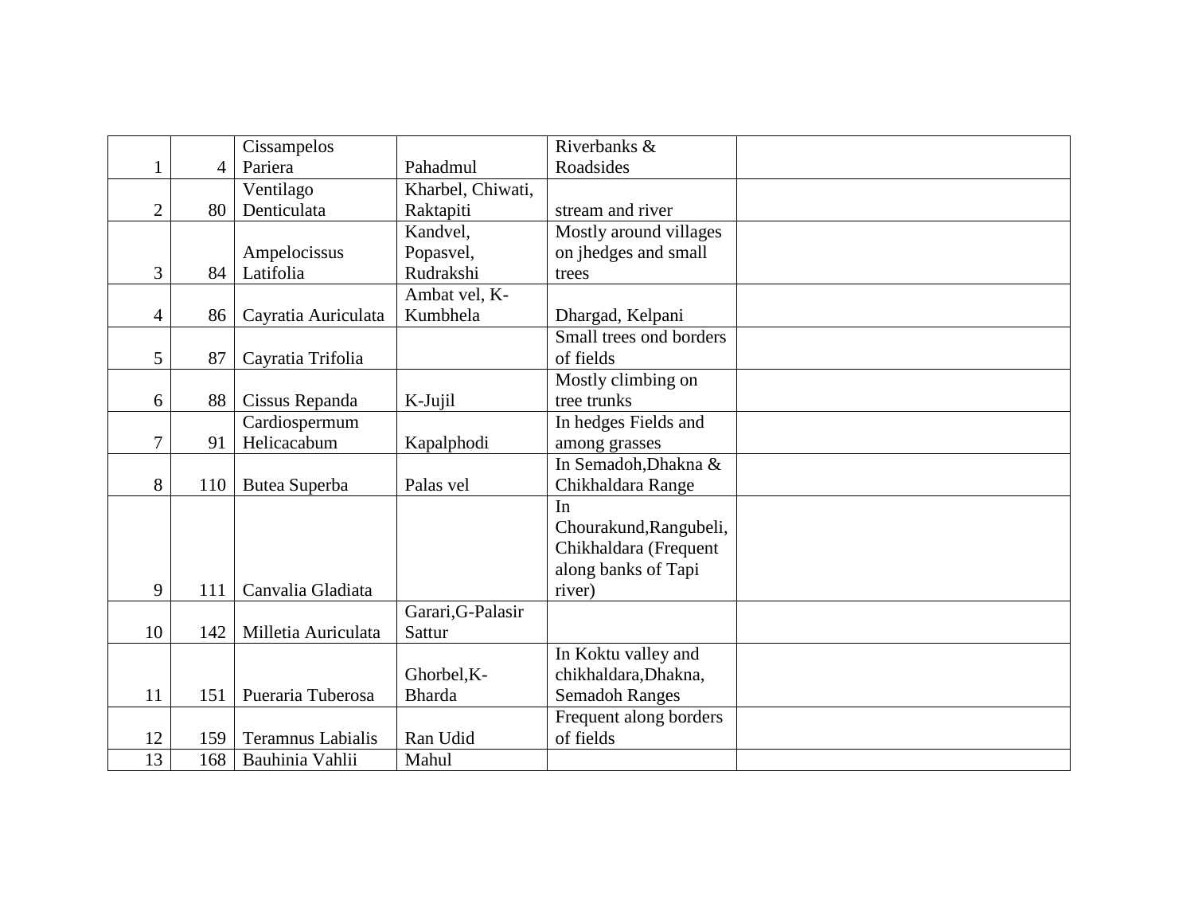| | | | | | |
|---|---|---|---|---|---|
| 1 | 4 | Cissampelos Pariera | Pahadmul | Riverbanks & Roadsides | |
| 2 | 80 | Ventilago Denticulata | Kharbel, Chiwati, Raktapiti | stream and river | |
| 3 | 84 | Ampelocissus Latifolia | Kandvel, Popasvel, Rudrakshi | Mostly around villages on jhedges and small trees | |
| 4 | 86 | Cayratia Auriculata | Ambat vel, K-Kumbhela | Dhargad, Kelpani | |
| 5 | 87 | Cayratia Trifolia | | Small trees ond borders of fields | |
| 6 | 88 | Cissus Repanda | K-Jujil | Mostly climbing on tree trunks | |
| 7 | 91 | Cardiospermum Helicacabum | Kapalphodi | In hedges Fields and among grasses | |
| 8 | 110 | Butea Superba | Palas vel | In Semadoh,Dhakna & Chikhaldara Range | |
| 9 | 111 | Canvalia Gladiata | | In Chourakund,Rangubeli, Chikhaldara (Frequent along banks of Tapi river) | |
| 10 | 142 | Milletia Auriculata | Garari,G-Palasir Sattur | | |
| 11 | 151 | Pueraria Tuberosa | Ghorbel,K-Bharda | In Koktu valley and chikhaldara,Dhakna, Semadoh Ranges | |
| 12 | 159 | Teramnus Labialis | Ran Udid | Frequent along borders of fields | |
| 13 | 168 | Bauhinia Vahlii | Mahul | | |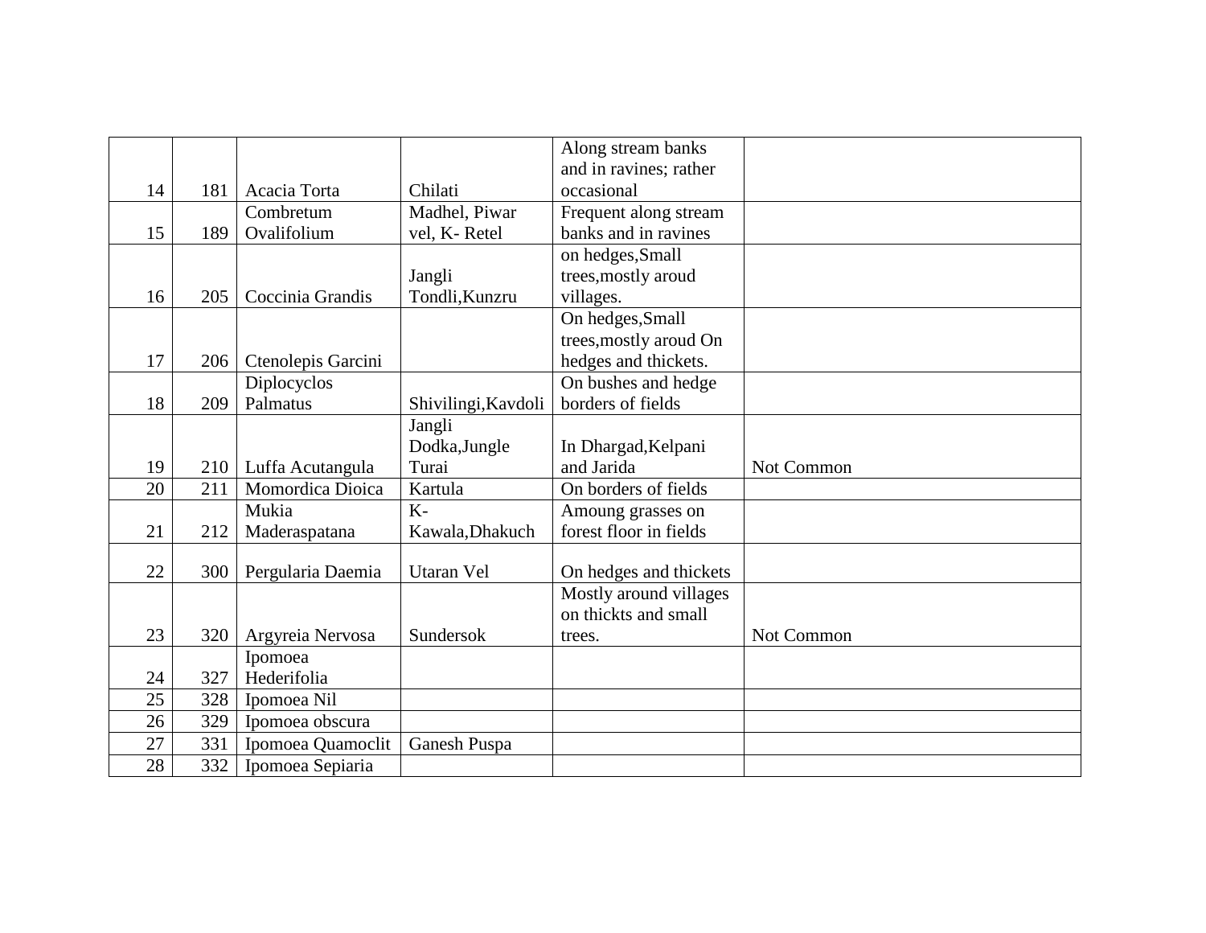| | | | | | |
|---|---|---|---|---|---|
| 14 | 181 | Acacia Torta | Chilati | Along stream banks and in ravines; rather occasional | |
| 15 | 189 | Combretum Ovalifolium | Madhel, Piwar vel, K- Retel | Frequent along stream banks and in ravines | |
| 16 | 205 | Coccinia Grandis | Jangli Tondli,Kunzru | on hedges,Small trees,mostly aroud villages. | |
| 17 | 206 | Ctenolepis Garcini | | On hedges,Small trees,mostly aroud On hedges and thickets. | |
| 18 | 209 | Diplocyclos Palmatus | Shivilingi,Kavdoli | On bushes and hedge borders of fields | |
| 19 | 210 | Luffa Acutangula | Jangli Dodka,Jungle Turai | In Dhargad,Kelpani and Jarida | Not Common |
| 20 | 211 | Momordica Dioica | Kartula | On borders of fields | |
| 21 | 212 | Mukia Maderaspatana | K- Kawala,Dhakuch | Amoung grasses on forest floor in fields | |
| 22 | 300 | Pergularia Daemia | Utaran Vel | On hedges and thickets | |
| 23 | 320 | Argyreia Nervosa | Sundersok | Mostly around villages on thickts and small trees. | Not Common |
| 24 | 327 | Ipomoea Hederifolia | | | |
| 25 | 328 | Ipomoea Nil | | | |
| 26 | 329 | Ipomoea obscura | | | |
| 27 | 331 | Ipomoea Quamoclit | Ganesh Puspa | | |
| 28 | 332 | Ipomoea Sepiaria | | | |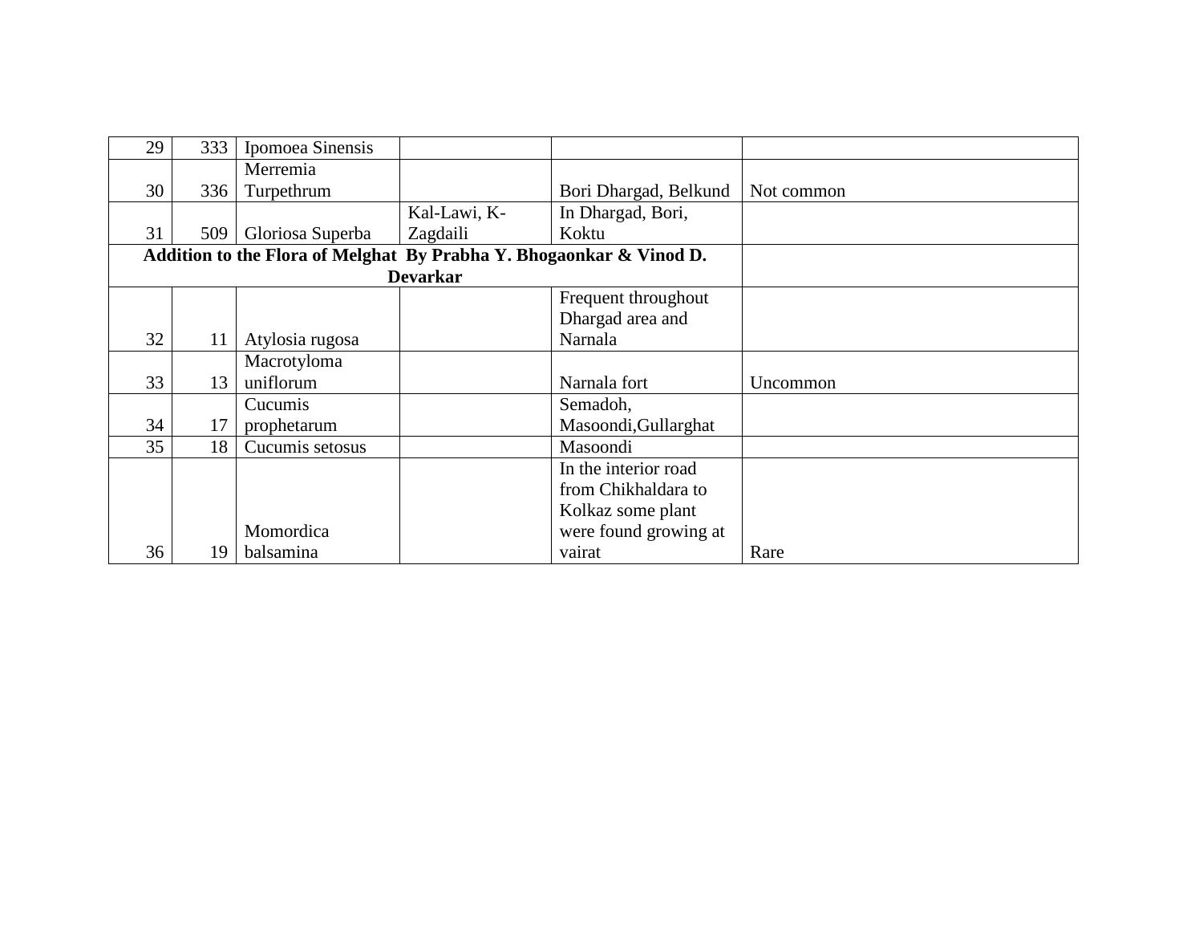| | | | | | |
|---|---|---|---|---|---|
| 29 | 333 | Ipomoea Sinensis | | | |
| 30 | 336 | Merremia Turpethrum | | Bori Dhargad, Belkund | Not common |
| 31 | 509 | Gloriosa Superba | Kal-Lawi, K-Zagdaili | In Dhargad, Bori, Koktu | |
| **Addition to the Flora of Melghat By Prabha Y. Bhogaonkar & Vinod D. Devarkar** | | | | | |
| 32 | 11 | Atylosia rugosa | | Frequent throughout Dhargad area and Narnala | |
| 33 | 13 | Macrotyloma uniflorum | | Narnala fort | Uncommon |
| 34 | 17 | Cucumis prophetarum | | Semadoh, Masoondi,Gullarghat | |
| 35 | 18 | Cucumis setosus | | Masoondi | |
| 36 | 19 | Momordica balsamina | | In the interior road from Chikhaldara to Kolkaz some plant were found growing at vairat | Rare |